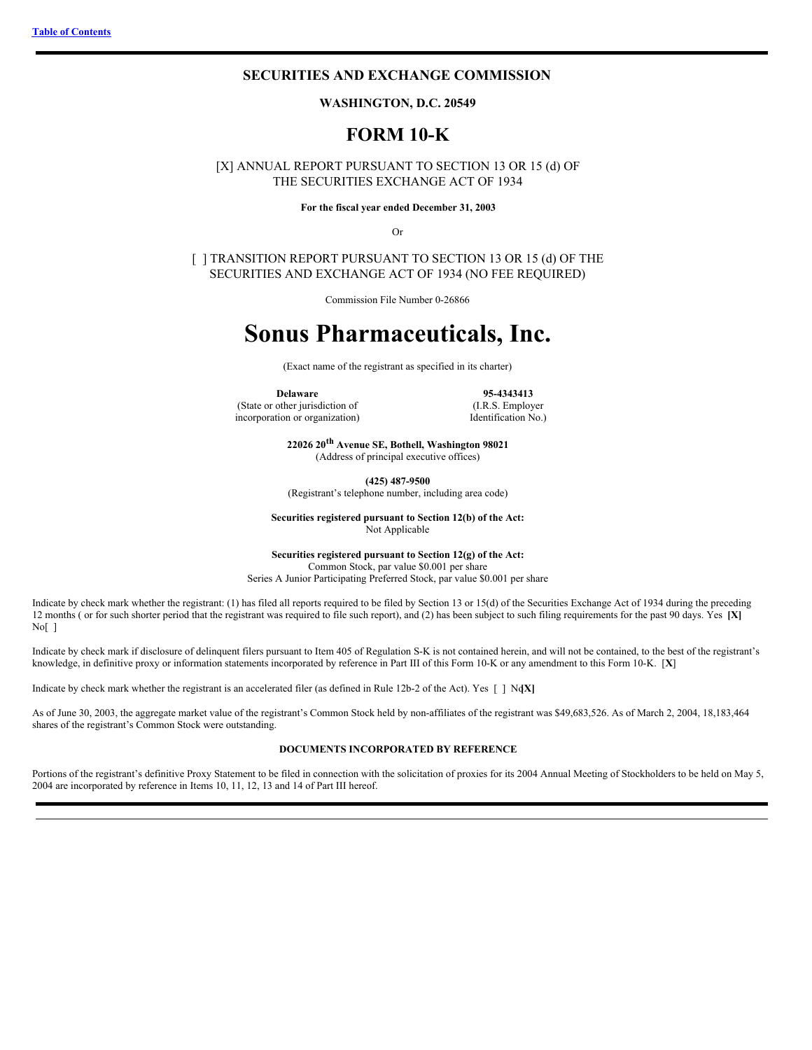Table of Contents

## SECURITIES AND EXCHANGE COMMISSION

**WASHINGTON, D.C. 20549**

# FORM 10-K

[X] ANNUAL REPORT PURSUANT TO SECTION 13 OR 15 (d) OF THE SECURITIES EXCHANGE ACT OF 1934

**For the fiscal year ended December 31, 2003**

Or

[ ] TRANSITION REPORT PURSUANT TO SECTION 13 OR 15 (d) OF THE SECURITIES AND EXCHANGE ACT OF 1934 (NO FEE REQUIRED)

Commission File Number 0-26866

# Sonus Pharmaceuticals, Inc.

(Exact name of the registrant as specified in its charter)

| **Delaware** | **95-4343413** |
|---|---|
| (State or other jurisdiction of incorporation or organization) | (I.R.S. Employer Identification No.) |

**22026 20th Avenue SE, Bothell, Washington 98021**
(Address of principal executive offices)

**(425) 487-9500**
(Registrant's telephone number, including area code)

**Securities registered pursuant to Section 12(b) of the Act:**
Not Applicable

**Securities registered pursuant to Section 12(g) of the Act:**
Common Stock, par value $0.001 per share
Series A Junior Participating Preferred Stock, par value $0.001 per share

Indicate by check mark whether the registrant: (1) has filed all reports required to be filed by Section 13 or 15(d) of the Securities Exchange Act of 1934 during the preceding 12 months ( or for such shorter period that the registrant was required to file such report), and (2) has been subject to such filing requirements for the past 90 days. Yes **[X]** No[ ]

Indicate by check mark if disclosure of delinquent filers pursuant to Item 405 of Regulation S-K is not contained herein, and will not be contained, to the best of the registrant's knowledge, in definitive proxy or information statements incorporated by reference in Part III of this Form 10-K or any amendment to this Form 10-K. [**X**]

Indicate by check mark whether the registrant is an accelerated filer (as defined in Rule 12b-2 of the Act). Yes [ ] No**[X]**

As of June 30, 2003, the aggregate market value of the registrant's Common Stock held by non-affiliates of the registrant was $49,683,526. As of March 2, 2004, 18,183,464 shares of the registrant's Common Stock were outstanding.

**DOCUMENTS INCORPORATED BY REFERENCE**

Portions of the registrant's definitive Proxy Statement to be filed in connection with the solicitation of proxies for its 2004 Annual Meeting of Stockholders to be held on May 5, 2004 are incorporated by reference in Items 10, 11, 12, 13 and 14 of Part III hereof.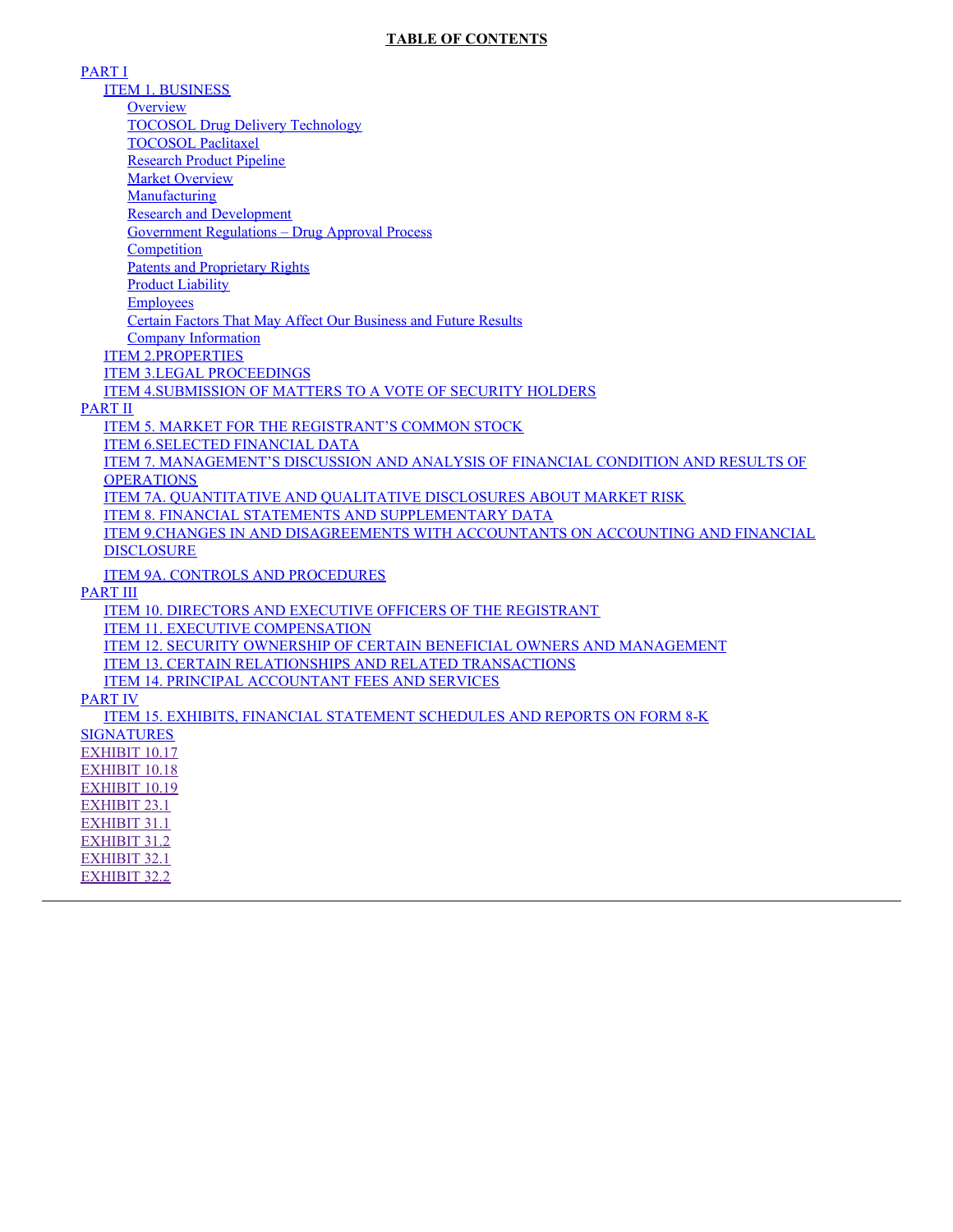**TABLE OF CONTENTS**

- PART I
  - ITEM 1. BUSINESS
    - Overview
    - TOCOSOL Drug Delivery Technology
    - TOCOSOL Paclitaxel
    - Research Product Pipeline
    - Market Overview
    - Manufacturing
    - Research and Development
    - Government Regulations – Drug Approval Process
    - Competition
    - Patents and Proprietary Rights
    - Product Liability
    - Employees
    - Certain Factors That May Affect Our Business and Future Results
    - Company Information
  - ITEM 2.PROPERTIES
  - ITEM 3.LEGAL PROCEEDINGS
  - ITEM 4.SUBMISSION OF MATTERS TO A VOTE OF SECURITY HOLDERS
- PART II
  - ITEM 5. MARKET FOR THE REGISTRANT'S COMMON STOCK
  - ITEM 6.SELECTED FINANCIAL DATA
  - ITEM 7. MANAGEMENT'S DISCUSSION AND ANALYSIS OF FINANCIAL CONDITION AND RESULTS OF OPERATIONS
  - ITEM 7A. QUANTITATIVE AND QUALITATIVE DISCLOSURES ABOUT MARKET RISK
  - ITEM 8. FINANCIAL STATEMENTS AND SUPPLEMENTARY DATA
  - ITEM 9.CHANGES IN AND DISAGREEMENTS WITH ACCOUNTANTS ON ACCOUNTING AND FINANCIAL DISCLOSURE
  - ITEM 9A. CONTROLS AND PROCEDURES
- PART III
  - ITEM 10. DIRECTORS AND EXECUTIVE OFFICERS OF THE REGISTRANT
  - ITEM 11. EXECUTIVE COMPENSATION
  - ITEM 12. SECURITY OWNERSHIP OF CERTAIN BENEFICIAL OWNERS AND MANAGEMENT
  - ITEM 13. CERTAIN RELATIONSHIPS AND RELATED TRANSACTIONS
  - ITEM 14. PRINCIPAL ACCOUNTANT FEES AND SERVICES
- PART IV
  - ITEM 15. EXHIBITS, FINANCIAL STATEMENT SCHEDULES AND REPORTS ON FORM 8-K
- SIGNATURES
- EXHIBIT 10.17
- EXHIBIT 10.18
- EXHIBIT 10.19
- EXHIBIT 23.1
- EXHIBIT 31.1
- EXHIBIT 31.2
- EXHIBIT 32.1
- EXHIBIT 32.2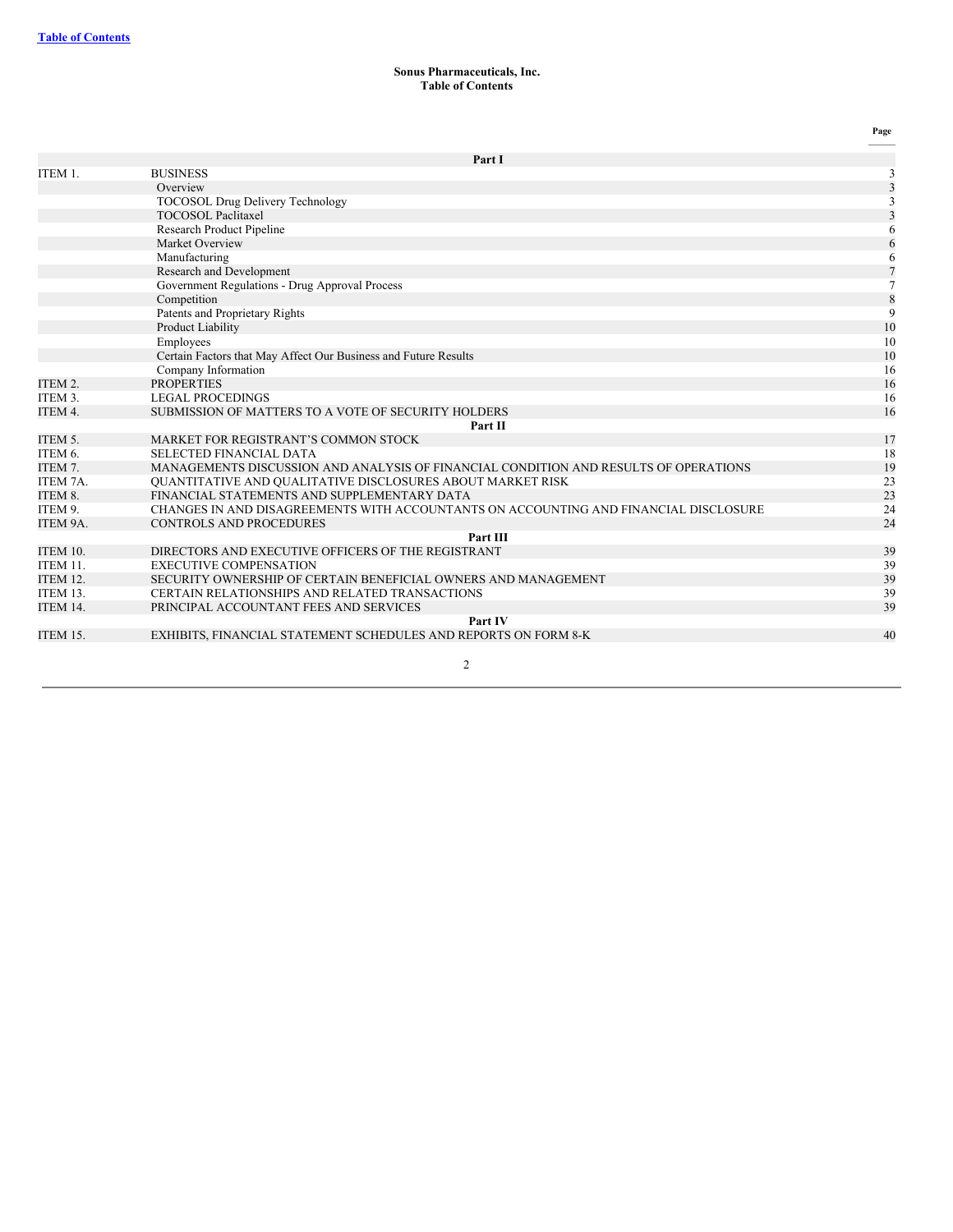[Table of Contents](#)

**Sonus Pharmaceuticals, Inc.**
**Table of Contents**

| | | Page |
|---|---|---|
| | **Part I** | |
| ITEM 1. | BUSINESS | 3 |
| | Overview | 3 |
| | TOCOSOL Drug Delivery Technology | 3 |
| | TOCOSOL Paclitaxel | 3 |
| | Research Product Pipeline | 6 |
| | Market Overview | 6 |
| | Manufacturing | 6 |
| | Research and Development | 7 |
| | Government Regulations - Drug Approval Process | 7 |
| | Competition | 8 |
| | Patents and Proprietary Rights | 9 |
| | Product Liability | 10 |
| | Employees | 10 |
| | Certain Factors that May Affect Our Business and Future Results | 10 |
| | Company Information | 16 |
| ITEM 2. | PROPERTIES | 16 |
| ITEM 3. | LEGAL PROCEEDINGS | 16 |
| ITEM 4. | SUBMISSION OF MATTERS TO A VOTE OF SECURITY HOLDERS | 16 |
| | **Part II** | |
| ITEM 5. | MARKET FOR REGISTRANT’S COMMON STOCK | 17 |
| ITEM 6. | SELECTED FINANCIAL DATA | 18 |
| ITEM 7. | MANAGEMENTS DISCUSSION AND ANALYSIS OF FINANCIAL CONDITION AND RESULTS OF OPERATIONS | 19 |
| ITEM 7A. | QUANTITATIVE AND QUALITATIVE DISCLOSURES ABOUT MARKET RISK | 23 |
| ITEM 8. | FINANCIAL STATEMENTS AND SUPPLEMENTARY DATA | 23 |
| ITEM 9. | CHANGES IN AND DISAGREEMENTS WITH ACCOUNTANTS ON ACCOUNTING AND FINANCIAL DISCLOSURE | 24 |
| ITEM 9A. | CONTROLS AND PROCEDURES | 24 |
| | **Part III** | |
| ITEM 10. | DIRECTORS AND EXECUTIVE OFFICERS OF THE REGISTRANT | 39 |
| ITEM 11. | EXECUTIVE COMPENSATION | 39 |
| ITEM 12. | SECURITY OWNERSHIP OF CERTAIN BENEFICIAL OWNERS AND MANAGEMENT | 39 |
| ITEM 13. | CERTAIN RELATIONSHIPS AND RELATED TRANSACTIONS | 39 |
| ITEM 14. | PRINCIPAL ACCOUNTANT FEES AND SERVICES | 39 |
| | **Part IV** | |
| ITEM 15. | EXHIBITS, FINANCIAL STATEMENT SCHEDULES AND REPORTS ON FORM 8-K | 40 |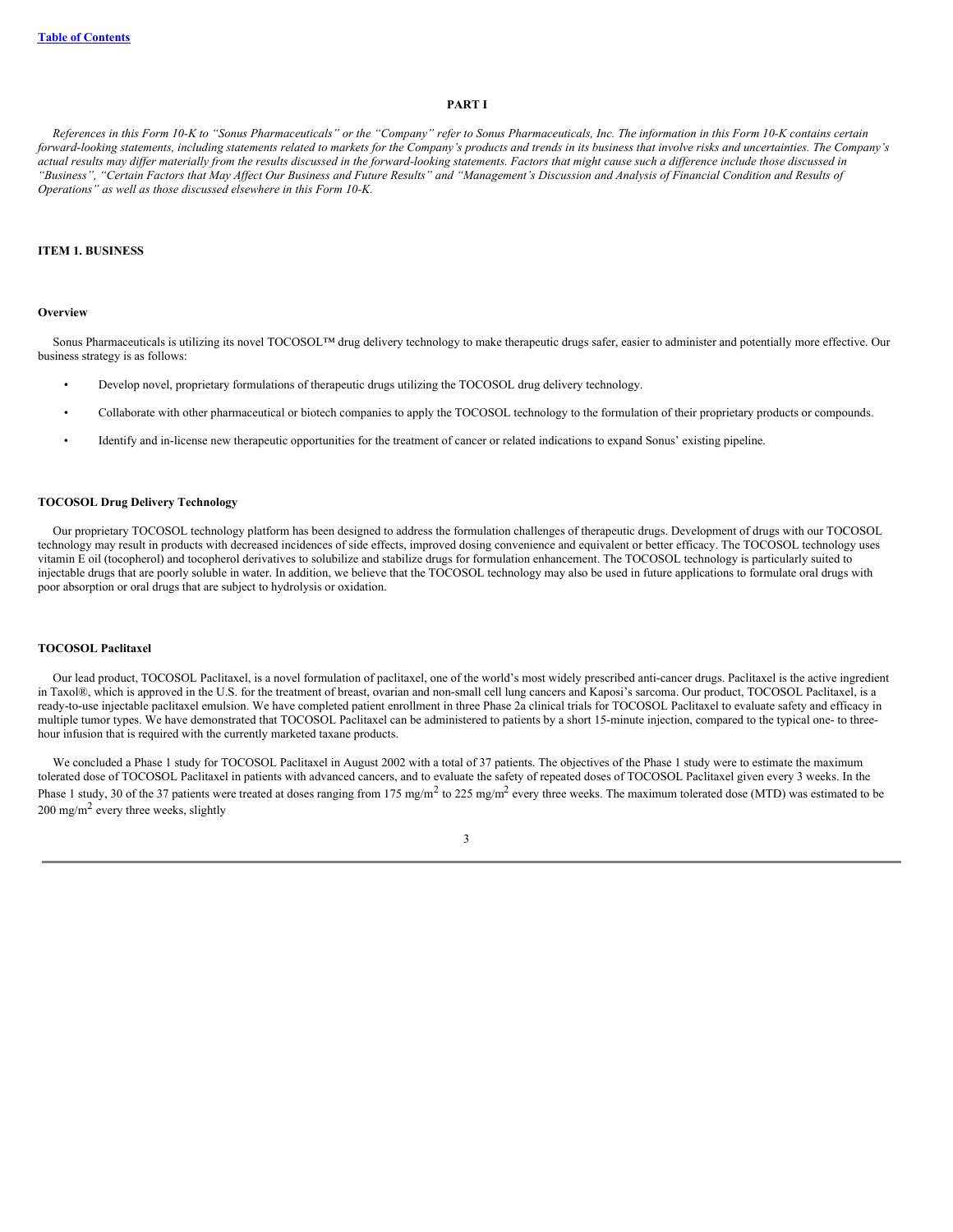# PART I

*References in this Form 10-K to "Sonus Pharmaceuticals" or the "Company" refer to Sonus Pharmaceuticals, Inc. The information in this Form 10-K contains certain forward-looking statements, including statements related to markets for the Company's products and trends in its business that involve risks and uncertainties. The Company's actual results may differ materially from the results discussed in the forward-looking statements. Factors that might cause such a difference include those discussed in "Business", "Certain Factors that May Affect Our Business and Future Results" and "Management's Discussion and Analysis of Financial Condition and Results of Operations" as well as those discussed elsewhere in this Form 10-K.*

## ITEM 1. BUSINESS

### Overview

Sonus Pharmaceuticals is utilizing its novel TOCOSOL™ drug delivery technology to make therapeutic drugs safer, easier to administer and potentially more effective. Our business strategy is as follows:

- Develop novel, proprietary formulations of therapeutic drugs utilizing the TOCOSOL drug delivery technology.
- Collaborate with other pharmaceutical or biotech companies to apply the TOCOSOL technology to the formulation of their proprietary products or compounds.
- Identify and in-license new therapeutic opportunities for the treatment of cancer or related indications to expand Sonus' existing pipeline.

### TOCOSOL Drug Delivery Technology

Our proprietary TOCOSOL technology platform has been designed to address the formulation challenges of therapeutic drugs. Development of drugs with our TOCOSOL technology may result in products with decreased incidences of side effects, improved dosing convenience and equivalent or better efficacy. The TOCOSOL technology uses vitamin E oil (tocopherol) and tocopherol derivatives to solubilize and stabilize drugs for formulation enhancement. The TOCOSOL technology is particularly suited to injectable drugs that are poorly soluble in water. In addition, we believe that the TOCOSOL technology may also be used in future applications to formulate oral drugs with poor absorption or oral drugs that are subject to hydrolysis or oxidation.

### TOCOSOL Paclitaxel

Our lead product, TOCOSOL Paclitaxel, is a novel formulation of paclitaxel, one of the world's most widely prescribed anti-cancer drugs. Paclitaxel is the active ingredient in Taxol®, which is approved in the U.S. for the treatment of breast, ovarian and non-small cell lung cancers and Kaposi's sarcoma. Our product, TOCOSOL Paclitaxel, is a ready-to-use injectable paclitaxel emulsion. We have completed patient enrollment in three Phase 2a clinical trials for TOCOSOL Paclitaxel to evaluate safety and efficacy in multiple tumor types. We have demonstrated that TOCOSOL Paclitaxel can be administered to patients by a short 15-minute injection, compared to the typical one- to three-hour infusion that is required with the currently marketed taxane products.

We concluded a Phase 1 study for TOCOSOL Paclitaxel in August 2002 with a total of 37 patients. The objectives of the Phase 1 study were to estimate the maximum tolerated dose of TOCOSOL Paclitaxel in patients with advanced cancers, and to evaluate the safety of repeated doses of TOCOSOL Paclitaxel given every 3 weeks. In the Phase 1 study, 30 of the 37 patients were treated at doses ranging from 175 mg/m$^2$ to 225 mg/m$^2$ every three weeks. The maximum tolerated dose (MTD) was estimated to be 200 mg/m$^2$ every three weeks, slightly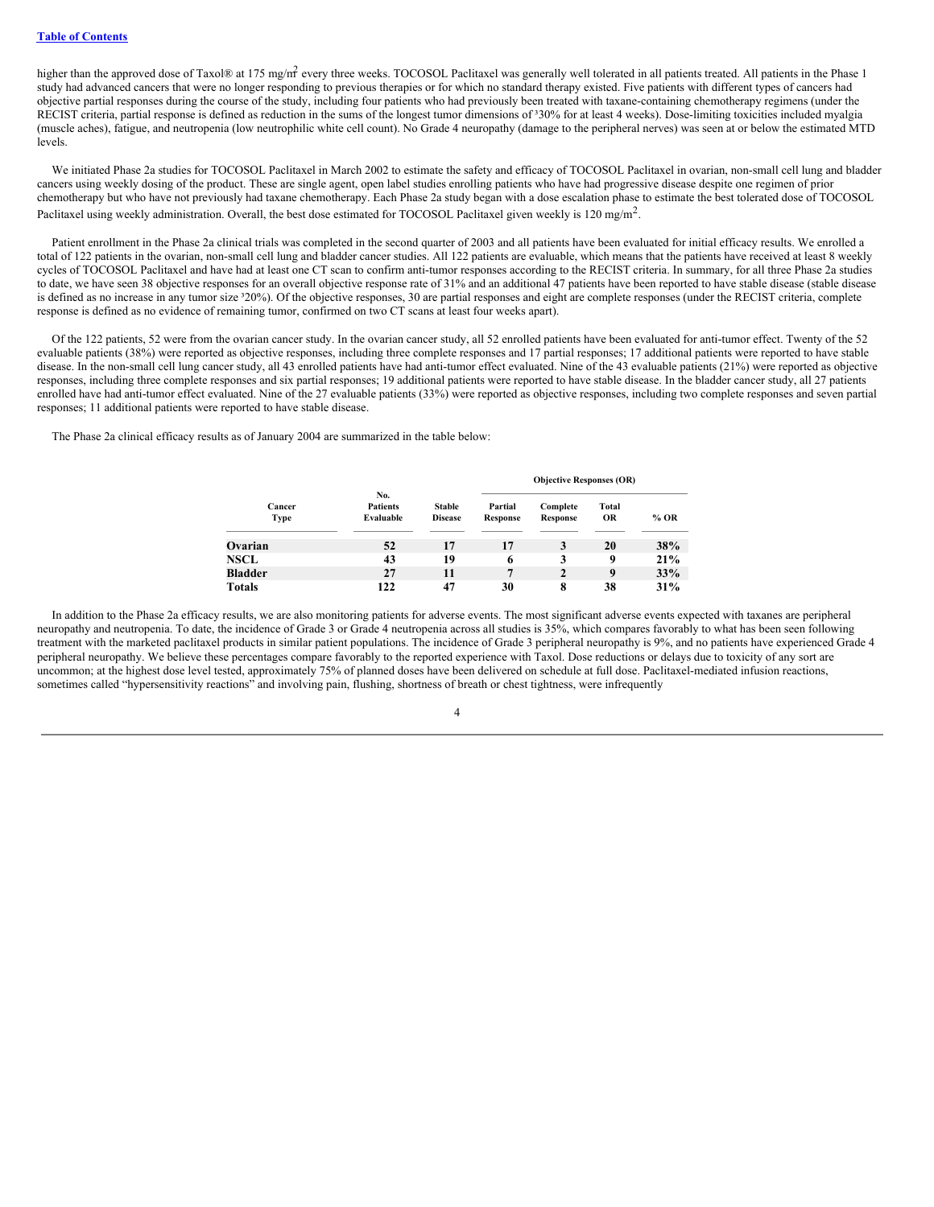higher than the approved dose of Taxol® at 175 mg/m$^2$ every three weeks. TOCOSOL Paclitaxel was generally well tolerated in all patients treated. All patients in the Phase 1 study had advanced cancers that were no longer responding to previous therapies or for which no standard therapy existed. Five patients with different types of cancers had objective partial responses during the course of the study, including four patients who had previously been treated with taxane-containing chemotherapy regimens (under the RECIST criteria, partial response is defined as reduction in the sums of the longest tumor dimensions of ³30% for at least 4 weeks). Dose-limiting toxicities included myalgia (muscle aches), fatigue, and neutropenia (low neutrophilic white cell count). No Grade 4 neuropathy (damage to the peripheral nerves) was seen at or below the estimated MTD levels.

We initiated Phase 2a studies for TOCOSOL Paclitaxel in March 2002 to estimate the safety and efficacy of TOCOSOL Paclitaxel in ovarian, non-small cell lung and bladder cancers using weekly dosing of the product. These are single agent, open label studies enrolling patients who have had progressive disease despite one regimen of prior chemotherapy but who have not previously had taxane chemotherapy. Each Phase 2a study began with a dose escalation phase to estimate the best tolerated dose of TOCOSOL Paclitaxel using weekly administration. Overall, the best dose estimated for TOCOSOL Paclitaxel given weekly is 120 mg/m$^2$.

Patient enrollment in the Phase 2a clinical trials was completed in the second quarter of 2003 and all patients have been evaluated for initial efficacy results. We enrolled a total of 122 patients in the ovarian, non-small cell lung and bladder cancer studies. All 122 patients are evaluable, which means that the patients have received at least 8 weekly cycles of TOCOSOL Paclitaxel and have had at least one CT scan to confirm anti-tumor responses according to the RECIST criteria. In summary, for all three Phase 2a studies to date, we have seen 38 objective responses for an overall objective response rate of 31% and an additional 47 patients have been reported to have stable disease (stable disease is defined as no increase in any tumor size ³20%). Of the objective responses, 30 are partial responses and eight are complete responses (under the RECIST criteria, complete response is defined as no evidence of remaining tumor, confirmed on two CT scans at least four weeks apart).

Of the 122 patients, 52 were from the ovarian cancer study. In the ovarian cancer study, all 52 enrolled patients have been evaluated for anti-tumor effect. Twenty of the 52 evaluable patients (38%) were reported as objective responses, including three complete responses and 17 partial responses; 17 additional patients were reported to have stable disease. In the non-small cell lung cancer study, all 43 enrolled patients have had anti-tumor effect evaluated. Nine of the 43 evaluable patients (21%) were reported as objective responses, including three complete responses and six partial responses; 19 additional patients were reported to have stable disease. In the bladder cancer study, all 27 patients enrolled have had anti-tumor effect evaluated. Nine of the 27 evaluable patients (33%) were reported as objective responses, including two complete responses and seven partial responses; 11 additional patients were reported to have stable disease.

The Phase 2a clinical efficacy results as of January 2004 are summarized in the table below:

| | | | Objective Responses (OR) | | | |
|---|---|---|---|---|---|---|
| **Cancer Type** | **No. Patients Evaluable** | **Stable Disease** | **Partial Response** | **Complete Response** | **Total OR** | **% OR** |
| **Ovarian** | **52** | **17** | **17** | **3** | **20** | **38%** |
| **NSCL** | **43** | **19** | **6** | **3** | **9** | **21%** |
| **Bladder** | **27** | **11** | **7** | **2** | **9** | **33%** |
| **Totals** | **122** | **47** | **30** | **8** | **38** | **31%** |

In addition to the Phase 2a efficacy results, we are also monitoring patients for adverse events. The most significant adverse events expected with taxanes are peripheral neuropathy and neutropenia. To date, the incidence of Grade 3 or Grade 4 neutropenia across all studies is 35%, which compares favorably to what has been seen following treatment with the marketed paclitaxel products in similar patient populations. The incidence of Grade 3 peripheral neuropathy is 9%, and no patients have experienced Grade 4 peripheral neuropathy. We believe these percentages compare favorably to the reported experience with Taxol. Dose reductions or delays due to toxicity of any sort are uncommon; at the highest dose level tested, approximately 75% of planned doses have been delivered on schedule at full dose. Paclitaxel-mediated infusion reactions, sometimes called "hypersensitivity reactions" and involving pain, flushing, shortness of breath or chest tightness, were infrequently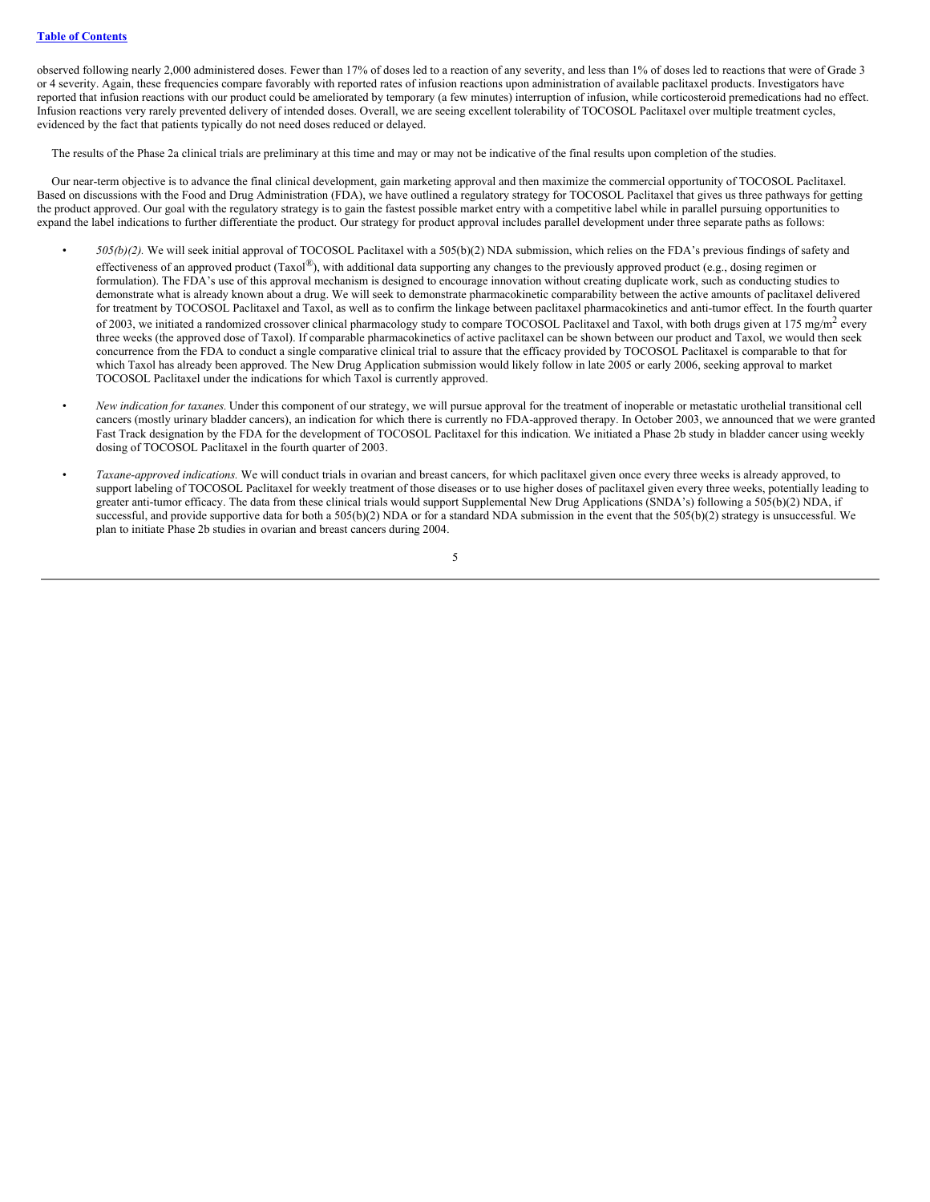observed following nearly 2,000 administered doses. Fewer than 17% of doses led to a reaction of any severity, and less than 1% of doses led to reactions that were of Grade 3 or 4 severity. Again, these frequencies compare favorably with reported rates of infusion reactions upon administration of available paclitaxel products. Investigators have reported that infusion reactions with our product could be ameliorated by temporary (a few minutes) interruption of infusion, while corticosteroid premedications had no effect. Infusion reactions very rarely prevented delivery of intended doses. Overall, we are seeing excellent tolerability of TOCOSOL Paclitaxel over multiple treatment cycles, evidenced by the fact that patients typically do not need doses reduced or delayed.

The results of the Phase 2a clinical trials are preliminary at this time and may or may not be indicative of the final results upon completion of the studies.

Our near-term objective is to advance the final clinical development, gain marketing approval and then maximize the commercial opportunity of TOCOSOL Paclitaxel. Based on discussions with the Food and Drug Administration (FDA), we have outlined a regulatory strategy for TOCOSOL Paclitaxel that gives us three pathways for getting the product approved. Our goal with the regulatory strategy is to gain the fastest possible market entry with a competitive label while in parallel pursuing opportunities to expand the label indications to further differentiate the product. Our strategy for product approval includes parallel development under three separate paths as follows:

- *505(b)(2).* We will seek initial approval of TOCOSOL Paclitaxel with a 505(b)(2) NDA submission, which relies on the FDA's previous findings of safety and effectiveness of an approved product (Taxol®), with additional data supporting any changes to the previously approved product (e.g., dosing regimen or formulation). The FDA's use of this approval mechanism is designed to encourage innovation without creating duplicate work, such as conducting studies to demonstrate what is already known about a drug. We will seek to demonstrate pharmacokinetic comparability between the active amounts of paclitaxel delivered for treatment by TOCOSOL Paclitaxel and Taxol, as well as to confirm the linkage between paclitaxel pharmacokinetics and anti-tumor effect. In the fourth quarter of 2003, we initiated a randomized crossover clinical pharmacology study to compare TOCOSOL Paclitaxel and Taxol, with both drugs given at 175 $mg/m^2$ every three weeks (the approved dose of Taxol). If comparable pharmacokinetics of active paclitaxel can be shown between our product and Taxol, we would then seek concurrence from the FDA to conduct a single comparative clinical trial to assure that the efficacy provided by TOCOSOL Paclitaxel is comparable to that for which Taxol has already been approved. The New Drug Application submission would likely follow in late 2005 or early 2006, seeking approval to market TOCOSOL Paclitaxel under the indications for which Taxol is currently approved.

- *New indication for taxanes.* Under this component of our strategy, we will pursue approval for the treatment of inoperable or metastatic urothelial transitional cell cancers (mostly urinary bladder cancers), an indication for which there is currently no FDA-approved therapy. In October 2003, we announced that we were granted Fast Track designation by the FDA for the development of TOCOSOL Paclitaxel for this indication. We initiated a Phase 2b study in bladder cancer using weekly dosing of TOCOSOL Paclitaxel in the fourth quarter of 2003.

- *Taxane-approved indications.* We will conduct trials in ovarian and breast cancers, for which paclitaxel given once every three weeks is already approved, to support labeling of TOCOSOL Paclitaxel for weekly treatment of those diseases or to use higher doses of paclitaxel given every three weeks, potentially leading to greater anti-tumor efficacy. The data from these clinical trials would support Supplemental New Drug Applications (SNDA's) following a 505(b)(2) NDA, if successful, and provide supportive data for both a 505(b)(2) NDA or for a standard NDA submission in the event that the 505(b)(2) strategy is unsuccessful. We plan to initiate Phase 2b studies in ovarian and breast cancers during 2004.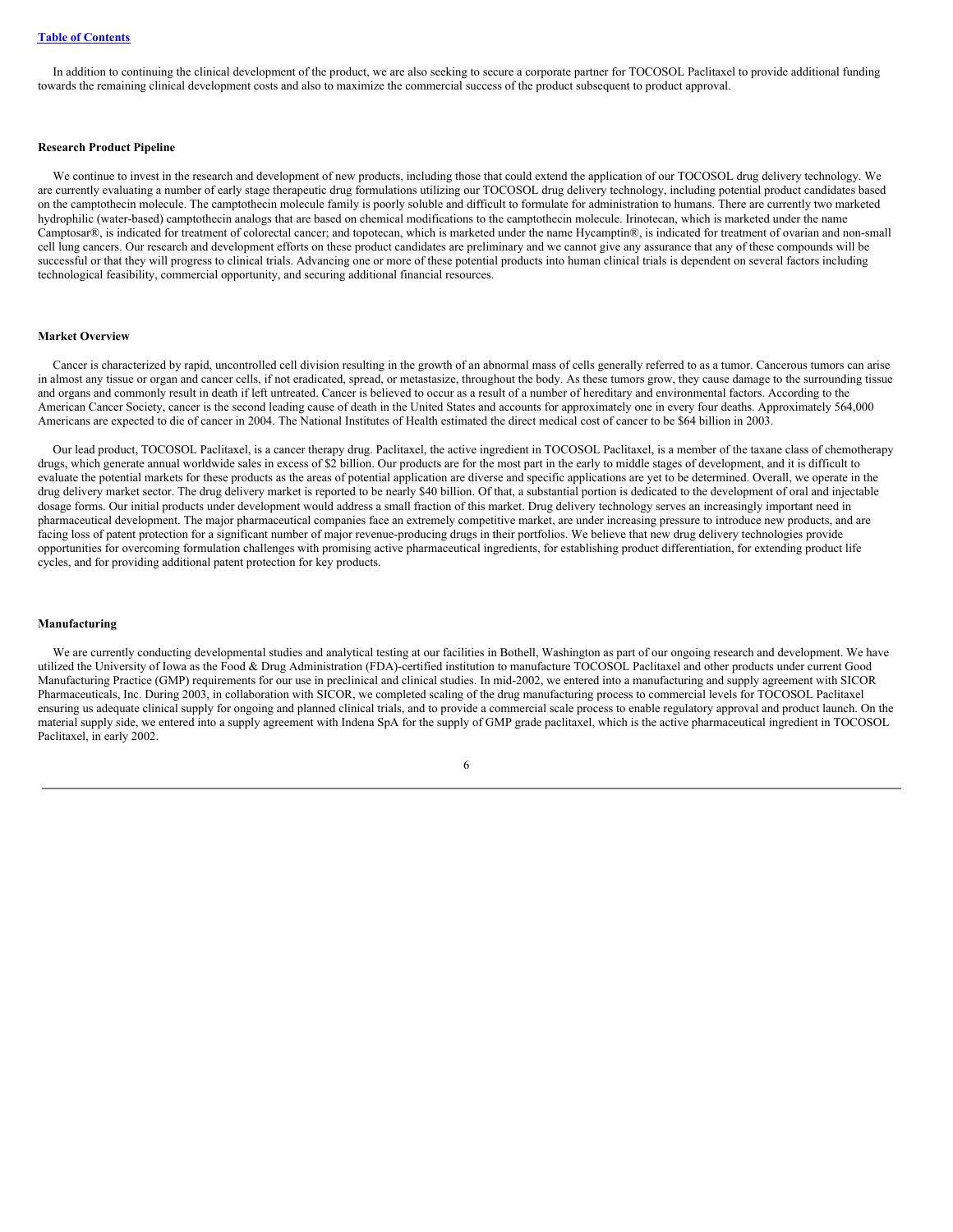In addition to continuing the clinical development of the product, we are also seeking to secure a corporate partner for TOCOSOL Paclitaxel to provide additional funding towards the remaining clinical development costs and also to maximize the commercial success of the product subsequent to product approval.

**Research Product Pipeline**

We continue to invest in the research and development of new products, including those that could extend the application of our TOCOSOL drug delivery technology. We are currently evaluating a number of early stage therapeutic drug formulations utilizing our TOCOSOL drug delivery technology, including potential product candidates based on the camptothecin molecule. The camptothecin molecule family is poorly soluble and difficult to formulate for administration to humans. There are currently two marketed hydrophilic (water-based) camptothecin analogs that are based on chemical modifications to the camptothecin molecule. Irinotecan, which is marketed under the name Camptosar®, is indicated for treatment of colorectal cancer; and topotecan, which is marketed under the name Hycamptin®, is indicated for treatment of ovarian and non-small cell lung cancers. Our research and development efforts on these product candidates are preliminary and we cannot give any assurance that any of these compounds will be successful or that they will progress to clinical trials. Advancing one or more of these potential products into human clinical trials is dependent on several factors including technological feasibility, commercial opportunity, and securing additional financial resources.

**Market Overview**

Cancer is characterized by rapid, uncontrolled cell division resulting in the growth of an abnormal mass of cells generally referred to as a tumor. Cancerous tumors can arise in almost any tissue or organ and cancer cells, if not eradicated, spread, or metastasize, throughout the body. As these tumors grow, they cause damage to the surrounding tissue and organs and commonly result in death if left untreated. Cancer is believed to occur as a result of a number of hereditary and environmental factors. According to the American Cancer Society, cancer is the second leading cause of death in the United States and accounts for approximately one in every four deaths. Approximately 564,000 Americans are expected to die of cancer in 2004. The National Institutes of Health estimated the direct medical cost of cancer to be $64 billion in 2003.

Our lead product, TOCOSOL Paclitaxel, is a cancer therapy drug. Paclitaxel, the active ingredient in TOCOSOL Paclitaxel, is a member of the taxane class of chemotherapy drugs, which generate annual worldwide sales in excess of $2 billion. Our products are for the most part in the early to middle stages of development, and it is difficult to evaluate the potential markets for these products as the areas of potential application are diverse and specific applications are yet to be determined. Overall, we operate in the drug delivery market sector. The drug delivery market is reported to be nearly $40 billion. Of that, a substantial portion is dedicated to the development of oral and injectable dosage forms. Our initial products under development would address a small fraction of this market. Drug delivery technology serves an increasingly important need in pharmaceutical development. The major pharmaceutical companies face an extremely competitive market, are under increasing pressure to introduce new products, and are facing loss of patent protection for a significant number of major revenue-producing drugs in their portfolios. We believe that new drug delivery technologies provide opportunities for overcoming formulation challenges with promising active pharmaceutical ingredients, for establishing product differentiation, for extending product life cycles, and for providing additional patent protection for key products.

**Manufacturing**

We are currently conducting developmental studies and analytical testing at our facilities in Bothell, Washington as part of our ongoing research and development. We have utilized the University of Iowa as the Food & Drug Administration (FDA)-certified institution to manufacture TOCOSOL Paclitaxel and other products under current Good Manufacturing Practice (GMP) requirements for our use in preclinical and clinical studies. In mid-2002, we entered into a manufacturing and supply agreement with SICOR Pharmaceuticals, Inc. During 2003, in collaboration with SICOR, we completed scaling of the drug manufacturing process to commercial levels for TOCOSOL Paclitaxel ensuring us adequate clinical supply for ongoing and planned clinical trials, and to provide a commercial scale process to enable regulatory approval and product launch. On the material supply side, we entered into a supply agreement with Indena SpA for the supply of GMP grade paclitaxel, which is the active pharmaceutical ingredient in TOCOSOL Paclitaxel, in early 2002.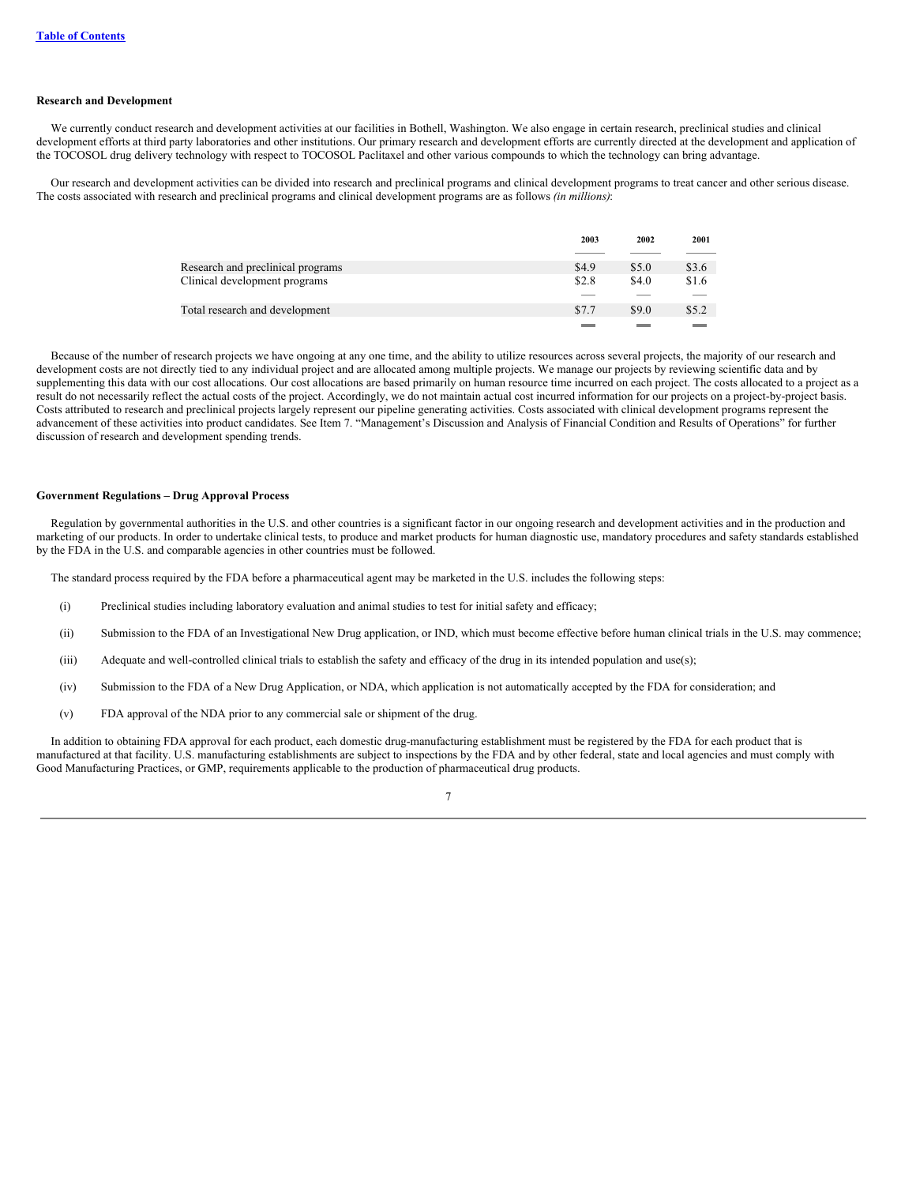**Research and Development**

We currently conduct research and development activities at our facilities in Bothell, Washington. We also engage in certain research, preclinical studies and clinical development efforts at third party laboratories and other institutions. Our primary research and development efforts are currently directed at the development and application of the TOCOSOL drug delivery technology with respect to TOCOSOL Paclitaxel and other various compounds to which the technology can bring advantage.

Our research and development activities can be divided into research and preclinical programs and clinical development programs to treat cancer and other serious disease. The costs associated with research and preclinical programs and clinical development programs are as follows *(in millions)*:

| | 2003 | 2002 | 2001 |
|---|---|---|---|
| Research and preclinical programs | $4.9 | $5.0 | $3.6 |
| Clinical development programs | $2.8 | $4.0 | $1.6 |
| Total research and development | $7.7 | $9.0 | $5.2 |

Because of the number of research projects we have ongoing at any one time, and the ability to utilize resources across several projects, the majority of our research and development costs are not directly tied to any individual project and are allocated among multiple projects. We manage our projects by reviewing scientific data and by supplementing this data with our cost allocations. Our cost allocations are based primarily on human resource time incurred on each project. The costs allocated to a project as a result do not necessarily reflect the actual costs of the project. Accordingly, we do not maintain actual cost incurred information for our projects on a project-by-project basis. Costs attributed to research and preclinical projects largely represent our pipeline generating activities. Costs associated with clinical development programs represent the advancement of these activities into product candidates. See Item 7. "Management's Discussion and Analysis of Financial Condition and Results of Operations" for further discussion of research and development spending trends.

**Government Regulations – Drug Approval Process**

Regulation by governmental authorities in the U.S. and other countries is a significant factor in our ongoing research and development activities and in the production and marketing of our products. In order to undertake clinical tests, to produce and market products for human diagnostic use, mandatory procedures and safety standards established by the FDA in the U.S. and comparable agencies in other countries must be followed.

The standard process required by the FDA before a pharmaceutical agent may be marketed in the U.S. includes the following steps:

(i) Preclinical studies including laboratory evaluation and animal studies to test for initial safety and efficacy;

(ii) Submission to the FDA of an Investigational New Drug application, or IND, which must become effective before human clinical trials in the U.S. may commence;

(iii) Adequate and well-controlled clinical trials to establish the safety and efficacy of the drug in its intended population and use(s);

(iv) Submission to the FDA of a New Drug Application, or NDA, which application is not automatically accepted by the FDA for consideration; and

(v) FDA approval of the NDA prior to any commercial sale or shipment of the drug.

In addition to obtaining FDA approval for each product, each domestic drug-manufacturing establishment must be registered by the FDA for each product that is manufactured at that facility. U.S. manufacturing establishments are subject to inspections by the FDA and by other federal, state and local agencies and must comply with Good Manufacturing Practices, or GMP, requirements applicable to the production of pharmaceutical drug products.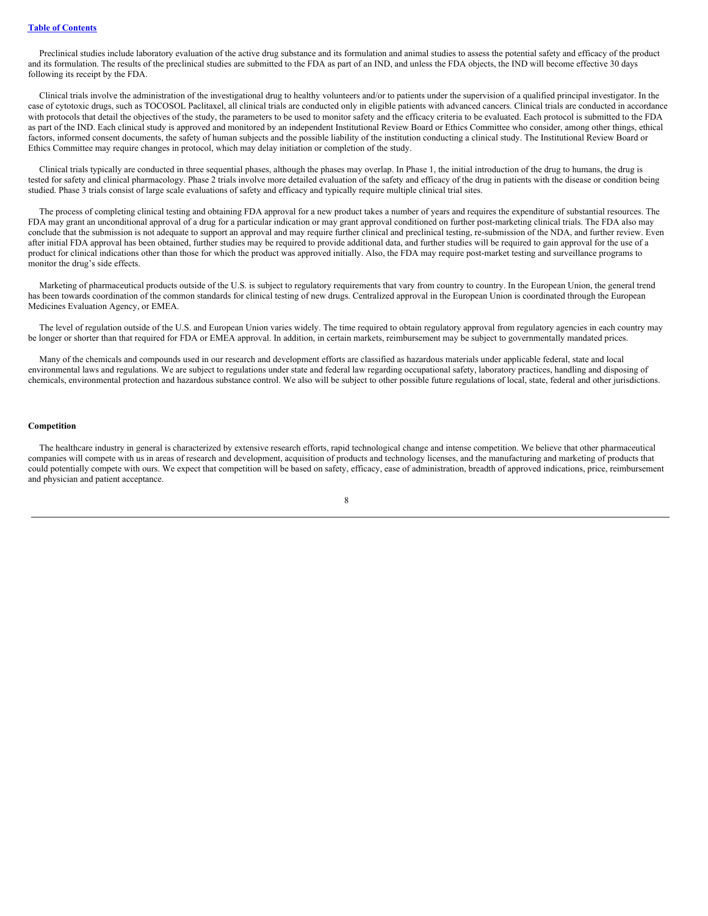Preclinical studies include laboratory evaluation of the active drug substance and its formulation and animal studies to assess the potential safety and efficacy of the product and its formulation. The results of the preclinical studies are submitted to the FDA as part of an IND, and unless the FDA objects, the IND will become effective 30 days following its receipt by the FDA.

Clinical trials involve the administration of the investigational drug to healthy volunteers and/or to patients under the supervision of a qualified principal investigator. In the case of cytotoxic drugs, such as TOCOSOL Paclitaxel, all clinical trials are conducted only in eligible patients with advanced cancers. Clinical trials are conducted in accordance with protocols that detail the objectives of the study, the parameters to be used to monitor safety and the efficacy criteria to be evaluated. Each protocol is submitted to the FDA as part of the IND. Each clinical study is approved and monitored by an independent Institutional Review Board or Ethics Committee who consider, among other things, ethical factors, informed consent documents, the safety of human subjects and the possible liability of the institution conducting a clinical study. The Institutional Review Board or Ethics Committee may require changes in protocol, which may delay initiation or completion of the study.

Clinical trials typically are conducted in three sequential phases, although the phases may overlap. In Phase 1, the initial introduction of the drug to humans, the drug is tested for safety and clinical pharmacology. Phase 2 trials involve more detailed evaluation of the safety and efficacy of the drug in patients with the disease or condition being studied. Phase 3 trials consist of large scale evaluations of safety and efficacy and typically require multiple clinical trial sites.

The process of completing clinical testing and obtaining FDA approval for a new product takes a number of years and requires the expenditure of substantial resources. The FDA may grant an unconditional approval of a drug for a particular indication or may grant approval conditioned on further post-marketing clinical trials. The FDA also may conclude that the submission is not adequate to support an approval and may require further clinical and preclinical testing, re-submission of the NDA, and further review. Even after initial FDA approval has been obtained, further studies may be required to provide additional data, and further studies will be required to gain approval for the use of a product for clinical indications other than those for which the product was approved initially. Also, the FDA may require post-market testing and surveillance programs to monitor the drug's side effects.

Marketing of pharmaceutical products outside of the U.S. is subject to regulatory requirements that vary from country to country. In the European Union, the general trend has been towards coordination of the common standards for clinical testing of new drugs. Centralized approval in the European Union is coordinated through the European Medicines Evaluation Agency, or EMEA.

The level of regulation outside of the U.S. and European Union varies widely. The time required to obtain regulatory approval from regulatory agencies in each country may be longer or shorter than that required for FDA or EMEA approval. In addition, in certain markets, reimbursement may be subject to governmentally mandated prices.

Many of the chemicals and compounds used in our research and development efforts are classified as hazardous materials under applicable federal, state and local environmental laws and regulations. We are subject to regulations under state and federal law regarding occupational safety, laboratory practices, handling and disposing of chemicals, environmental protection and hazardous substance control. We also will be subject to other possible future regulations of local, state, federal and other jurisdictions.

**Competition**

The healthcare industry in general is characterized by extensive research efforts, rapid technological change and intense competition. We believe that other pharmaceutical companies will compete with us in areas of research and development, acquisition of products and technology licenses, and the manufacturing and marketing of products that could potentially compete with ours. We expect that competition will be based on safety, efficacy, ease of administration, breadth of approved indications, price, reimbursement and physician and patient acceptance.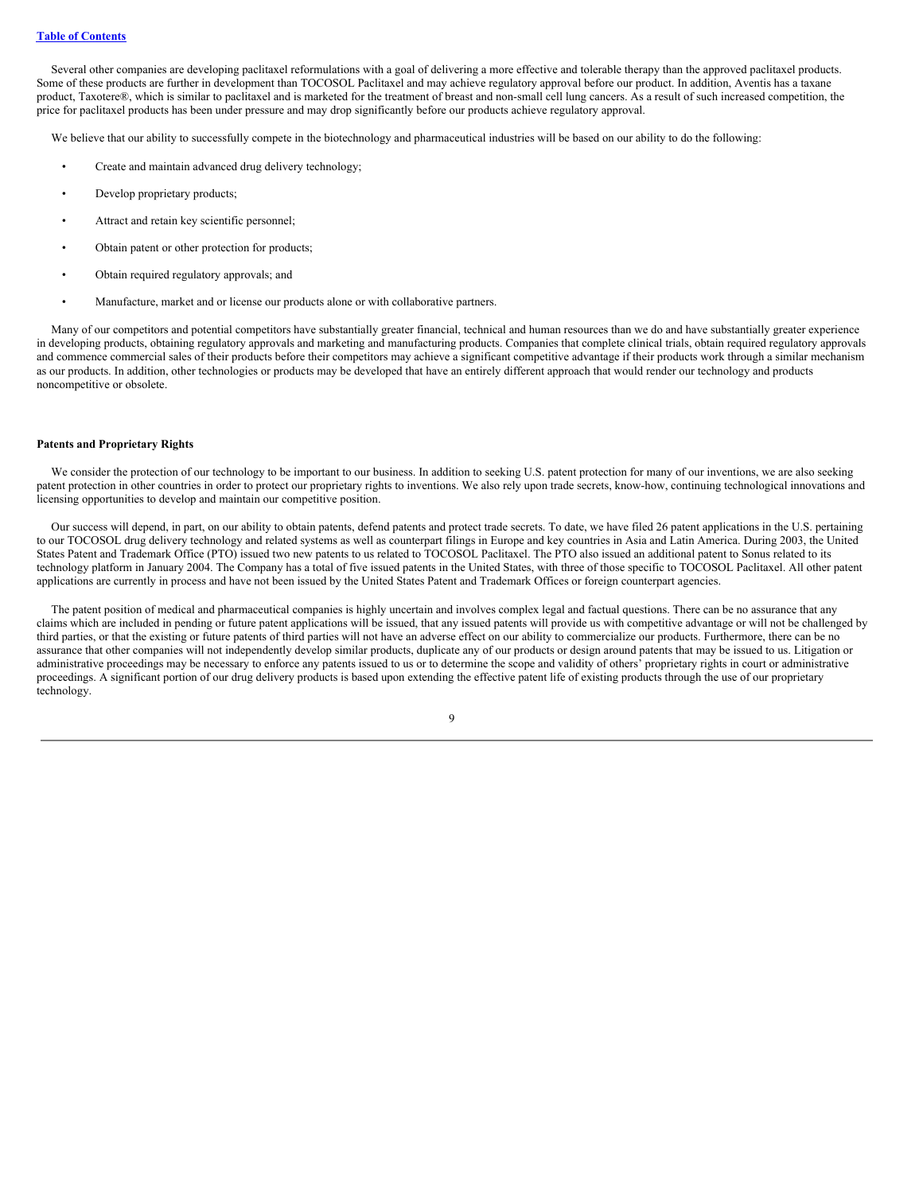Several other companies are developing paclitaxel reformulations with a goal of delivering a more effective and tolerable therapy than the approved paclitaxel products. Some of these products are further in development than TOCOSOL Paclitaxel and may achieve regulatory approval before our product. In addition, Aventis has a taxane product, Taxotere®, which is similar to paclitaxel and is marketed for the treatment of breast and non-small cell lung cancers. As a result of such increased competition, the price for paclitaxel products has been under pressure and may drop significantly before our products achieve regulatory approval.

We believe that our ability to successfully compete in the biotechnology and pharmaceutical industries will be based on our ability to do the following:

- Create and maintain advanced drug delivery technology;
- Develop proprietary products;
- Attract and retain key scientific personnel;
- Obtain patent or other protection for products;
- Obtain required regulatory approvals; and
- Manufacture, market and or license our products alone or with collaborative partners.

Many of our competitors and potential competitors have substantially greater financial, technical and human resources than we do and have substantially greater experience in developing products, obtaining regulatory approvals and marketing and manufacturing products. Companies that complete clinical trials, obtain required regulatory approvals and commence commercial sales of their products before their competitors may achieve a significant competitive advantage if their products work through a similar mechanism as our products. In addition, other technologies or products may be developed that have an entirely different approach that would render our technology and products noncompetitive or obsolete.

**Patents and Proprietary Rights**

We consider the protection of our technology to be important to our business. In addition to seeking U.S. patent protection for many of our inventions, we are also seeking patent protection in other countries in order to protect our proprietary rights to inventions. We also rely upon trade secrets, know-how, continuing technological innovations and licensing opportunities to develop and maintain our competitive position.

Our success will depend, in part, on our ability to obtain patents, defend patents and protect trade secrets. To date, we have filed 26 patent applications in the U.S. pertaining to our TOCOSOL drug delivery technology and related systems as well as counterpart filings in Europe and key countries in Asia and Latin America. During 2003, the United States Patent and Trademark Office (PTO) issued two new patents to us related to TOCOSOL Paclitaxel. The PTO also issued an additional patent to Sonus related to its technology platform in January 2004. The Company has a total of five issued patents in the United States, with three of those specific to TOCOSOL Paclitaxel. All other patent applications are currently in process and have not been issued by the United States Patent and Trademark Offices or foreign counterpart agencies.

The patent position of medical and pharmaceutical companies is highly uncertain and involves complex legal and factual questions. There can be no assurance that any claims which are included in pending or future patent applications will be issued, that any issued patents will provide us with competitive advantage or will not be challenged by third parties, or that the existing or future patents of third parties will not have an adverse effect on our ability to commercialize our products. Furthermore, there can be no assurance that other companies will not independently develop similar products, duplicate any of our products or design around patents that may be issued to us. Litigation or administrative proceedings may be necessary to enforce any patents issued to us or to determine the scope and validity of others' proprietary rights in court or administrative proceedings. A significant portion of our drug delivery products is based upon extending the effective patent life of existing products through the use of our proprietary technology.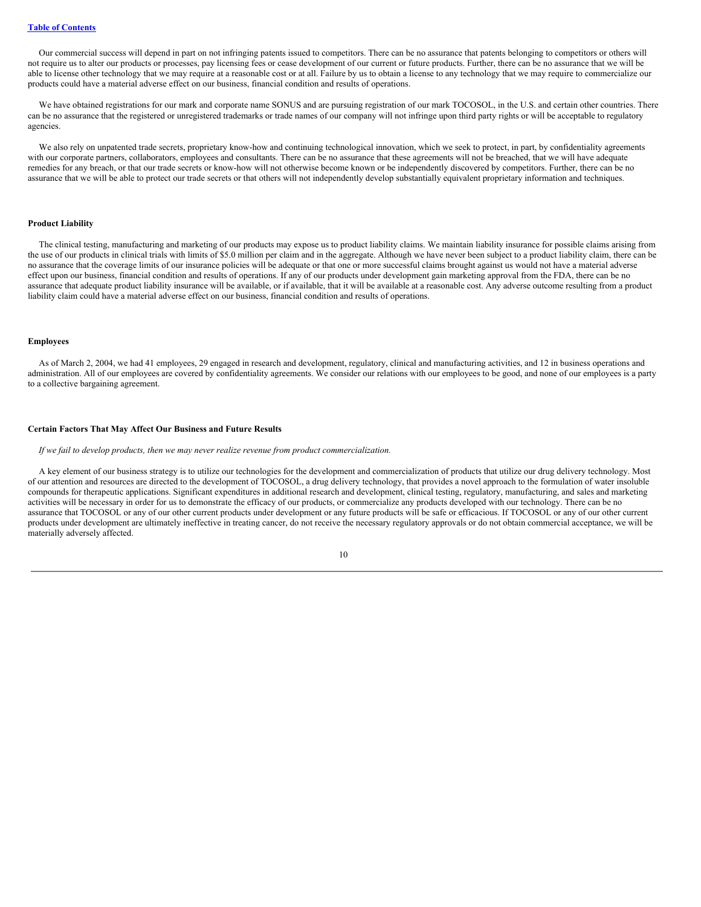Our commercial success will depend in part on not infringing patents issued to competitors. There can be no assurance that patents belonging to competitors or others will not require us to alter our products or processes, pay licensing fees or cease development of our current or future products. Further, there can be no assurance that we will be able to license other technology that we may require at a reasonable cost or at all. Failure by us to obtain a license to any technology that we may require to commercialize our products could have a material adverse effect on our business, financial condition and results of operations.

We have obtained registrations for our mark and corporate name SONUS and are pursuing registration of our mark TOCOSOL, in the U.S. and certain other countries. There can be no assurance that the registered or unregistered trademarks or trade names of our company will not infringe upon third party rights or will be acceptable to regulatory agencies.

We also rely on unpatented trade secrets, proprietary know-how and continuing technological innovation, which we seek to protect, in part, by confidentiality agreements with our corporate partners, collaborators, employees and consultants. There can be no assurance that these agreements will not be breached, that we will have adequate remedies for any breach, or that our trade secrets or know-how will not otherwise become known or be independently discovered by competitors. Further, there can be no assurance that we will be able to protect our trade secrets or that others will not independently develop substantially equivalent proprietary information and techniques.

**Product Liability**

The clinical testing, manufacturing and marketing of our products may expose us to product liability claims. We maintain liability insurance for possible claims arising from the use of our products in clinical trials with limits of $5.0 million per claim and in the aggregate. Although we have never been subject to a product liability claim, there can be no assurance that the coverage limits of our insurance policies will be adequate or that one or more successful claims brought against us would not have a material adverse effect upon our business, financial condition and results of operations. If any of our products under development gain marketing approval from the FDA, there can be no assurance that adequate product liability insurance will be available, or if available, that it will be available at a reasonable cost. Any adverse outcome resulting from a product liability claim could have a material adverse effect on our business, financial condition and results of operations.

**Employees**

As of March 2, 2004, we had 41 employees, 29 engaged in research and development, regulatory, clinical and manufacturing activities, and 12 in business operations and administration. All of our employees are covered by confidentiality agreements. We consider our relations with our employees to be good, and none of our employees is a party to a collective bargaining agreement.

**Certain Factors That May Affect Our Business and Future Results**

*If we fail to develop products, then we may never realize revenue from product commercialization.*

A key element of our business strategy is to utilize our technologies for the development and commercialization of products that utilize our drug delivery technology. Most of our attention and resources are directed to the development of TOCOSOL, a drug delivery technology, that provides a novel approach to the formulation of water insoluble compounds for therapeutic applications. Significant expenditures in additional research and development, clinical testing, regulatory, manufacturing, and sales and marketing activities will be necessary in order for us to demonstrate the efficacy of our products, or commercialize any products developed with our technology. There can be no assurance that TOCOSOL or any of our other current products under development or any future products will be safe or efficacious. If TOCOSOL or any of our other current products under development are ultimately ineffective in treating cancer, do not receive the necessary regulatory approvals or do not obtain commercial acceptance, we will be materially adversely affected.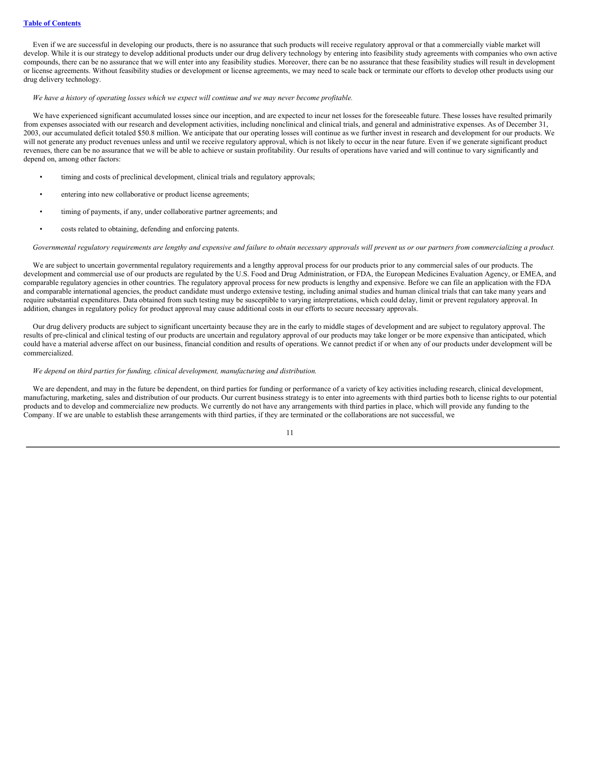Even if we are successful in developing our products, there is no assurance that such products will receive regulatory approval or that a commercially viable market will develop. While it is our strategy to develop additional products under our drug delivery technology by entering into feasibility study agreements with companies who own active compounds, there can be no assurance that we will enter into any feasibility studies. Moreover, there can be no assurance that these feasibility studies will result in development or license agreements. Without feasibility studies or development or license agreements, we may need to scale back or terminate our efforts to develop other products using our drug delivery technology.

*We have a history of operating losses which we expect will continue and we may never become profitable.*

We have experienced significant accumulated losses since our inception, and are expected to incur net losses for the foreseeable future. These losses have resulted primarily from expenses associated with our research and development activities, including nonclinical and clinical trials, and general and administrative expenses. As of December 31, 2003, our accumulated deficit totaled $50.8 million. We anticipate that our operating losses will continue as we further invest in research and development for our products. We will not generate any product revenues unless and until we receive regulatory approval, which is not likely to occur in the near future. Even if we generate significant product revenues, there can be no assurance that we will be able to achieve or sustain profitability. Our results of operations have varied and will continue to vary significantly and depend on, among other factors:

- timing and costs of preclinical development, clinical trials and regulatory approvals;
- entering into new collaborative or product license agreements;
- timing of payments, if any, under collaborative partner agreements; and
- costs related to obtaining, defending and enforcing patents.

*Governmental regulatory requirements are lengthy and expensive and failure to obtain necessary approvals will prevent us or our partners from commercializing a product.*

We are subject to uncertain governmental regulatory requirements and a lengthy approval process for our products prior to any commercial sales of our products. The development and commercial use of our products are regulated by the U.S. Food and Drug Administration, or FDA, the European Medicines Evaluation Agency, or EMEA, and comparable regulatory agencies in other countries. The regulatory approval process for new products is lengthy and expensive. Before we can file an application with the FDA and comparable international agencies, the product candidate must undergo extensive testing, including animal studies and human clinical trials that can take many years and require substantial expenditures. Data obtained from such testing may be susceptible to varying interpretations, which could delay, limit or prevent regulatory approval. In addition, changes in regulatory policy for product approval may cause additional costs in our efforts to secure necessary approvals.

Our drug delivery products are subject to significant uncertainty because they are in the early to middle stages of development and are subject to regulatory approval. The results of pre-clinical and clinical testing of our products are uncertain and regulatory approval of our products may take longer or be more expensive than anticipated, which could have a material adverse affect on our business, financial condition and results of operations. We cannot predict if or when any of our products under development will be commercialized.

*We depend on third parties for funding, clinical development, manufacturing and distribution.*

We are dependent, and may in the future be dependent, on third parties for funding or performance of a variety of key activities including research, clinical development, manufacturing, marketing, sales and distribution of our products. Our current business strategy is to enter into agreements with third parties both to license rights to our potential products and to develop and commercialize new products. We currently do not have any arrangements with third parties in place, which will provide any funding to the Company. If we are unable to establish these arrangements with third parties, if they are terminated or the collaborations are not successful, we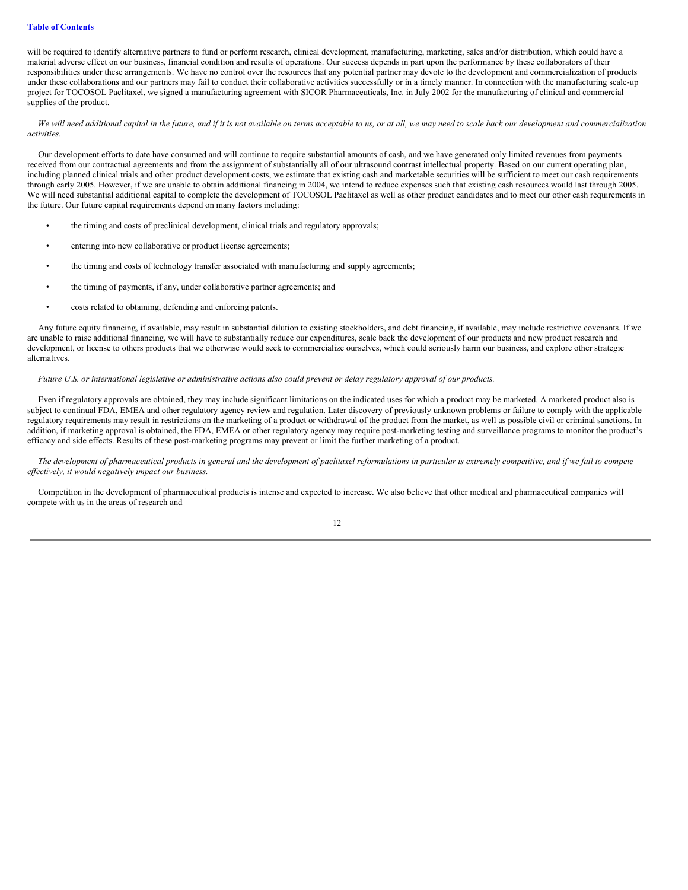will be required to identify alternative partners to fund or perform research, clinical development, manufacturing, marketing, sales and/or distribution, which could have a material adverse effect on our business, financial condition and results of operations. Our success depends in part upon the performance by these collaborators of their responsibilities under these arrangements. We have no control over the resources that any potential partner may devote to the development and commercialization of products under these collaborations and our partners may fail to conduct their collaborative activities successfully or in a timely manner. In connection with the manufacturing scale-up project for TOCOSOL Paclitaxel, we signed a manufacturing agreement with SICOR Pharmaceuticals, Inc. in July 2002 for the manufacturing of clinical and commercial supplies of the product.

*We will need additional capital in the future, and if it is not available on terms acceptable to us, or at all, we may need to scale back our development and commercialization activities.*

Our development efforts to date have consumed and will continue to require substantial amounts of cash, and we have generated only limited revenues from payments received from our contractual agreements and from the assignment of substantially all of our ultrasound contrast intellectual property. Based on our current operating plan, including planned clinical trials and other product development costs, we estimate that existing cash and marketable securities will be sufficient to meet our cash requirements through early 2005. However, if we are unable to obtain additional financing in 2004, we intend to reduce expenses such that existing cash resources would last through 2005. We will need substantial additional capital to complete the development of TOCOSOL Paclitaxel as well as other product candidates and to meet our other cash requirements in the future. Our future capital requirements depend on many factors including:

- the timing and costs of preclinical development, clinical trials and regulatory approvals;
- entering into new collaborative or product license agreements;
- the timing and costs of technology transfer associated with manufacturing and supply agreements;
- the timing of payments, if any, under collaborative partner agreements; and
- costs related to obtaining, defending and enforcing patents.

Any future equity financing, if available, may result in substantial dilution to existing stockholders, and debt financing, if available, may include restrictive covenants. If we are unable to raise additional financing, we will have to substantially reduce our expenditures, scale back the development of our products and new product research and development, or license to others products that we otherwise would seek to commercialize ourselves, which could seriously harm our business, and explore other strategic alternatives.

*Future U.S. or international legislative or administrative actions also could prevent or delay regulatory approval of our products.*

Even if regulatory approvals are obtained, they may include significant limitations on the indicated uses for which a product may be marketed. A marketed product also is subject to continual FDA, EMEA and other regulatory agency review and regulation. Later discovery of previously unknown problems or failure to comply with the applicable regulatory requirements may result in restrictions on the marketing of a product or withdrawal of the product from the market, as well as possible civil or criminal sanctions. In addition, if marketing approval is obtained, the FDA, EMEA or other regulatory agency may require post-marketing testing and surveillance programs to monitor the product's efficacy and side effects. Results of these post-marketing programs may prevent or limit the further marketing of a product.

*The development of pharmaceutical products in general and the development of paclitaxel reformulations in particular is extremely competitive, and if we fail to compete effectively, it would negatively impact our business.*

Competition in the development of pharmaceutical products is intense and expected to increase. We also believe that other medical and pharmaceutical companies will compete with us in the areas of research and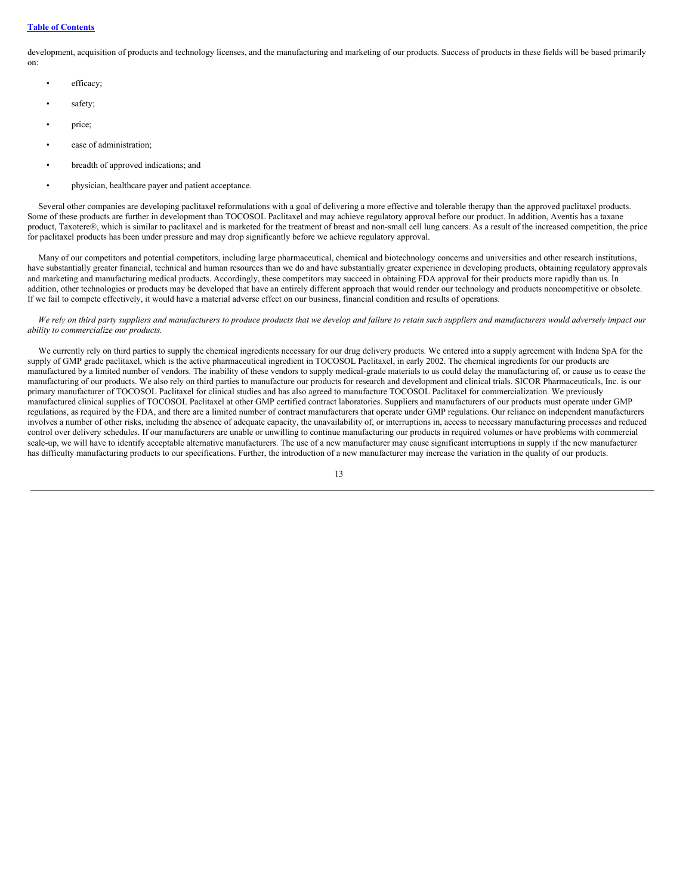development, acquisition of products and technology licenses, and the manufacturing and marketing of our products. Success of products in these fields will be based primarily on:

- efficacy;
- safety;
- price;
- ease of administration;
- breadth of approved indications; and
- physician, healthcare payer and patient acceptance.

Several other companies are developing paclitaxel reformulations with a goal of delivering a more effective and tolerable therapy than the approved paclitaxel products. Some of these products are further in development than TOCOSOL Paclitaxel and may achieve regulatory approval before our product. In addition, Aventis has a taxane product, Taxotere®, which is similar to paclitaxel and is marketed for the treatment of breast and non-small cell lung cancers. As a result of the increased competition, the price for paclitaxel products has been under pressure and may drop significantly before we achieve regulatory approval.

Many of our competitors and potential competitors, including large pharmaceutical, chemical and biotechnology concerns and universities and other research institutions, have substantially greater financial, technical and human resources than we do and have substantially greater experience in developing products, obtaining regulatory approvals and marketing and manufacturing medical products. Accordingly, these competitors may succeed in obtaining FDA approval for their products more rapidly than us. In addition, other technologies or products may be developed that have an entirely different approach that would render our technology and products noncompetitive or obsolete. If we fail to compete effectively, it would have a material adverse effect on our business, financial condition and results of operations.

*We rely on third party suppliers and manufacturers to produce products that we develop and failure to retain such suppliers and manufacturers would adversely impact our ability to commercialize our products.*

We currently rely on third parties to supply the chemical ingredients necessary for our drug delivery products. We entered into a supply agreement with Indena SpA for the supply of GMP grade paclitaxel, which is the active pharmaceutical ingredient in TOCOSOL Paclitaxel, in early 2002. The chemical ingredients for our products are manufactured by a limited number of vendors. The inability of these vendors to supply medical-grade materials to us could delay the manufacturing of, or cause us to cease the manufacturing of our products. We also rely on third parties to manufacture our products for research and development and clinical trials. SICOR Pharmaceuticals, Inc. is our primary manufacturer of TOCOSOL Paclitaxel for clinical studies and has also agreed to manufacture TOCOSOL Paclitaxel for commercialization. We previously manufactured clinical supplies of TOCOSOL Paclitaxel at other GMP certified contract laboratories. Suppliers and manufacturers of our products must operate under GMP regulations, as required by the FDA, and there are a limited number of contract manufacturers that operate under GMP regulations. Our reliance on independent manufacturers involves a number of other risks, including the absence of adequate capacity, the unavailability of, or interruptions in, access to necessary manufacturing processes and reduced control over delivery schedules. If our manufacturers are unable or unwilling to continue manufacturing our products in required volumes or have problems with commercial scale-up, we will have to identify acceptable alternative manufacturers. The use of a new manufacturer may cause significant interruptions in supply if the new manufacturer has difficulty manufacturing products to our specifications. Further, the introduction of a new manufacturer may increase the variation in the quality of our products.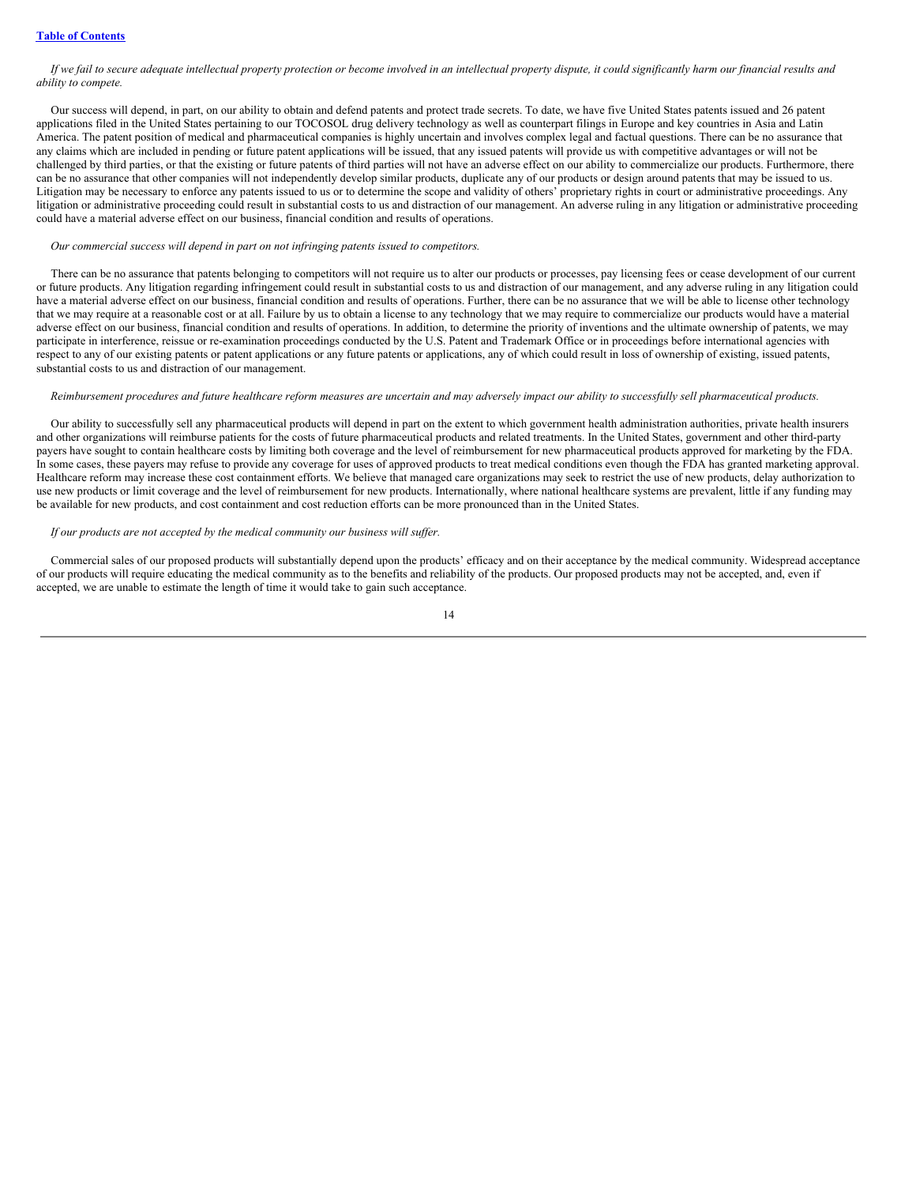*If we fail to secure adequate intellectual property protection or become involved in an intellectual property dispute, it could significantly harm our financial results and ability to compete.*

Our success will depend, in part, on our ability to obtain and defend patents and protect trade secrets. To date, we have five United States patents issued and 26 patent applications filed in the United States pertaining to our TOCOSOL drug delivery technology as well as counterpart filings in Europe and key countries in Asia and Latin America. The patent position of medical and pharmaceutical companies is highly uncertain and involves complex legal and factual questions. There can be no assurance that any claims which are included in pending or future patent applications will be issued, that any issued patents will provide us with competitive advantages or will not be challenged by third parties, or that the existing or future patents of third parties will not have an adverse effect on our ability to commercialize our products. Furthermore, there can be no assurance that other companies will not independently develop similar products, duplicate any of our products or design around patents that may be issued to us. Litigation may be necessary to enforce any patents issued to us or to determine the scope and validity of others' proprietary rights in court or administrative proceedings. Any litigation or administrative proceeding could result in substantial costs to us and distraction of our management. An adverse ruling in any litigation or administrative proceeding could have a material adverse effect on our business, financial condition and results of operations.

*Our commercial success will depend in part on not infringing patents issued to competitors.*

There can be no assurance that patents belonging to competitors will not require us to alter our products or processes, pay licensing fees or cease development of our current or future products. Any litigation regarding infringement could result in substantial costs to us and distraction of our management, and any adverse ruling in any litigation could have a material adverse effect on our business, financial condition and results of operations. Further, there can be no assurance that we will be able to license other technology that we may require at a reasonable cost or at all. Failure by us to obtain a license to any technology that we may require to commercialize our products would have a material adverse effect on our business, financial condition and results of operations. In addition, to determine the priority of inventions and the ultimate ownership of patents, we may participate in interference, reissue or re-examination proceedings conducted by the U.S. Patent and Trademark Office or in proceedings before international agencies with respect to any of our existing patents or patent applications or any future patents or applications, any of which could result in loss of ownership of existing, issued patents, substantial costs to us and distraction of our management.

*Reimbursement procedures and future healthcare reform measures are uncertain and may adversely impact our ability to successfully sell pharmaceutical products.*

Our ability to successfully sell any pharmaceutical products will depend in part on the extent to which government health administration authorities, private health insurers and other organizations will reimburse patients for the costs of future pharmaceutical products and related treatments. In the United States, government and other third-party payers have sought to contain healthcare costs by limiting both coverage and the level of reimbursement for new pharmaceutical products approved for marketing by the FDA. In some cases, these payers may refuse to provide any coverage for uses of approved products to treat medical conditions even though the FDA has granted marketing approval. Healthcare reform may increase these cost containment efforts. We believe that managed care organizations may seek to restrict the use of new products, delay authorization to use new products or limit coverage and the level of reimbursement for new products. Internationally, where national healthcare systems are prevalent, little if any funding may be available for new products, and cost containment and cost reduction efforts can be more pronounced than in the United States.

*If our products are not accepted by the medical community our business will suffer.*

Commercial sales of our proposed products will substantially depend upon the products' efficacy and on their acceptance by the medical community. Widespread acceptance of our products will require educating the medical community as to the benefits and reliability of the products. Our proposed products may not be accepted, and, even if accepted, we are unable to estimate the length of time it would take to gain such acceptance.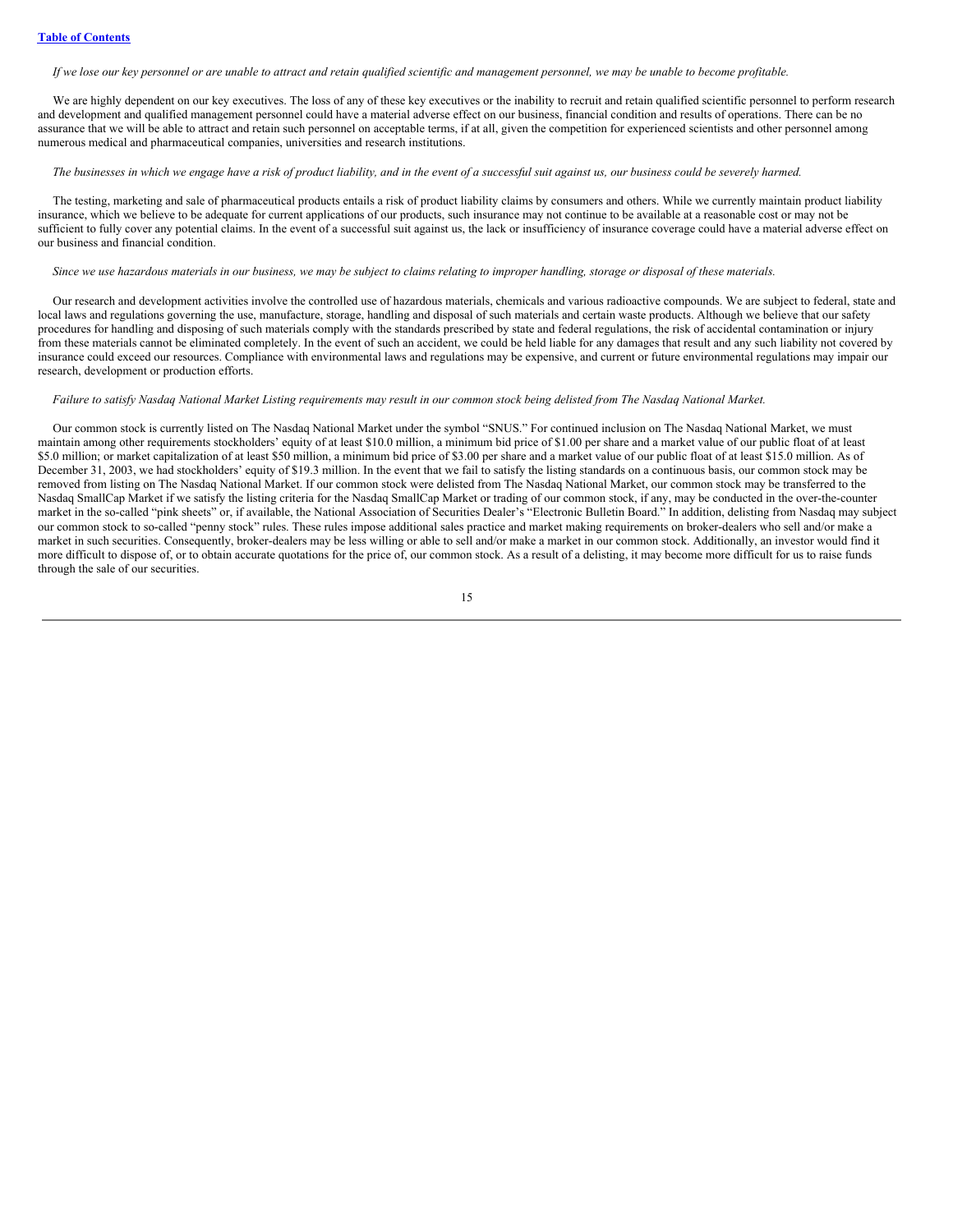*If we lose our key personnel or are unable to attract and retain qualified scientific and management personnel, we may be unable to become profitable.*

We are highly dependent on our key executives. The loss of any of these key executives or the inability to recruit and retain qualified scientific personnel to perform research and development and qualified management personnel could have a material adverse effect on our business, financial condition and results of operations. There can be no assurance that we will be able to attract and retain such personnel on acceptable terms, if at all, given the competition for experienced scientists and other personnel among numerous medical and pharmaceutical companies, universities and research institutions.

*The businesses in which we engage have a risk of product liability, and in the event of a successful suit against us, our business could be severely harmed.*

The testing, marketing and sale of pharmaceutical products entails a risk of product liability claims by consumers and others. While we currently maintain product liability insurance, which we believe to be adequate for current applications of our products, such insurance may not continue to be available at a reasonable cost or may not be sufficient to fully cover any potential claims. In the event of a successful suit against us, the lack or insufficiency of insurance coverage could have a material adverse effect on our business and financial condition.

*Since we use hazardous materials in our business, we may be subject to claims relating to improper handling, storage or disposal of these materials.*

Our research and development activities involve the controlled use of hazardous materials, chemicals and various radioactive compounds. We are subject to federal, state and local laws and regulations governing the use, manufacture, storage, handling and disposal of such materials and certain waste products. Although we believe that our safety procedures for handling and disposing of such materials comply with the standards prescribed by state and federal regulations, the risk of accidental contamination or injury from these materials cannot be eliminated completely. In the event of such an accident, we could be held liable for any damages that result and any such liability not covered by insurance could exceed our resources. Compliance with environmental laws and regulations may be expensive, and current or future environmental regulations may impair our research, development or production efforts.

*Failure to satisfy Nasdaq National Market Listing requirements may result in our common stock being delisted from The Nasdaq National Market.*

Our common stock is currently listed on The Nasdaq National Market under the symbol "SNUS." For continued inclusion on The Nasdaq National Market, we must maintain among other requirements stockholders' equity of at least $10.0 million, a minimum bid price of $1.00 per share and a market value of our public float of at least $5.0 million; or market capitalization of at least $50 million, a minimum bid price of $3.00 per share and a market value of our public float of at least $15.0 million. As of December 31, 2003, we had stockholders' equity of $19.3 million. In the event that we fail to satisfy the listing standards on a continuous basis, our common stock may be removed from listing on The Nasdaq National Market. If our common stock were delisted from The Nasdaq National Market, our common stock may be transferred to the Nasdaq SmallCap Market if we satisfy the listing criteria for the Nasdaq SmallCap Market or trading of our common stock, if any, may be conducted in the over-the-counter market in the so-called "pink sheets" or, if available, the National Association of Securities Dealer's "Electronic Bulletin Board." In addition, delisting from Nasdaq may subject our common stock to so-called "penny stock" rules. These rules impose additional sales practice and market making requirements on broker-dealers who sell and/or make a market in such securities. Consequently, broker-dealers may be less willing or able to sell and/or make a market in our common stock. Additionally, an investor would find it more difficult to dispose of, or to obtain accurate quotations for the price of, our common stock. As a result of a delisting, it may become more difficult for us to raise funds through the sale of our securities.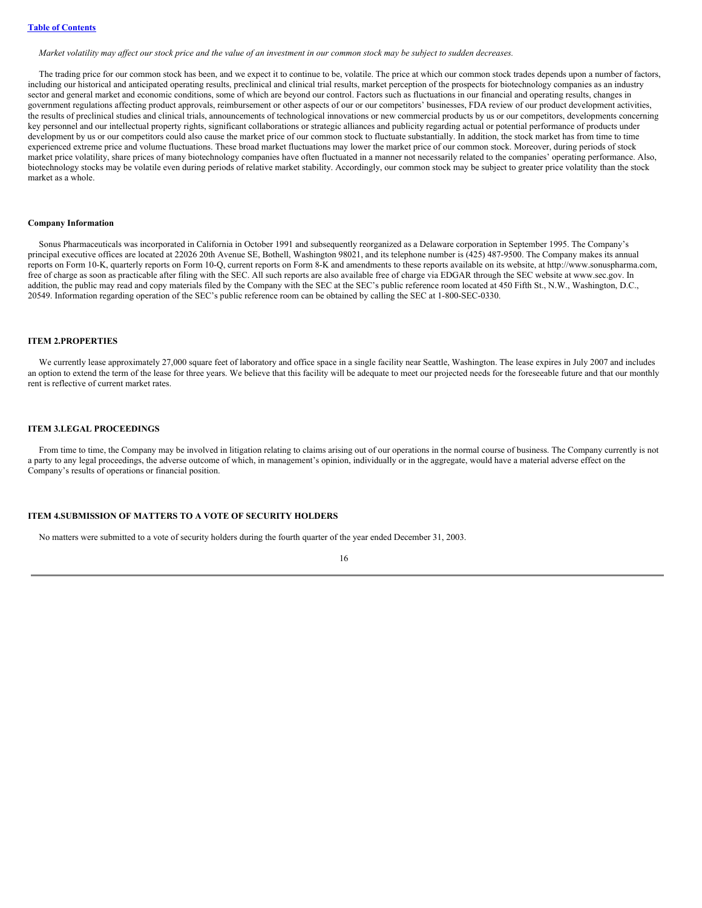*Market volatility may affect our stock price and the value of an investment in our common stock may be subject to sudden decreases.*

The trading price for our common stock has been, and we expect it to continue to be, volatile. The price at which our common stock trades depends upon a number of factors, including our historical and anticipated operating results, preclinical and clinical trial results, market perception of the prospects for biotechnology companies as an industry sector and general market and economic conditions, some of which are beyond our control. Factors such as fluctuations in our financial and operating results, changes in government regulations affecting product approvals, reimbursement or other aspects of our or our competitors' businesses, FDA review of our product development activities, the results of preclinical studies and clinical trials, announcements of technological innovations or new commercial products by us or our competitors, developments concerning key personnel and our intellectual property rights, significant collaborations or strategic alliances and publicity regarding actual or potential performance of products under development by us or our competitors could also cause the market price of our common stock to fluctuate substantially. In addition, the stock market has from time to time experienced extreme price and volume fluctuations. These broad market fluctuations may lower the market price of our common stock. Moreover, during periods of stock market price volatility, share prices of many biotechnology companies have often fluctuated in a manner not necessarily related to the companies' operating performance. Also, biotechnology stocks may be volatile even during periods of relative market stability. Accordingly, our common stock may be subject to greater price volatility than the stock market as a whole.

**Company Information**

Sonus Pharmaceuticals was incorporated in California in October 1991 and subsequently reorganized as a Delaware corporation in September 1995. The Company's principal executive offices are located at 22026 20th Avenue SE, Bothell, Washington 98021, and its telephone number is (425) 487-9500. The Company makes its annual reports on Form 10-K, quarterly reports on Form 10-Q, current reports on Form 8-K and amendments to these reports available on its website, at http://www.sonuspharma.com, free of charge as soon as practicable after filing with the SEC. All such reports are also available free of charge via EDGAR through the SEC website at www.sec.gov. In addition, the public may read and copy materials filed by the Company with the SEC at the SEC's public reference room located at 450 Fifth St., N.W., Washington, D.C., 20549. Information regarding operation of the SEC's public reference room can be obtained by calling the SEC at 1-800-SEC-0330.

## ITEM 2.PROPERTIES

We currently lease approximately 27,000 square feet of laboratory and office space in a single facility near Seattle, Washington. The lease expires in July 2007 and includes an option to extend the term of the lease for three years. We believe that this facility will be adequate to meet our projected needs for the foreseeable future and that our monthly rent is reflective of current market rates.

## ITEM 3.LEGAL PROCEEDINGS

From time to time, the Company may be involved in litigation relating to claims arising out of our operations in the normal course of business. The Company currently is not a party to any legal proceedings, the adverse outcome of which, in management's opinion, individually or in the aggregate, would have a material adverse effect on the Company's results of operations or financial position.

## ITEM 4.SUBMISSION OF MATTERS TO A VOTE OF SECURITY HOLDERS

No matters were submitted to a vote of security holders during the fourth quarter of the year ended December 31, 2003.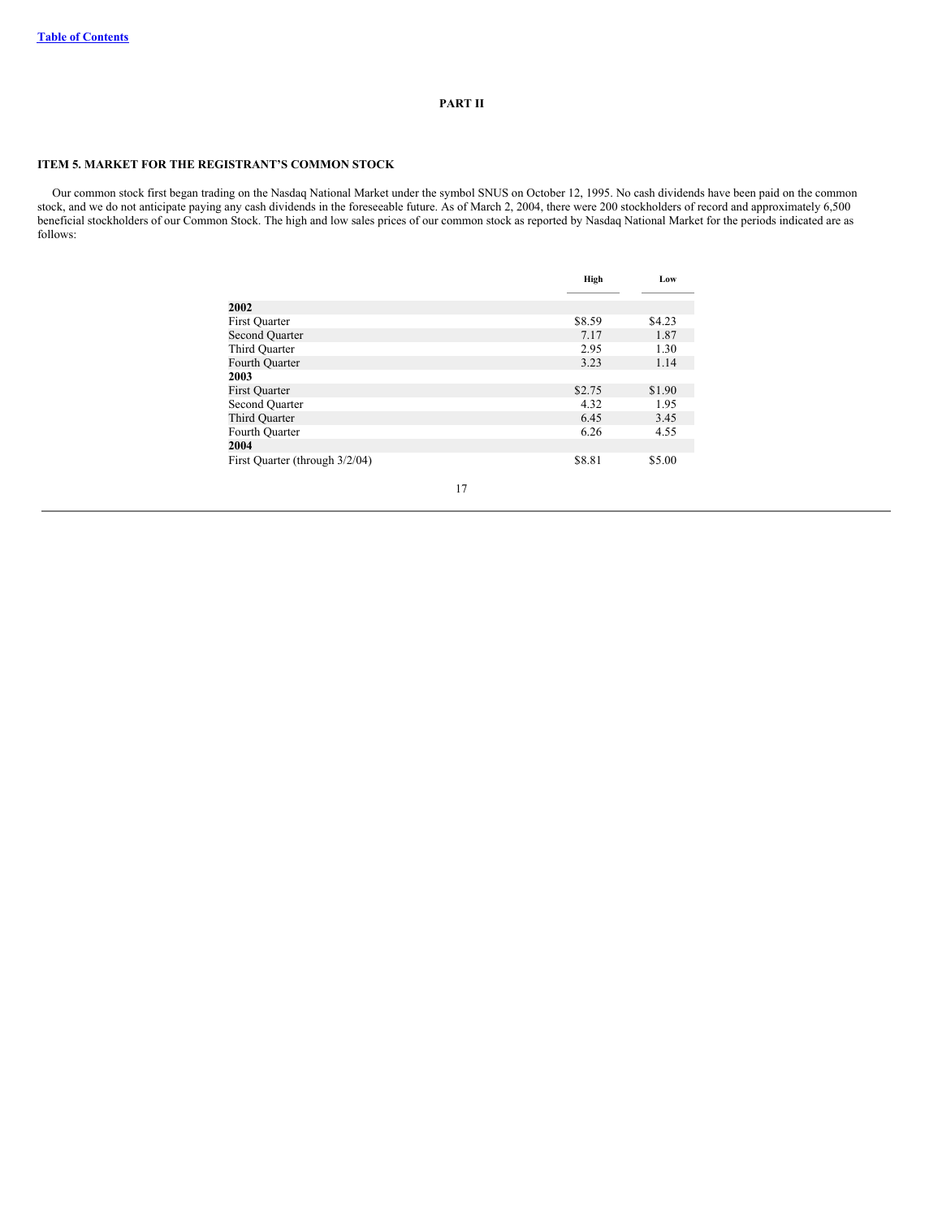# PART II

## ITEM 5. MARKET FOR THE REGISTRANT'S COMMON STOCK

Our common stock first began trading on the Nasdaq National Market under the symbol SNUS on October 12, 1995. No cash dividends have been paid on the common stock, and we do not anticipate paying any cash dividends in the foreseeable future. As of March 2, 2004, there were 200 stockholders of record and approximately 6,500 beneficial stockholders of our Common Stock. The high and low sales prices of our common stock as reported by Nasdaq National Market for the periods indicated are as follows:

| | High | Low |
|---|---|---|
| **2002** | | |
| First Quarter | $8.59 | $4.23 |
| Second Quarter | 7.17 | 1.87 |
| Third Quarter | 2.95 | 1.30 |
| Fourth Quarter | 3.23 | 1.14 |
| **2003** | | |
| First Quarter | $2.75 | $1.90 |
| Second Quarter | 4.32 | 1.95 |
| Third Quarter | 6.45 | 3.45 |
| Fourth Quarter | 6.26 | 4.55 |
| **2004** | | |
| First Quarter (through 3/2/04) | $8.81 | $5.00 |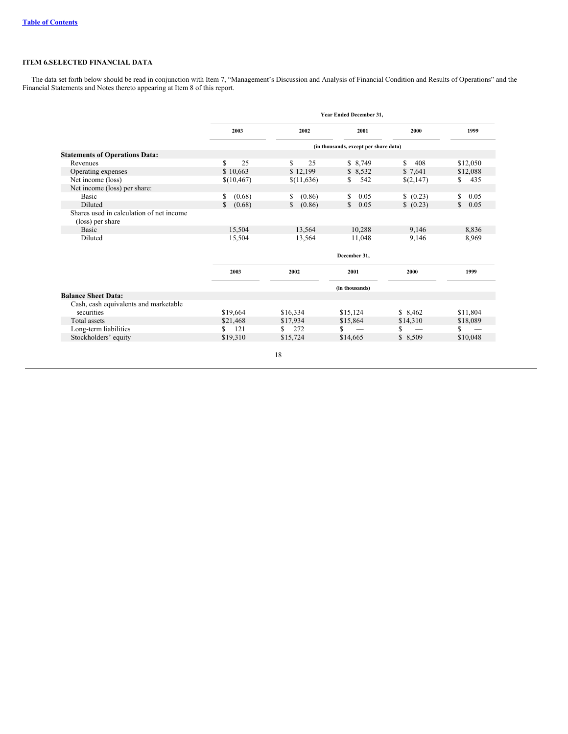### ITEM 6.SELECTED FINANCIAL DATA

The data set forth below should be read in conjunction with Item 7, "Management's Discussion and Analysis of Financial Condition and Results of Operations" and the Financial Statements and Notes thereto appearing at Item 8 of this report.

| | Year Ended December 31, | | | | |
|---|---|---|---|---|---|
| | 2003 | 2002 | 2001 | 2000 | 1999 |
| | (in thousands, except per share data) | | | | |
| **Statements of Operations Data:** | | | | | |
| Revenues | $ 25 | $ 25 | $ 8,749 | $ 408 | $12,050 |
| Operating expenses | $ 10,663 | $ 12,199 | $ 8,532 | $ 7,641 | $12,088 |
| Net income (loss) | $(10,467) | $(11,636) | $ 542 | $(2,147) | $ 435 |
| Net income (loss) per share: | | | | | |
| Basic | $ (0.68) | $ (0.86) | $ 0.05 | $ (0.23) | $ 0.05 |
| Diluted | $ (0.68) | $ (0.86) | $ 0.05 | $ (0.23) | $ 0.05 |
| Shares used in calculation of net income (loss) per share | | | | | |
| Basic | 15,504 | 13,564 | 10,288 | 9,146 | 8,836 |
| Diluted | 15,504 | 13,564 | 11,048 | 9,146 | 8,969 |

| | December 31, | | | | |
|---|---|---|---|---|---|
| | 2003 | 2002 | 2001 | 2000 | 1999 |
| | (in thousands) | | | | |
| **Balance Sheet Data:** | | | | | |
| Cash, cash equivalents and marketable securities | $19,664 | $16,334 | $15,124 | $ 8,462 | $11,804 |
| Total assets | $21,468 | $17,934 | $15,864 | $14,310 | $18,089 |
| Long-term liabilities | $ 121 | $ 272 | $ — | $ — | $ — |
| Stockholders' equity | $19,310 | $15,724 | $14,665 | $ 8,509 | $10,048 |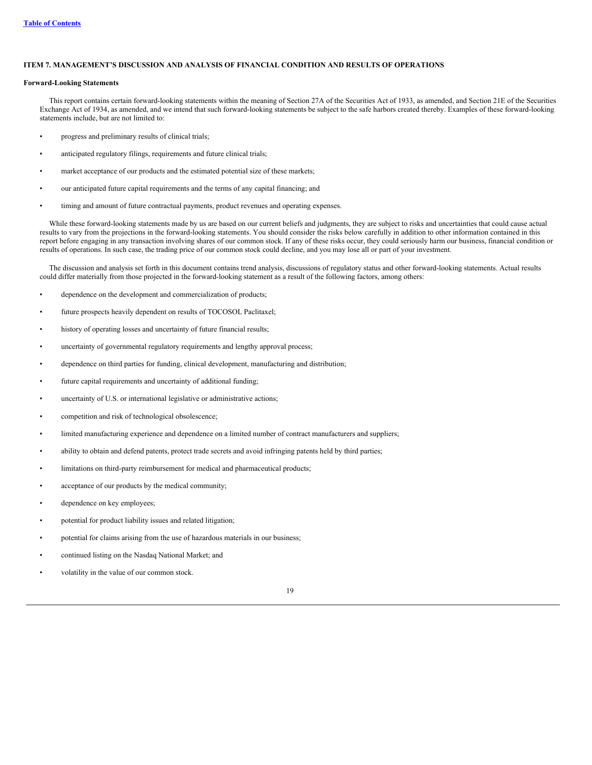### ITEM 7. MANAGEMENT'S DISCUSSION AND ANALYSIS OF FINANCIAL CONDITION AND RESULTS OF OPERATIONS

**Forward-Looking Statements**

This report contains certain forward-looking statements within the meaning of Section 27A of the Securities Act of 1933, as amended, and Section 21E of the Securities Exchange Act of 1934, as amended, and we intend that such forward-looking statements be subject to the safe harbors created thereby. Examples of these forward-looking statements include, but are not limited to:

- progress and preliminary results of clinical trials;
- anticipated regulatory filings, requirements and future clinical trials;
- market acceptance of our products and the estimated potential size of these markets;
- our anticipated future capital requirements and the terms of any capital financing; and
- timing and amount of future contractual payments, product revenues and operating expenses.

While these forward-looking statements made by us are based on our current beliefs and judgments, they are subject to risks and uncertainties that could cause actual results to vary from the projections in the forward-looking statements. You should consider the risks below carefully in addition to other information contained in this report before engaging in any transaction involving shares of our common stock. If any of these risks occur, they could seriously harm our business, financial condition or results of operations. In such case, the trading price of our common stock could decline, and you may lose all or part of your investment.

The discussion and analysis set forth in this document contains trend analysis, discussions of regulatory status and other forward-looking statements. Actual results could differ materially from those projected in the forward-looking statement as a result of the following factors, among others:

- dependence on the development and commercialization of products;
- future prospects heavily dependent on results of TOCOSOL Paclitaxel;
- history of operating losses and uncertainty of future financial results;
- uncertainty of governmental regulatory requirements and lengthy approval process;
- dependence on third parties for funding, clinical development, manufacturing and distribution;
- future capital requirements and uncertainty of additional funding;
- uncertainty of U.S. or international legislative or administrative actions;
- competition and risk of technological obsolescence;
- limited manufacturing experience and dependence on a limited number of contract manufacturers and suppliers;
- ability to obtain and defend patents, protect trade secrets and avoid infringing patents held by third parties;
- limitations on third-party reimbursement for medical and pharmaceutical products;
- acceptance of our products by the medical community;
- dependence on key employees;
- potential for product liability issues and related litigation;
- potential for claims arising from the use of hazardous materials in our business;
- continued listing on the Nasdaq National Market; and
- volatility in the value of our common stock.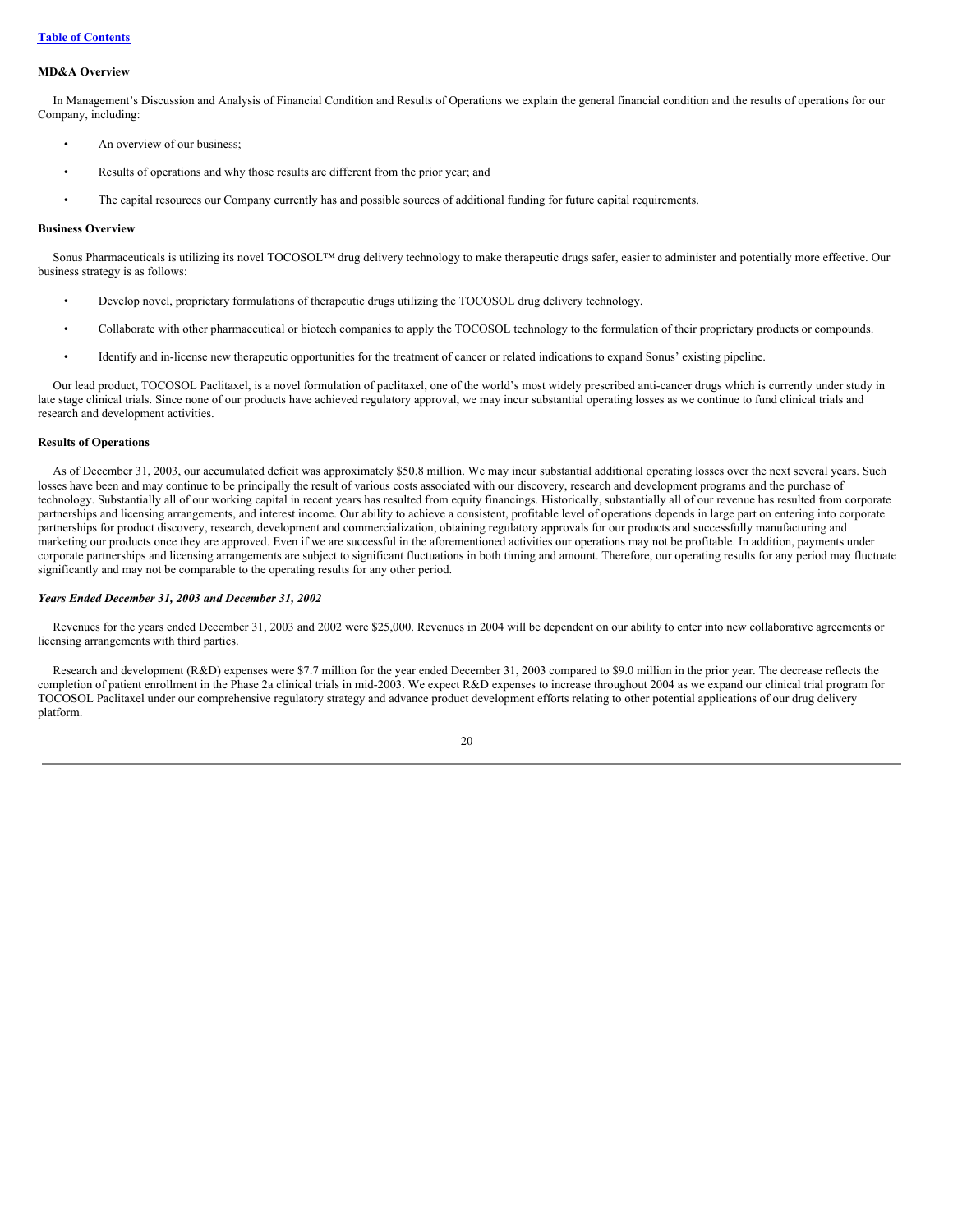### MD&A Overview

In Management's Discussion and Analysis of Financial Condition and Results of Operations we explain the general financial condition and the results of operations for our Company, including:

- An overview of our business;
- Results of operations and why those results are different from the prior year; and
- The capital resources our Company currently has and possible sources of additional funding for future capital requirements.

### Business Overview

Sonus Pharmaceuticals is utilizing its novel TOCOSOL™ drug delivery technology to make therapeutic drugs safer, easier to administer and potentially more effective. Our business strategy is as follows:

- Develop novel, proprietary formulations of therapeutic drugs utilizing the TOCOSOL drug delivery technology.
- Collaborate with other pharmaceutical or biotech companies to apply the TOCOSOL technology to the formulation of their proprietary products or compounds.
- Identify and in-license new therapeutic opportunities for the treatment of cancer or related indications to expand Sonus' existing pipeline.

Our lead product, TOCOSOL Paclitaxel, is a novel formulation of paclitaxel, one of the world's most widely prescribed anti-cancer drugs which is currently under study in late stage clinical trials. Since none of our products have achieved regulatory approval, we may incur substantial operating losses as we continue to fund clinical trials and research and development activities.

### Results of Operations

As of December 31, 2003, our accumulated deficit was approximately $50.8 million. We may incur substantial additional operating losses over the next several years. Such losses have been and may continue to be principally the result of various costs associated with our discovery, research and development programs and the purchase of technology. Substantially all of our working capital in recent years has resulted from equity financings. Historically, substantially all of our revenue has resulted from corporate partnerships and licensing arrangements, and interest income. Our ability to achieve a consistent, profitable level of operations depends in large part on entering into corporate partnerships for product discovery, research, development and commercialization, obtaining regulatory approvals for our products and successfully manufacturing and marketing our products once they are approved. Even if we are successful in the aforementioned activities our operations may not be profitable. In addition, payments under corporate partnerships and licensing arrangements are subject to significant fluctuations in both timing and amount. Therefore, our operating results for any period may fluctuate significantly and may not be comparable to the operating results for any other period.

***Years Ended December 31, 2003 and December 31, 2002***

Revenues for the years ended December 31, 2003 and 2002 were $25,000. Revenues in 2004 will be dependent on our ability to enter into new collaborative agreements or licensing arrangements with third parties.

Research and development (R&D) expenses were $7.7 million for the year ended December 31, 2003 compared to $9.0 million in the prior year. The decrease reflects the completion of patient enrollment in the Phase 2a clinical trials in mid-2003. We expect R&D expenses to increase throughout 2004 as we expand our clinical trial program for TOCOSOL Paclitaxel under our comprehensive regulatory strategy and advance product development efforts relating to other potential applications of our drug delivery platform.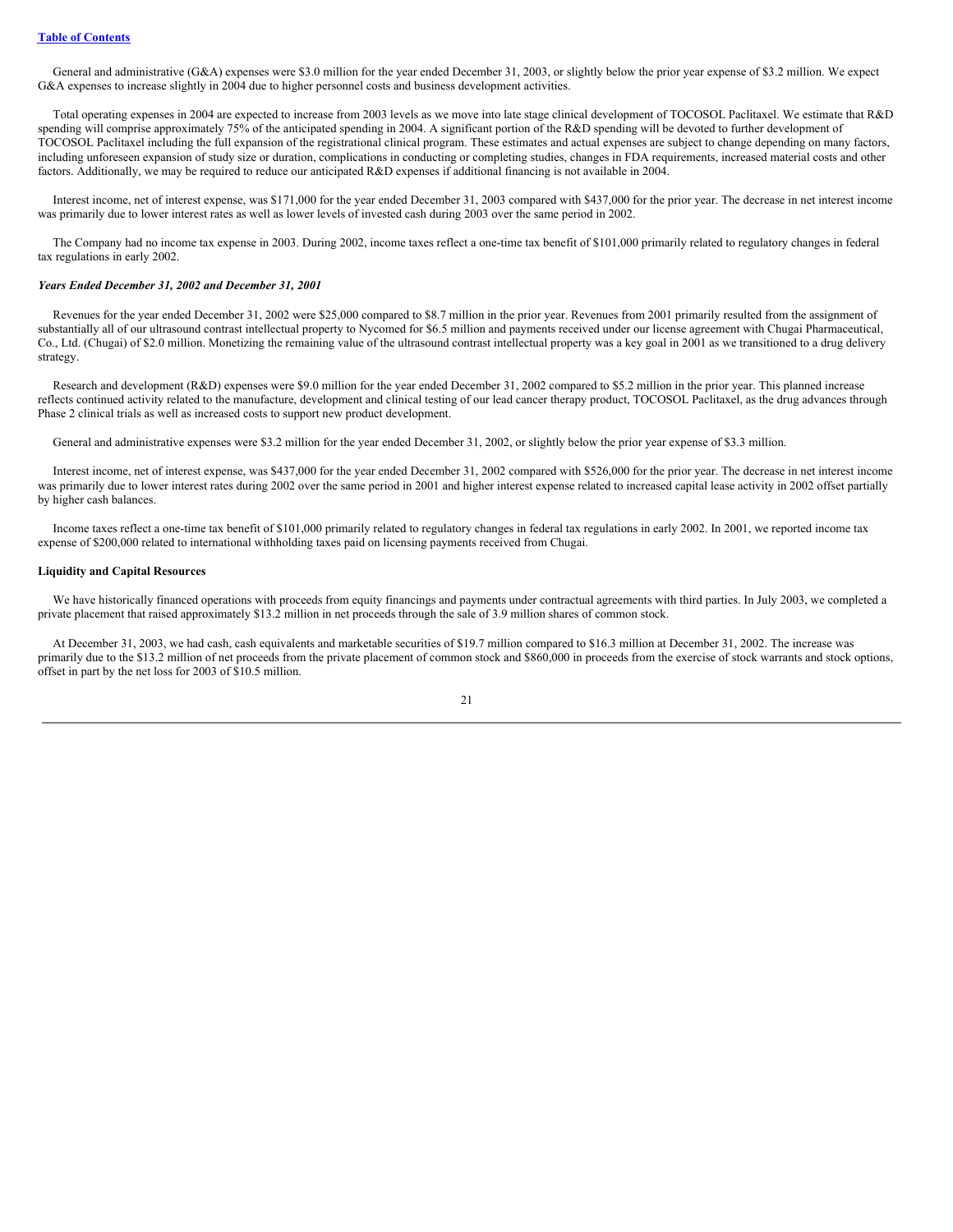General and administrative (G&A) expenses were $3.0 million for the year ended December 31, 2003, or slightly below the prior year expense of $3.2 million. We expect G&A expenses to increase slightly in 2004 due to higher personnel costs and business development activities.

Total operating expenses in 2004 are expected to increase from 2003 levels as we move into late stage clinical development of TOCOSOL Paclitaxel. We estimate that R&D spending will comprise approximately 75% of the anticipated spending in 2004. A significant portion of the R&D spending will be devoted to further development of TOCOSOL Paclitaxel including the full expansion of the registrational clinical program. These estimates and actual expenses are subject to change depending on many factors, including unforeseen expansion of study size or duration, complications in conducting or completing studies, changes in FDA requirements, increased material costs and other factors. Additionally, we may be required to reduce our anticipated R&D expenses if additional financing is not available in 2004.

Interest income, net of interest expense, was $171,000 for the year ended December 31, 2003 compared with $437,000 for the prior year. The decrease in net interest income was primarily due to lower interest rates as well as lower levels of invested cash during 2003 over the same period in 2002.

The Company had no income tax expense in 2003. During 2002, income taxes reflect a one-time tax benefit of $101,000 primarily related to regulatory changes in federal tax regulations in early 2002.

***Years Ended December 31, 2002 and December 31, 2001***

Revenues for the year ended December 31, 2002 were $25,000 compared to $8.7 million in the prior year. Revenues from 2001 primarily resulted from the assignment of substantially all of our ultrasound contrast intellectual property to Nycomed for $6.5 million and payments received under our license agreement with Chugai Pharmaceutical, Co., Ltd. (Chugai) of $2.0 million. Monetizing the remaining value of the ultrasound contrast intellectual property was a key goal in 2001 as we transitioned to a drug delivery strategy.

Research and development (R&D) expenses were $9.0 million for the year ended December 31, 2002 compared to $5.2 million in the prior year. This planned increase reflects continued activity related to the manufacture, development and clinical testing of our lead cancer therapy product, TOCOSOL Paclitaxel, as the drug advances through Phase 2 clinical trials as well as increased costs to support new product development.

General and administrative expenses were $3.2 million for the year ended December 31, 2002, or slightly below the prior year expense of $3.3 million.

Interest income, net of interest expense, was $437,000 for the year ended December 31, 2002 compared with $526,000 for the prior year. The decrease in net interest income was primarily due to lower interest rates during 2002 over the same period in 2001 and higher interest expense related to increased capital lease activity in 2002 offset partially by higher cash balances.

Income taxes reflect a one-time tax benefit of $101,000 primarily related to regulatory changes in federal tax regulations in early 2002. In 2001, we reported income tax expense of $200,000 related to international withholding taxes paid on licensing payments received from Chugai.

**Liquidity and Capital Resources**

We have historically financed operations with proceeds from equity financings and payments under contractual agreements with third parties. In July 2003, we completed a private placement that raised approximately $13.2 million in net proceeds through the sale of 3.9 million shares of common stock.

At December 31, 2003, we had cash, cash equivalents and marketable securities of $19.7 million compared to $16.3 million at December 31, 2002. The increase was primarily due to the $13.2 million of net proceeds from the private placement of common stock and $860,000 in proceeds from the exercise of stock warrants and stock options, offset in part by the net loss for 2003 of $10.5 million.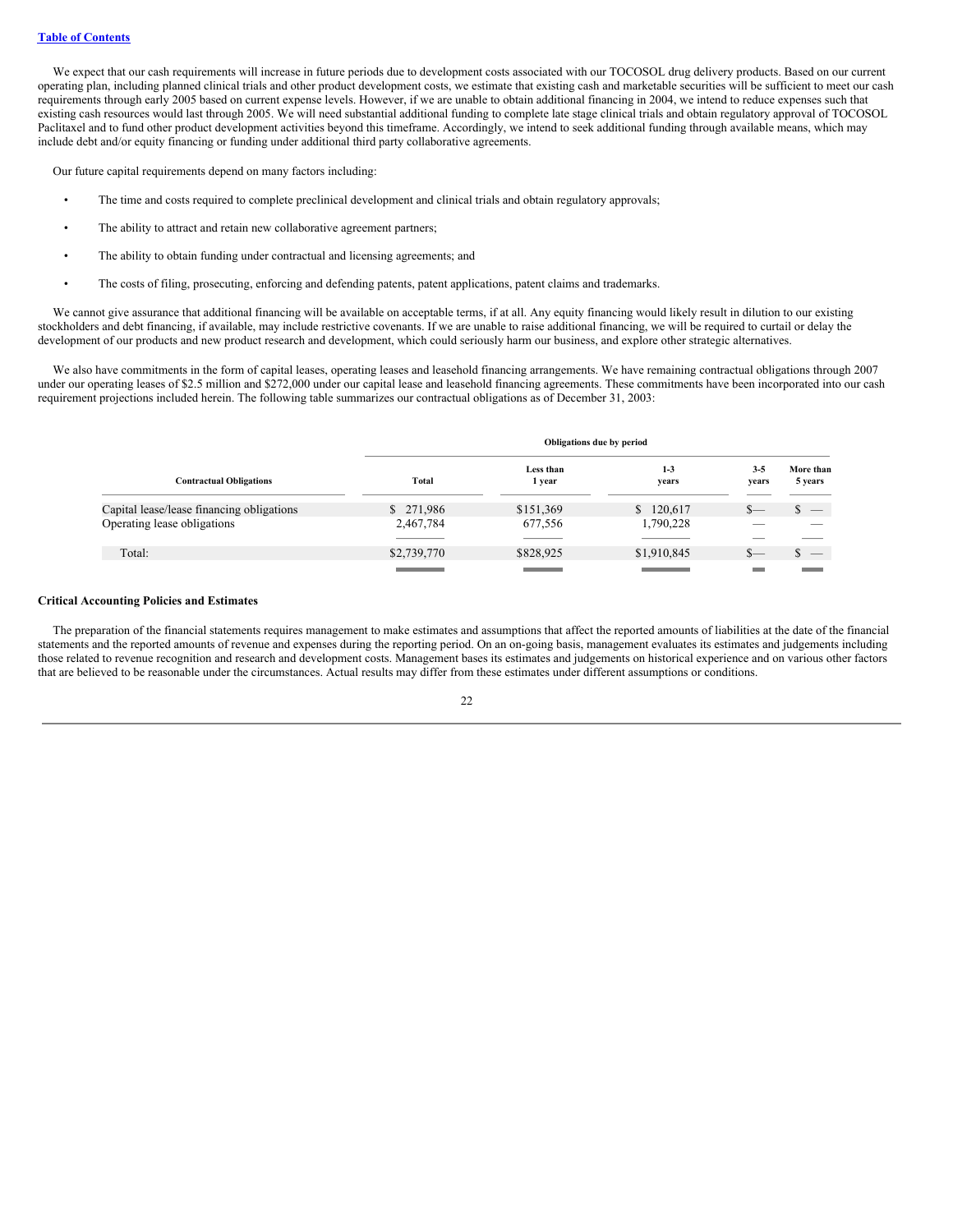We expect that our cash requirements will increase in future periods due to development costs associated with our TOCOSOL drug delivery products. Based on our current operating plan, including planned clinical trials and other product development costs, we estimate that existing cash and marketable securities will be sufficient to meet our cash requirements through early 2005 based on current expense levels. However, if we are unable to obtain additional financing in 2004, we intend to reduce expenses such that existing cash resources would last through 2005. We will need substantial additional funding to complete late stage clinical trials and obtain regulatory approval of TOCOSOL Paclitaxel and to fund other product development activities beyond this timeframe. Accordingly, we intend to seek additional funding through available means, which may include debt and/or equity financing or funding under additional third party collaborative agreements.

Our future capital requirements depend on many factors including:

- The time and costs required to complete preclinical development and clinical trials and obtain regulatory approvals;
- The ability to attract and retain new collaborative agreement partners;
- The ability to obtain funding under contractual and licensing agreements; and
- The costs of filing, prosecuting, enforcing and defending patents, patent applications, patent claims and trademarks.

We cannot give assurance that additional financing will be available on acceptable terms, if at all. Any equity financing would likely result in dilution to our existing stockholders and debt financing, if available, may include restrictive covenants. If we are unable to raise additional financing, we will be required to curtail or delay the development of our products and new product research and development, which could seriously harm our business, and explore other strategic alternatives.

We also have commitments in the form of capital leases, operating leases and leasehold financing arrangements. We have remaining contractual obligations through 2007 under our operating leases of $2.5 million and $272,000 under our capital lease and leasehold financing agreements. These commitments have been incorporated into our cash requirement projections included herein. The following table summarizes our contractual obligations as of December 31, 2003:

| | Obligations due by period | | | | |
|---|---|---|---|---|---|
| **Contractual Obligations** | **Total** | **Less than 1 year** | **1-3 years** | **3-5 years** | **More than 5 years** |
| Capital lease/lease financing obligations | $ 271,986 | $151,369 | $ 120,617 | $— | $ — |
| Operating lease obligations | 2,467,784 | 677,556 | 1,790,228 | — | — |
| Total: | $2,739,770 | $828,925 | $1,910,845 | $— | $ — |

**Critical Accounting Policies and Estimates**

The preparation of the financial statements requires management to make estimates and assumptions that affect the reported amounts of liabilities at the date of the financial statements and the reported amounts of revenue and expenses during the reporting period. On an on-going basis, management evaluates its estimates and judgements including those related to revenue recognition and research and development costs. Management bases its estimates and judgements on historical experience and on various other factors that are believed to be reasonable under the circumstances. Actual results may differ from these estimates under different assumptions or conditions.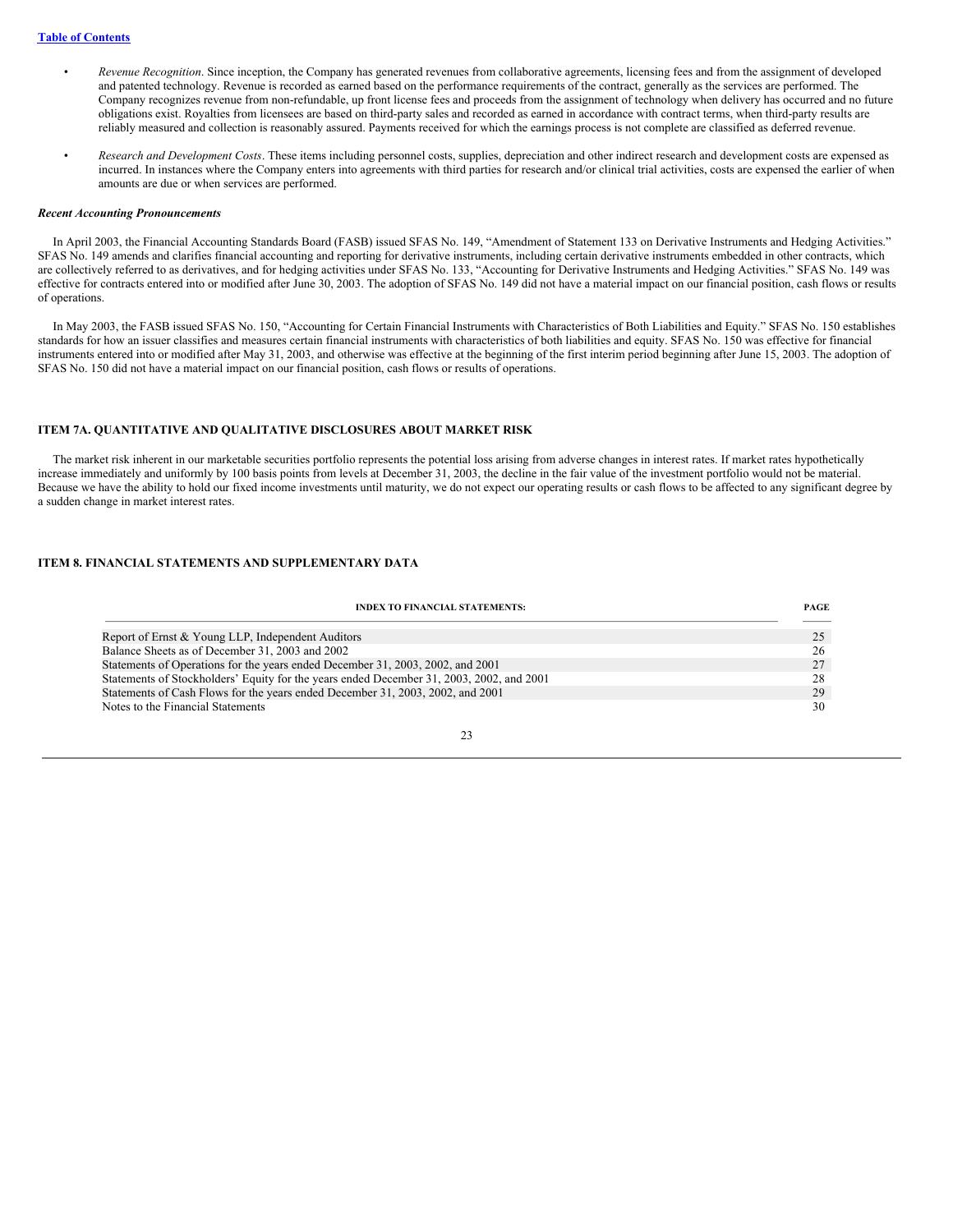- *Revenue Recognition*. Since inception, the Company has generated revenues from collaborative agreements, licensing fees and from the assignment of developed and patented technology. Revenue is recorded as earned based on the performance requirements of the contract, generally as the services are performed. The Company recognizes revenue from non-refundable, up front license fees and proceeds from the assignment of technology when delivery has occurred and no future obligations exist. Royalties from licensees are based on third-party sales and recorded as earned in accordance with contract terms, when third-party results are reliably measured and collection is reasonably assured. Payments received for which the earnings process is not complete are classified as deferred revenue.

- *Research and Development Costs*. These items including personnel costs, supplies, depreciation and other indirect research and development costs are expensed as incurred. In instances where the Company enters into agreements with third parties for research and/or clinical trial activities, costs are expensed the earlier of when amounts are due or when services are performed.

***Recent Accounting Pronouncements***

In April 2003, the Financial Accounting Standards Board (FASB) issued SFAS No. 149, "Amendment of Statement 133 on Derivative Instruments and Hedging Activities." SFAS No. 149 amends and clarifies financial accounting and reporting for derivative instruments, including certain derivative instruments embedded in other contracts, which are collectively referred to as derivatives, and for hedging activities under SFAS No. 133, "Accounting for Derivative Instruments and Hedging Activities." SFAS No. 149 was effective for contracts entered into or modified after June 30, 2003. The adoption of SFAS No. 149 did not have a material impact on our financial position, cash flows or results of operations.

In May 2003, the FASB issued SFAS No. 150, "Accounting for Certain Financial Instruments with Characteristics of Both Liabilities and Equity." SFAS No. 150 establishes standards for how an issuer classifies and measures certain financial instruments with characteristics of both liabilities and equity. SFAS No. 150 was effective for financial instruments entered into or modified after May 31, 2003, and otherwise was effective at the beginning of the first interim period beginning after June 15, 2003. The adoption of SFAS No. 150 did not have a material impact on our financial position, cash flows or results of operations.

## ITEM 7A. QUANTITATIVE AND QUALITATIVE DISCLOSURES ABOUT MARKET RISK

The market risk inherent in our marketable securities portfolio represents the potential loss arising from adverse changes in interest rates. If market rates hypothetically increase immediately and uniformly by 100 basis points from levels at December 31, 2003, the decline in the fair value of the investment portfolio would not be material. Because we have the ability to hold our fixed income investments until maturity, we do not expect our operating results or cash flows to be affected to any significant degree by a sudden change in market interest rates.

## ITEM 8. FINANCIAL STATEMENTS AND SUPPLEMENTARY DATA

| INDEX TO FINANCIAL STATEMENTS: | PAGE |
|---|---|
| Report of Ernst & Young LLP, Independent Auditors | 25 |
| Balance Sheets as of December 31, 2003 and 2002 | 26 |
| Statements of Operations for the years ended December 31, 2003, 2002, and 2001 | 27 |
| Statements of Stockholders' Equity for the years ended December 31, 2003, 2002, and 2001 | 28 |
| Statements of Cash Flows for the years ended December 31, 2003, 2002, and 2001 | 29 |
| Notes to the Financial Statements | 30 |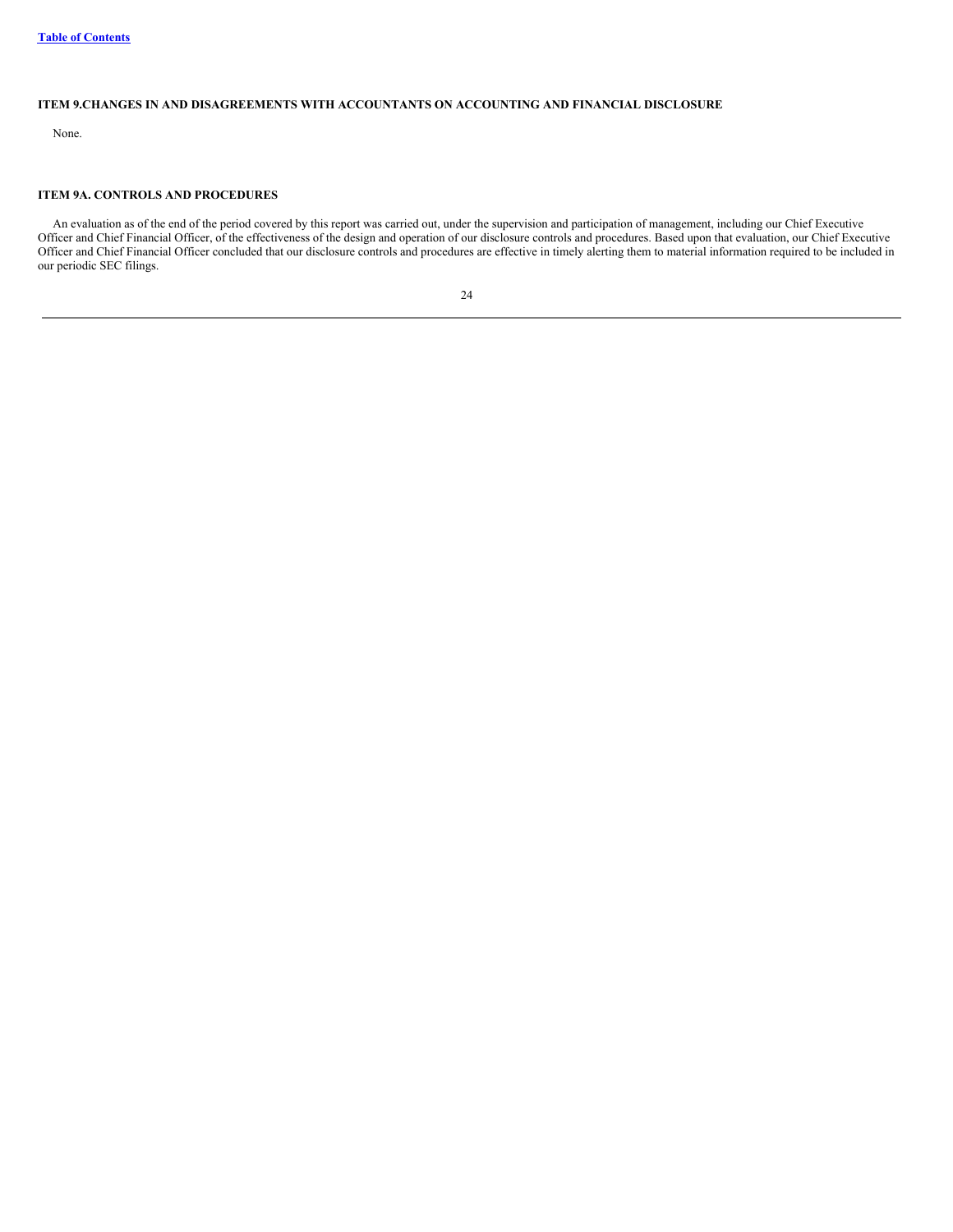## ITEM 9.CHANGES IN AND DISAGREEMENTS WITH ACCOUNTANTS ON ACCOUNTING AND FINANCIAL DISCLOSURE

None.

## ITEM 9A. CONTROLS AND PROCEDURES

An evaluation as of the end of the period covered by this report was carried out, under the supervision and participation of management, including our Chief Executive Officer and Chief Financial Officer, of the effectiveness of the design and operation of our disclosure controls and procedures. Based upon that evaluation, our Chief Executive Officer and Chief Financial Officer concluded that our disclosure controls and procedures are effective in timely alerting them to material information required to be included in our periodic SEC filings.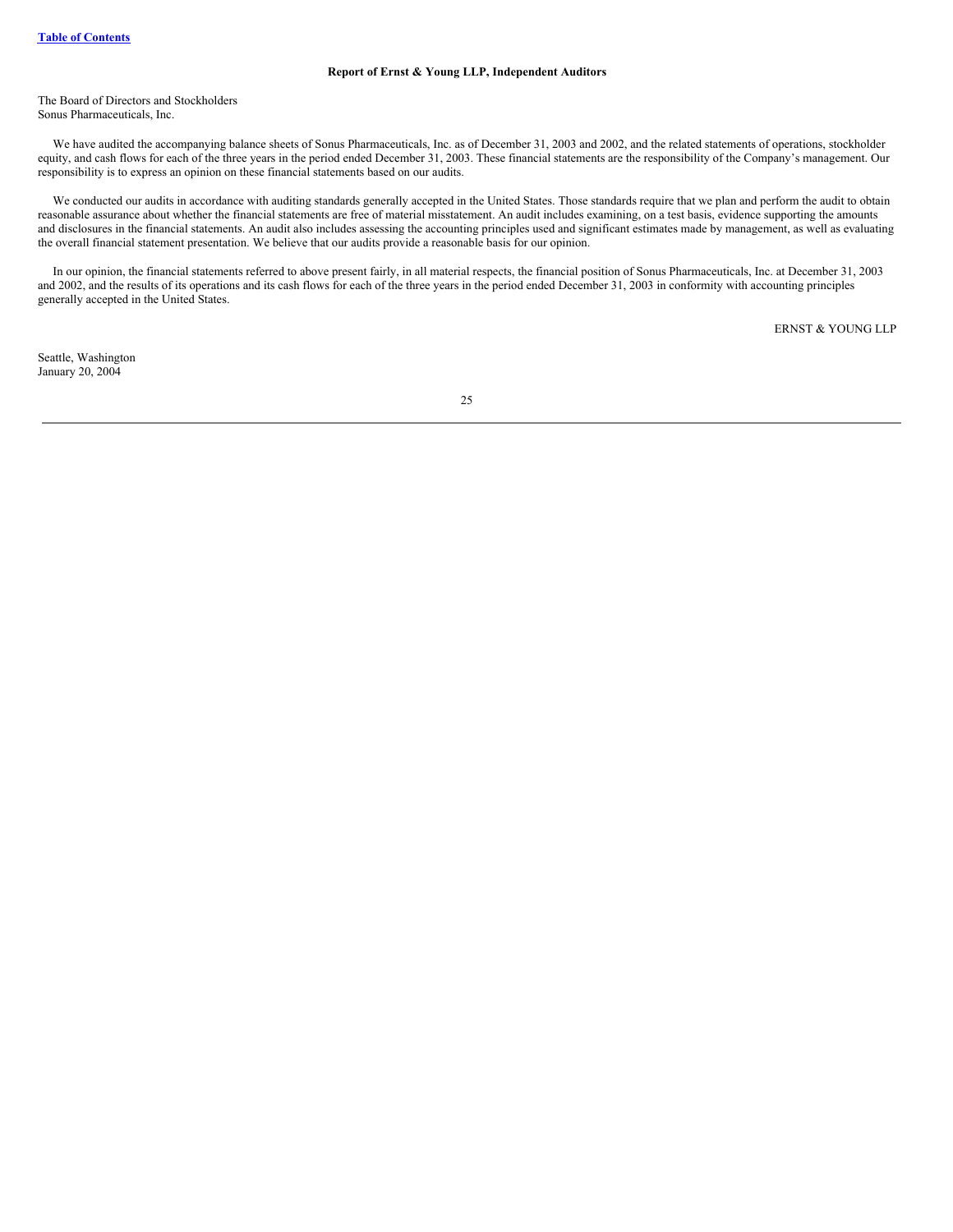[Table of Contents](#)

## Report of Ernst & Young LLP, Independent Auditors

The Board of Directors and Stockholders
Sonus Pharmaceuticals, Inc.

We have audited the accompanying balance sheets of Sonus Pharmaceuticals, Inc. as of December 31, 2003 and 2002, and the related statements of operations, stockholder equity, and cash flows for each of the three years in the period ended December 31, 2003. These financial statements are the responsibility of the Company's management. Our responsibility is to express an opinion on these financial statements based on our audits.

We conducted our audits in accordance with auditing standards generally accepted in the United States. Those standards require that we plan and perform the audit to obtain reasonable assurance about whether the financial statements are free of material misstatement. An audit includes examining, on a test basis, evidence supporting the amounts and disclosures in the financial statements. An audit also includes assessing the accounting principles used and significant estimates made by management, as well as evaluating the overall financial statement presentation. We believe that our audits provide a reasonable basis for our opinion.

In our opinion, the financial statements referred to above present fairly, in all material respects, the financial position of Sonus Pharmaceuticals, Inc. at December 31, 2003 and 2002, and the results of its operations and its cash flows for each of the three years in the period ended December 31, 2003 in conformity with accounting principles generally accepted in the United States.

ERNST & YOUNG LLP

Seattle, Washington
January 20, 2004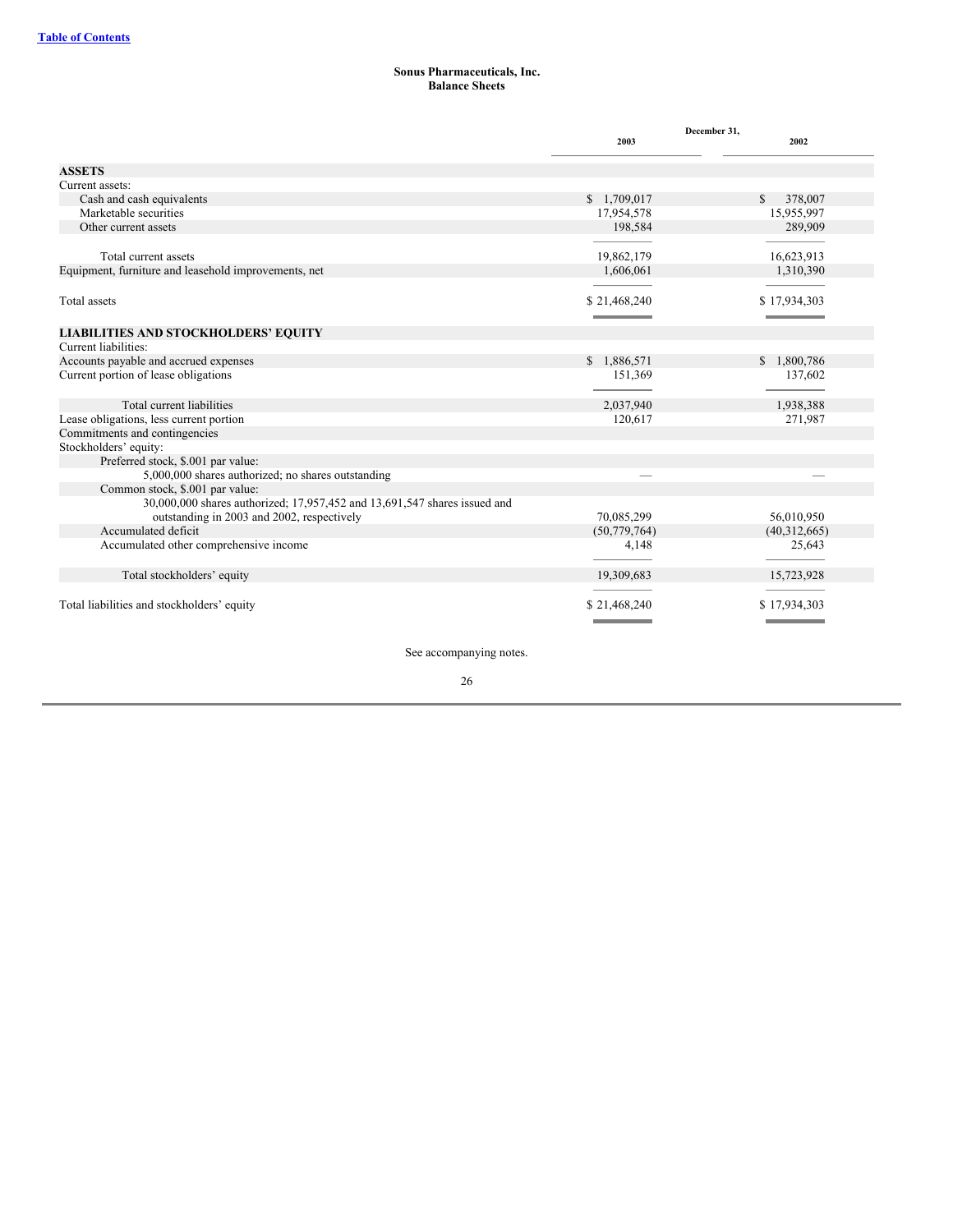# Sonus Pharmaceuticals, Inc.
## Balance Sheets

| | December 31, 2003 | December 31, 2002 |
|---|---|---|
| **ASSETS** | | |
| Current assets: | | |
| Cash and cash equivalents | $ 1,709,017 | $ 378,007 |
| Marketable securities | 17,954,578 | 15,955,997 |
| Other current assets | 198,584 | 289,909 |
| Total current assets | 19,862,179 | 16,623,913 |
| Equipment, furniture and leasehold improvements, net | 1,606,061 | 1,310,390 |
| Total assets | $ 21,468,240 | $ 17,934,303 |
| **LIABILITIES AND STOCKHOLDERS' EQUITY** | | |
| Current liabilities: | | |
| Accounts payable and accrued expenses | $ 1,886,571 | $ 1,800,786 |
| Current portion of lease obligations | 151,369 | 137,602 |
| Total current liabilities | 2,037,940 | 1,938,388 |
| Lease obligations, less current portion | 120,617 | 271,987 |
| Commitments and contingencies | | |
| Stockholders' equity: | | |
| Preferred stock, $.001 par value: | | |
| 5,000,000 shares authorized; no shares outstanding | — | — |
| Common stock, $.001 par value: | | |
| 30,000,000 shares authorized; 17,957,452 and 13,691,547 shares issued and outstanding in 2003 and 2002, respectively | 70,085,299 | 56,010,950 |
| Accumulated deficit | (50,779,764) | (40,312,665) |
| Accumulated other comprehensive income | 4,148 | 25,643 |
| Total stockholders' equity | 19,309,683 | 15,723,928 |
| Total liabilities and stockholders' equity | $ 21,468,240 | $ 17,934,303 |

See accompanying notes.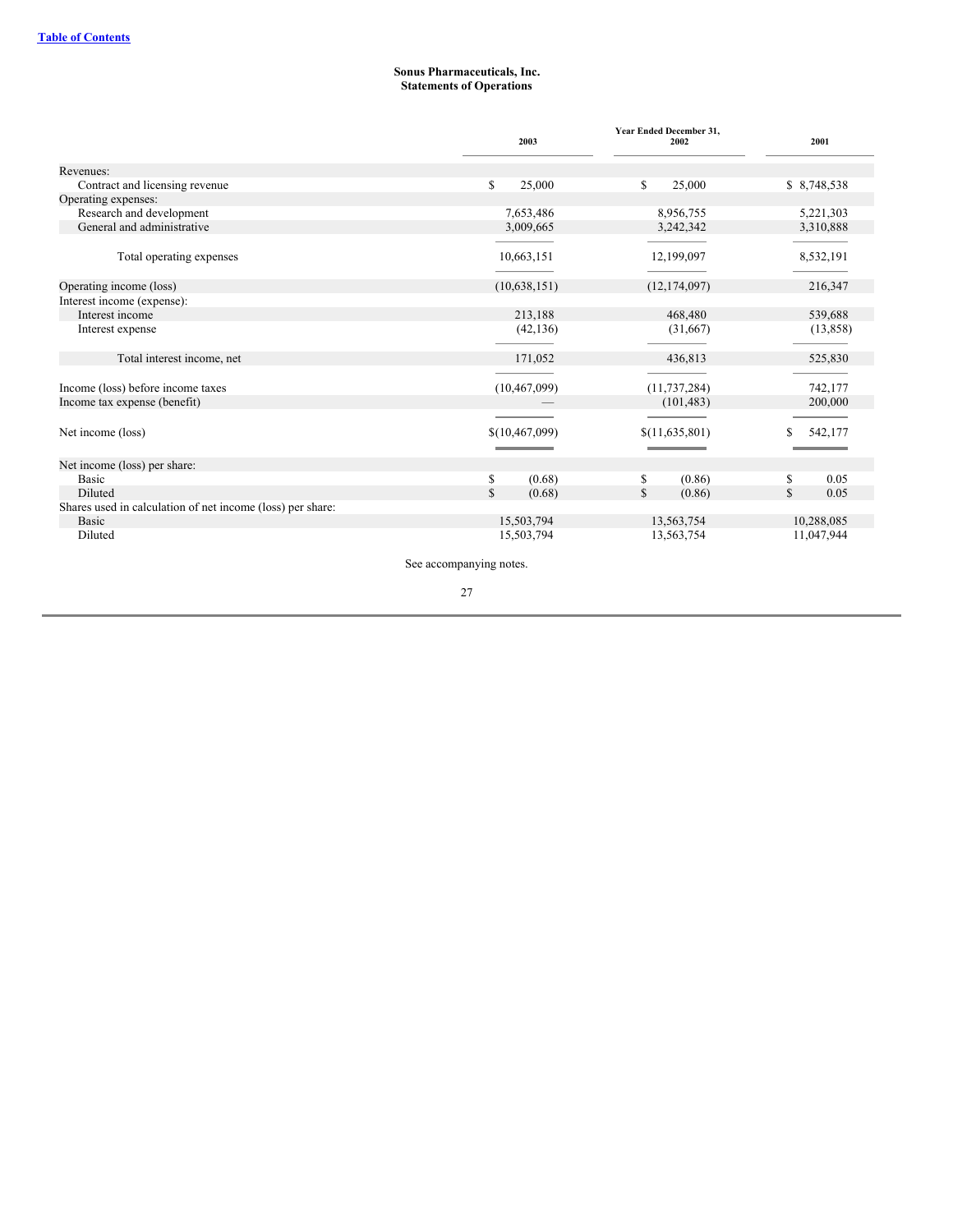**Sonus Pharmaceuticals, Inc.**
**Statements of Operations**

| | Year Ended December 31, | | |
|---|---|---|---|
| | 2003 | 2002 | 2001 |
| Revenues: | | | |
| Contract and licensing revenue | $ 25,000 | $ 25,000 | $ 8,748,538 |
| Operating expenses: | | | |
| Research and development | 7,653,486 | 8,956,755 | 5,221,303 |
| General and administrative | 3,009,665 | 3,242,342 | 3,310,888 |
| Total operating expenses | 10,663,151 | 12,199,097 | 8,532,191 |
| Operating income (loss) | (10,638,151) | (12,174,097) | 216,347 |
| Interest income (expense): | | | |
| Interest income | 213,188 | 468,480 | 539,688 |
| Interest expense | (42,136) | (31,667) | (13,858) |
| Total interest income, net | 171,052 | 436,813 | 525,830 |
| Income (loss) before income taxes | (10,467,099) | (11,737,284) | 742,177 |
| Income tax expense (benefit) | — | (101,483) | 200,000 |
| Net income (loss) | $(10,467,099) | $(11,635,801) | $ 542,177 |
| Net income (loss) per share: | | | |
| Basic | $ (0.68) | $ (0.86) | $ 0.05 |
| Diluted | $ (0.68) | $ (0.86) | $ 0.05 |
| Shares used in calculation of net income (loss) per share: | | | |
| Basic | 15,503,794 | 13,563,754 | 10,288,085 |
| Diluted | 15,503,794 | 13,563,754 | 11,047,944 |

See accompanying notes.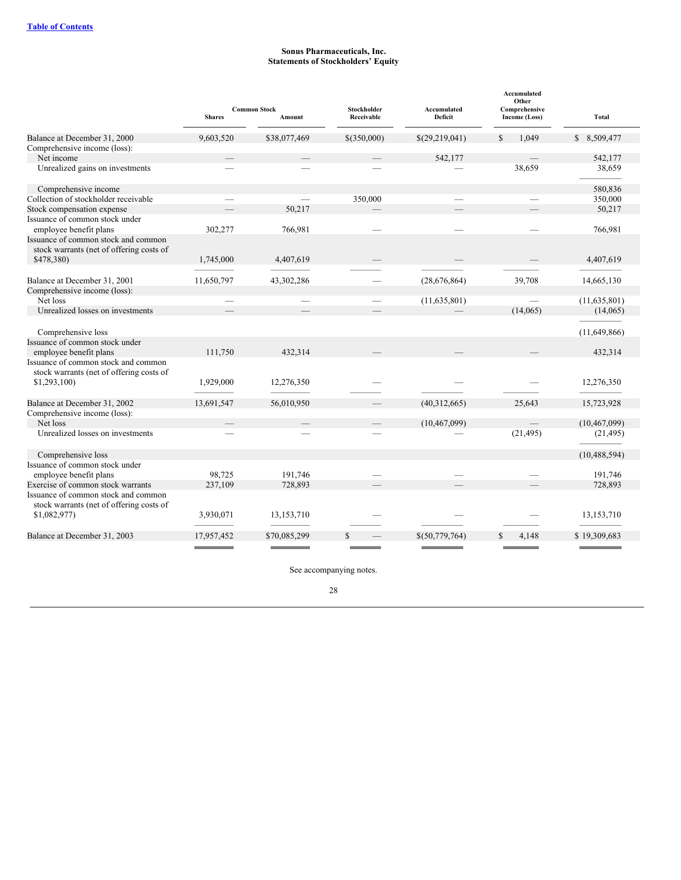[Table of Contents](#)

**Sonus Pharmaceuticals, Inc.**
**Statements of Stockholders' Equity**

| | Common Stock | | Stockholder Receivable | Accumulated Deficit | Accumulated Other Comprehensive Income (Loss) | Total |
|---|---|---|---|---|---|---|
| | Shares | Amount | | | | |
| Balance at December 31, 2000 | 9,603,520 | $38,077,469 | $(350,000) | $(29,219,041) | $ 1,049 | $ 8,509,477 |
| Comprehensive income (loss): | | | | | | |
| Net income | — | — | — | 542,177 | — | 542,177 |
| Unrealized gains on investments | — | — | — | — | 38,659 | 38,659 |
| Comprehensive income | | | | | | 580,836 |
| Collection of stockholder receivable | — | — | 350,000 | — | — | 350,000 |
| Stock compensation expense | — | 50,217 | — | — | — | 50,217 |
| Issuance of common stock under employee benefit plans | 302,277 | 766,981 | — | — | — | 766,981 |
| Issuance of common stock and common stock warrants (net of offering costs of $478,380) | 1,745,000 | 4,407,619 | — | — | — | 4,407,619 |
| Balance at December 31, 2001 | 11,650,797 | 43,302,286 | — | (28,676,864) | 39,708 | 14,665,130 |
| Comprehensive income (loss): | | | | | | |
| Net loss | — | — | — | (11,635,801) | — | (11,635,801) |
| Unrealized losses on investments | — | — | — | — | (14,065) | (14,065) |
| Comprehensive loss | | | | | | (11,649,866) |
| Issuance of common stock under employee benefit plans | 111,750 | 432,314 | — | — | — | 432,314 |
| Issuance of common stock and common stock warrants (net of offering costs of $1,293,100) | 1,929,000 | 12,276,350 | — | — | — | 12,276,350 |
| Balance at December 31, 2002 | 13,691,547 | 56,010,950 | — | (40,312,665) | 25,643 | 15,723,928 |
| Comprehensive income (loss): | | | | | | |
| Net loss | — | — | — | (10,467,099) | — | (10,467,099) |
| Unrealized losses on investments | — | — | — | — | (21,495) | (21,495) |
| Comprehensive loss | | | | | | (10,488,594) |
| Issuance of common stock under employee benefit plans | 98,725 | 191,746 | — | — | — | 191,746 |
| Exercise of common stock warrants | 237,109 | 728,893 | — | — | — | 728,893 |
| Issuance of common stock and common stock warrants (net of offering costs of $1,082,977) | 3,930,071 | 13,153,710 | — | — | — | 13,153,710 |
| Balance at December 31, 2003 | 17,957,452 | $70,085,299 | $ — | $(50,779,764) | $ 4,148 | $ 19,309,683 |

See accompanying notes.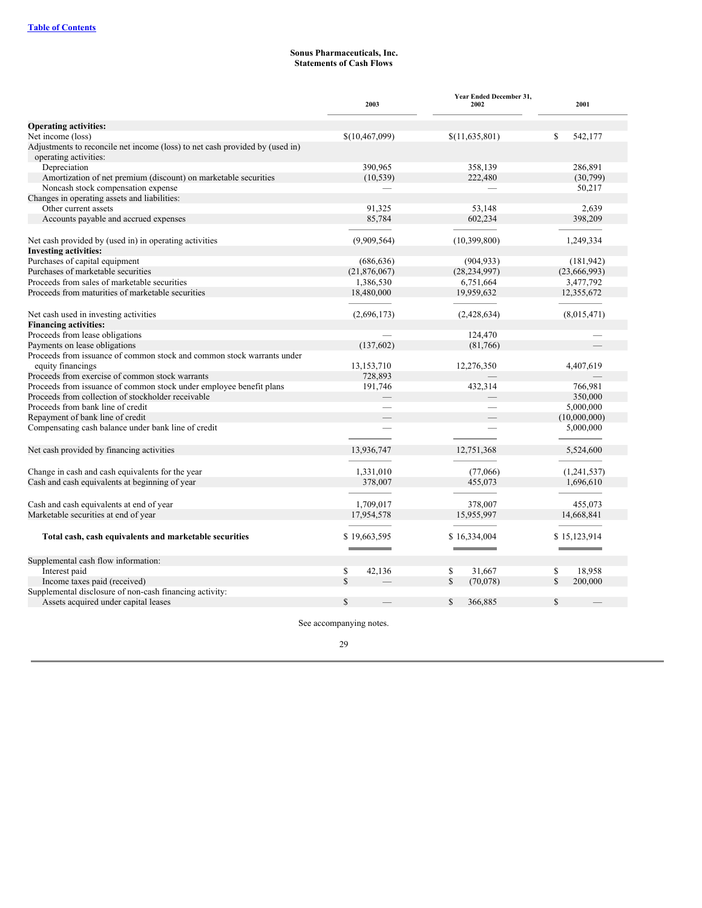**Sonus Pharmaceuticals, Inc.**
**Statements of Cash Flows**

| | Year Ended December 31, | | |
|---|---|---|---|
| | 2003 | 2002 | 2001 |
| **Operating activities:** | | | |
| Net income (loss) | $(10,467,099) | $(11,635,801) | $ 542,177 |
| Adjustments to reconcile net income (loss) to net cash provided by (used in) operating activities: | | | |
| Depreciation | 390,965 | 358,139 | 286,891 |
| Amortization of net premium (discount) on marketable securities | (10,539) | 222,480 | (30,799) |
| Noncash stock compensation expense | — | — | 50,217 |
| Changes in operating assets and liabilities: | | | |
| Other current assets | 91,325 | 53,148 | 2,639 |
| Accounts payable and accrued expenses | 85,784 | 602,234 | 398,209 |
| Net cash provided by (used in) in operating activities | (9,909,564) | (10,399,800) | 1,249,334 |
| **Investing activities:** | | | |
| Purchases of capital equipment | (686,636) | (904,933) | (181,942) |
| Purchases of marketable securities | (21,876,067) | (28,234,997) | (23,666,993) |
| Proceeds from sales of marketable securities | 1,386,530 | 6,751,664 | 3,477,792 |
| Proceeds from maturities of marketable securities | 18,480,000 | 19,959,632 | 12,355,672 |
| Net cash used in investing activities | (2,696,173) | (2,428,634) | (8,015,471) |
| **Financing activities:** | | | |
| Proceeds from lease obligations | — | 124,470 | — |
| Payments on lease obligations | (137,602) | (81,766) | — |
| Proceeds from issuance of common stock and common stock warrants under equity financings | 13,153,710 | 12,276,350 | 4,407,619 |
| Proceeds from exercise of common stock warrants | 728,893 | — | — |
| Proceeds from issuance of common stock under employee benefit plans | 191,746 | 432,314 | 766,981 |
| Proceeds from collection of stockholder receivable | — | — | 350,000 |
| Proceeds from bank line of credit | — | — | 5,000,000 |
| Repayment of bank line of credit | — | — | (10,000,000) |
| Compensating cash balance under bank line of credit | — | — | 5,000,000 |
| Net cash provided by financing activities | 13,936,747 | 12,751,368 | 5,524,600 |
| Change in cash and cash equivalents for the year | 1,331,010 | (77,066) | (1,241,537) |
| Cash and cash equivalents at beginning of year | 378,007 | 455,073 | 1,696,610 |
| Cash and cash equivalents at end of year | 1,709,017 | 378,007 | 455,073 |
| Marketable securities at end of year | 17,954,578 | 15,955,997 | 14,668,841 |
| **Total cash, cash equivalents and marketable securities** | $ 19,663,595 | $ 16,334,004 | $ 15,123,914 |
| Supplemental cash flow information: | | | |
| Interest paid | $ 42,136 | $ 31,667 | $ 18,958 |
| Income taxes paid (received) | $ — | $ (70,078) | $ 200,000 |
| Supplemental disclosure of non-cash financing activity: | | | |
| Assets acquired under capital leases | $ — | $ 366,885 | $ — |

See accompanying notes.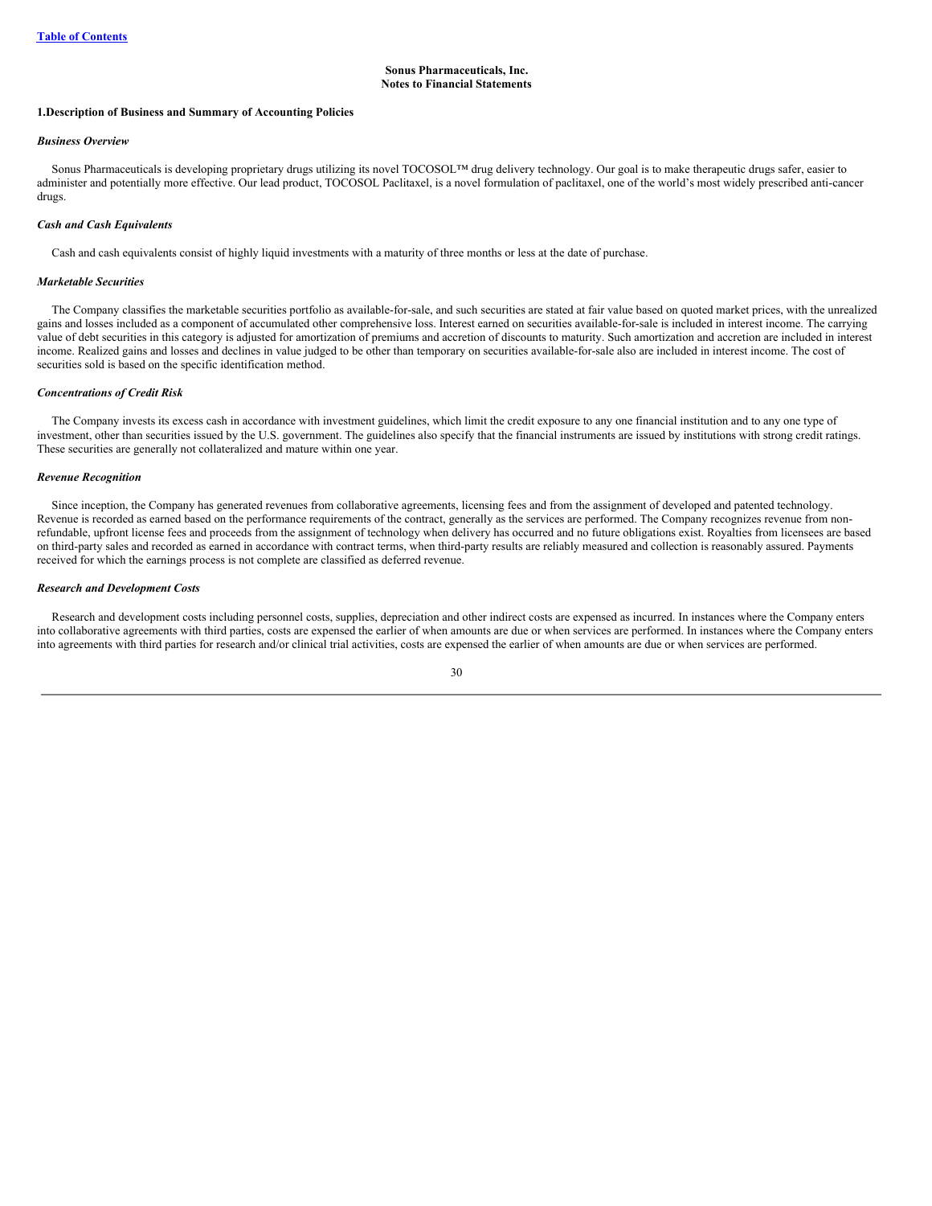**Sonus Pharmaceuticals, Inc.**
**Notes to Financial Statements**

**1.Description of Business and Summary of Accounting Policies**

***Business Overview***

Sonus Pharmaceuticals is developing proprietary drugs utilizing its novel TOCOSOL™ drug delivery technology. Our goal is to make therapeutic drugs safer, easier to administer and potentially more effective. Our lead product, TOCOSOL Paclitaxel, is a novel formulation of paclitaxel, one of the world's most widely prescribed anti-cancer drugs.

***Cash and Cash Equivalents***

Cash and cash equivalents consist of highly liquid investments with a maturity of three months or less at the date of purchase.

***Marketable Securities***

The Company classifies the marketable securities portfolio as available-for-sale, and such securities are stated at fair value based on quoted market prices, with the unrealized gains and losses included as a component of accumulated other comprehensive loss. Interest earned on securities available-for-sale is included in interest income. The carrying value of debt securities in this category is adjusted for amortization of premiums and accretion of discounts to maturity. Such amortization and accretion are included in interest income. Realized gains and losses and declines in value judged to be other than temporary on securities available-for-sale also are included in interest income. The cost of securities sold is based on the specific identification method.

***Concentrations of Credit Risk***

The Company invests its excess cash in accordance with investment guidelines, which limit the credit exposure to any one financial institution and to any one type of investment, other than securities issued by the U.S. government. The guidelines also specify that the financial instruments are issued by institutions with strong credit ratings. These securities are generally not collateralized and mature within one year.

***Revenue Recognition***

Since inception, the Company has generated revenues from collaborative agreements, licensing fees and from the assignment of developed and patented technology. Revenue is recorded as earned based on the performance requirements of the contract, generally as the services are performed. The Company recognizes revenue from non-refundable, upfront license fees and proceeds from the assignment of technology when delivery has occurred and no future obligations exist. Royalties from licensees are based on third-party sales and recorded as earned in accordance with contract terms, when third-party results are reliably measured and collection is reasonably assured. Payments received for which the earnings process is not complete are classified as deferred revenue.

***Research and Development Costs***

Research and development costs including personnel costs, supplies, depreciation and other indirect costs are expensed as incurred. In instances where the Company enters into collaborative agreements with third parties, costs are expensed the earlier of when amounts are due or when services are performed. In instances where the Company enters into agreements with third parties for research and/or clinical trial activities, costs are expensed the earlier of when amounts are due or when services are performed.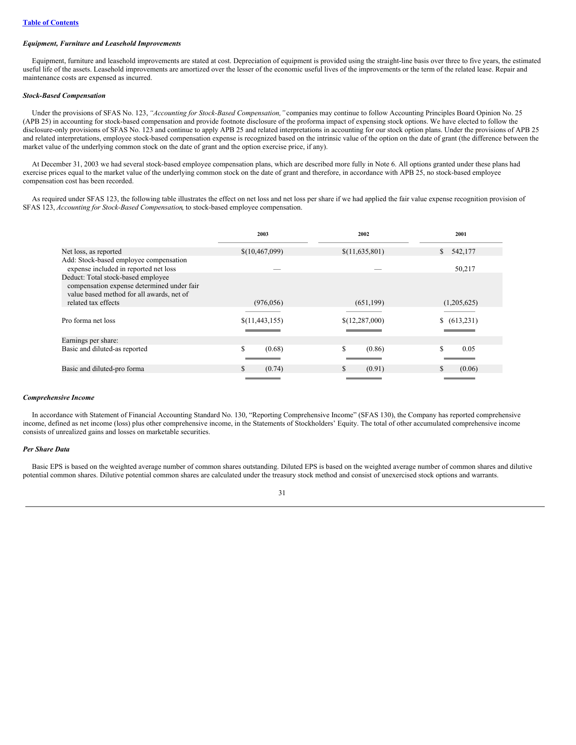### *Equipment, Furniture and Leasehold Improvements*

Equipment, furniture and leasehold improvements are stated at cost. Depreciation of equipment is provided using the straight-line basis over three to five years, the estimated useful life of the assets. Leasehold improvements are amortized over the lesser of the economic useful lives of the improvements or the term of the related lease. Repair and maintenance costs are expensed as incurred.

### *Stock-Based Compensation*

Under the provisions of SFAS No. 123, *"Accounting for Stock-Based Compensation,"* companies may continue to follow Accounting Principles Board Opinion No. 25 (APB 25) in accounting for stock-based compensation and provide footnote disclosure of the proforma impact of expensing stock options. We have elected to follow the disclosure-only provisions of SFAS No. 123 and continue to apply APB 25 and related interpretations in accounting for our stock option plans. Under the provisions of APB 25 and related interpretations, employee stock-based compensation expense is recognized based on the intrinsic value of the option on the date of grant (the difference between the market value of the underlying common stock on the date of grant and the option exercise price, if any).

At December 31, 2003 we had several stock-based employee compensation plans, which are described more fully in Note 6. All options granted under these plans had exercise prices equal to the market value of the underlying common stock on the date of grant and therefore, in accordance with APB 25, no stock-based employee compensation cost has been recorded.

As required under SFAS 123, the following table illustrates the effect on net loss and net loss per share if we had applied the fair value expense recognition provision of SFAS 123, *Accounting for Stock-Based Compensation*, to stock-based employee compensation.

| | 2003 | 2002 | 2001 |
|---|---|---|---|
| Net loss, as reported | $(10,467,099) | $(11,635,801) | $ 542,177 |
| Add: Stock-based employee compensation expense included in reported net loss | — | — | 50,217 |
| Deduct: Total stock-based employee compensation expense determined under fair value based method for all awards, net of related tax effects | (976,056) | (651,199) | (1,205,625) |
| Pro forma net loss | $(11,443,155) | $(12,287,000) | $ (613,231) |
| Earnings per share: | | | |
| Basic and diluted-as reported | $ (0.68) | $ (0.86) | $ 0.05 |
| Basic and diluted-pro forma | $ (0.74) | $ (0.91) | $ (0.06) |

### *Comprehensive Income*

In accordance with Statement of Financial Accounting Standard No. 130, "Reporting Comprehensive Income" (SFAS 130), the Company has reported comprehensive income, defined as net income (loss) plus other comprehensive income, in the Statements of Stockholders' Equity. The total of other accumulated comprehensive income consists of unrealized gains and losses on marketable securities.

### *Per Share Data*

Basic EPS is based on the weighted average number of common shares outstanding. Diluted EPS is based on the weighted average number of common shares and dilutive potential common shares. Dilutive potential common shares are calculated under the treasury stock method and consist of unexercised stock options and warrants.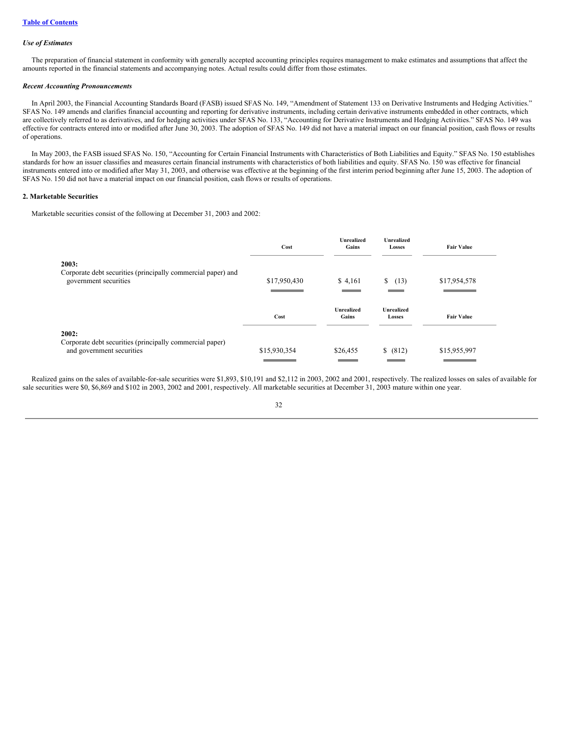*Use of Estimates*

The preparation of financial statement in conformity with generally accepted accounting principles requires management to make estimates and assumptions that affect the amounts reported in the financial statements and accompanying notes. Actual results could differ from those estimates.

*Recent Accounting Pronouncements*

In April 2003, the Financial Accounting Standards Board (FASB) issued SFAS No. 149, "Amendment of Statement 133 on Derivative Instruments and Hedging Activities." SFAS No. 149 amends and clarifies financial accounting and reporting for derivative instruments, including certain derivative instruments embedded in other contracts, which are collectively referred to as derivatives, and for hedging activities under SFAS No. 133, "Accounting for Derivative Instruments and Hedging Activities." SFAS No. 149 was effective for contracts entered into or modified after June 30, 2003. The adoption of SFAS No. 149 did not have a material impact on our financial position, cash flows or results of operations.

In May 2003, the FASB issued SFAS No. 150, "Accounting for Certain Financial Instruments with Characteristics of Both Liabilities and Equity." SFAS No. 150 establishes standards for how an issuer classifies and measures certain financial instruments with characteristics of both liabilities and equity. SFAS No. 150 was effective for financial instruments entered into or modified after May 31, 2003, and otherwise was effective at the beginning of the first interim period beginning after June 15, 2003. The adoption of SFAS No. 150 did not have a material impact on our financial position, cash flows or results of operations.

**2. Marketable Securities**

Marketable securities consist of the following at December 31, 2003 and 2002:

| | Cost | Unrealized Gains | Unrealized Losses | Fair Value |
|---|---|---|---|---|
| **2003:** | | | | |
| Corporate debt securities (principally commercial paper) and government securities | $17,950,430 | $ 4,161 | $ (13) | $17,954,578 |

| | Cost | Unrealized Gains | Unrealized Losses | Fair Value |
|---|---|---|---|---|
| **2002:** | | | | |
| Corporate debt securities (principally commercial paper) and government securities | $15,930,354 | $26,455 | $ (812) | $15,955,997 |

Realized gains on the sales of available-for-sale securities were $1,893, $10,191 and $2,112 in 2003, 2002 and 2001, respectively. The realized losses on sales of available for sale securities were $0, $6,869 and $102 in 2003, 2002 and 2001, respectively. All marketable securities at December 31, 2003 mature within one year.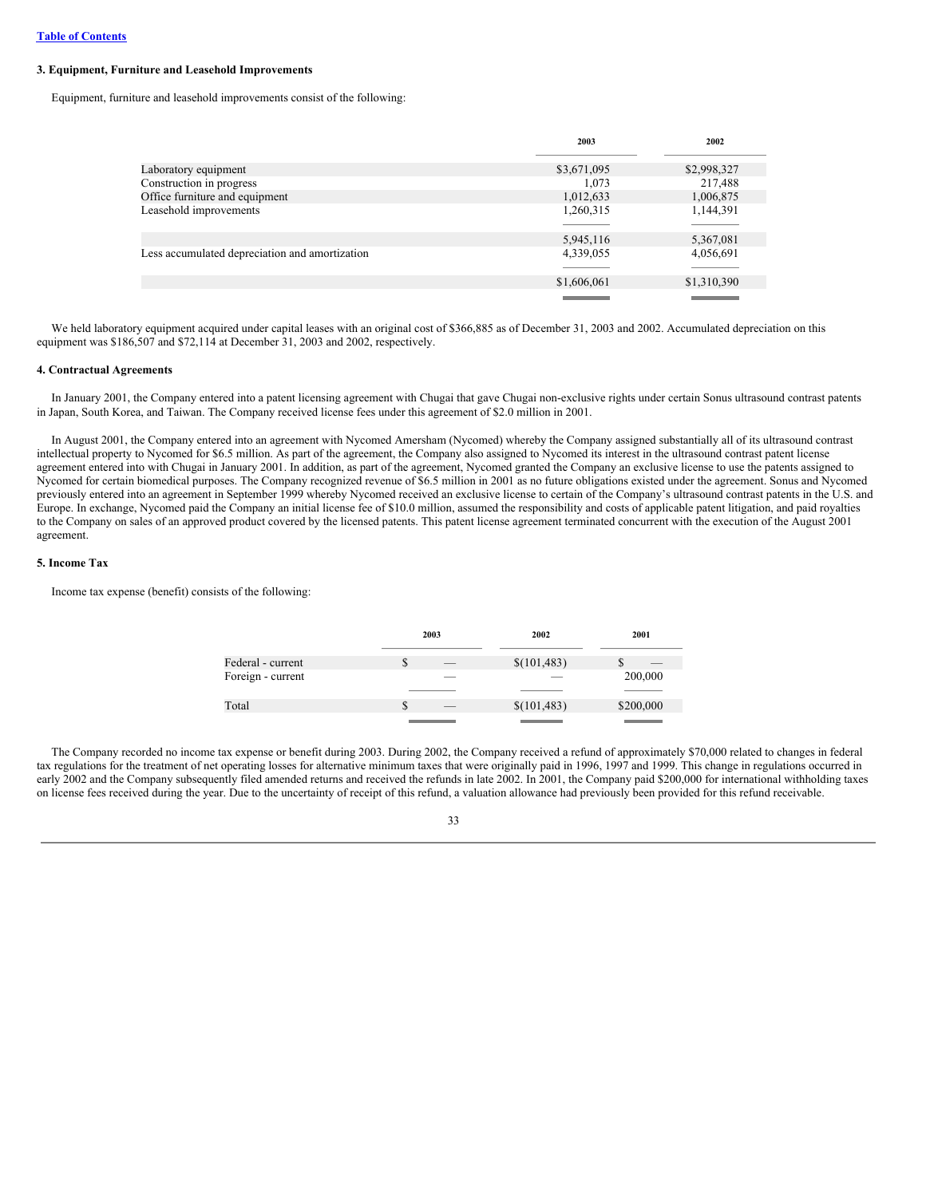[Table of Contents](#)

### 3. Equipment, Furniture and Leasehold Improvements

Equipment, furniture and leasehold improvements consist of the following:

| | 2003 | 2002 |
|---|---|---|
| Laboratory equipment | $3,671,095 | $2,998,327 |
| Construction in progress | 1,073 | 217,488 |
| Office furniture and equipment | 1,012,633 | 1,006,875 |
| Leasehold improvements | 1,260,315 | 1,144,391 |
| | 5,945,116 | 5,367,081 |
| Less accumulated depreciation and amortization | 4,339,055 | 4,056,691 |
| | $1,606,061 | $1,310,390 |

We held laboratory equipment acquired under capital leases with an original cost of $366,885 as of December 31, 2003 and 2002. Accumulated depreciation on this equipment was $186,507 and $72,114 at December 31, 2003 and 2002, respectively.

### 4. Contractual Agreements

In January 2001, the Company entered into a patent licensing agreement with Chugai that gave Chugai non-exclusive rights under certain Sonus ultrasound contrast patents in Japan, South Korea, and Taiwan. The Company received license fees under this agreement of $2.0 million in 2001.

In August 2001, the Company entered into an agreement with Nycomed Amersham (Nycomed) whereby the Company assigned substantially all of its ultrasound contrast intellectual property to Nycomed for $6.5 million. As part of the agreement, the Company also assigned to Nycomed its interest in the ultrasound contrast patent license agreement entered into with Chugai in January 2001. In addition, as part of the agreement, Nycomed granted the Company an exclusive license to use the patents assigned to Nycomed for certain biomedical purposes. The Company recognized revenue of $6.5 million in 2001 as no future obligations existed under the agreement. Sonus and Nycomed previously entered into an agreement in September 1999 whereby Nycomed received an exclusive license to certain of the Company's ultrasound contrast patents in the U.S. and Europe. In exchange, Nycomed paid the Company an initial license fee of $10.0 million, assumed the responsibility and costs of applicable patent litigation, and paid royalties to the Company on sales of an approved product covered by the licensed patents. This patent license agreement terminated concurrent with the execution of the August 2001 agreement.

### 5. Income Tax

Income tax expense (benefit) consists of the following:

| | 2003 | 2002 | 2001 |
|---|---|---|---|
| Federal - current | $ — | $(101,483) | $ — |
| Foreign - current | — | — | 200,000 |
| Total | $ — | $(101,483) | $200,000 |

The Company recorded no income tax expense or benefit during 2003. During 2002, the Company received a refund of approximately $70,000 related to changes in federal tax regulations for the treatment of net operating losses for alternative minimum taxes that were originally paid in 1996, 1997 and 1999. This change in regulations occurred in early 2002 and the Company subsequently filed amended returns and received the refunds in late 2002. In 2001, the Company paid $200,000 for international withholding taxes on license fees received during the year. Due to the uncertainty of receipt of this refund, a valuation allowance had previously been provided for this refund receivable.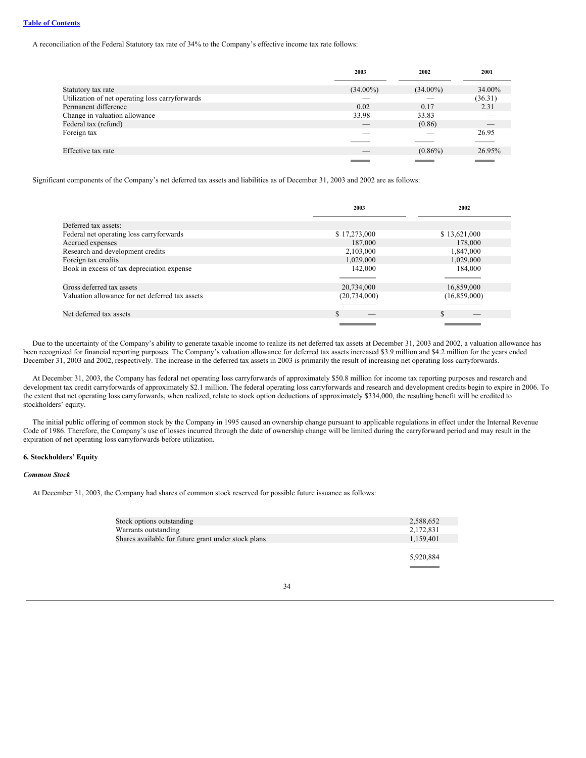A reconciliation of the Federal Statutory tax rate of 34% to the Company's effective income tax rate follows:

| | 2003 | 2002 | 2001 |
|---|---|---|---|
| Statutory tax rate | (34.00%) | (34.00%) | 34.00% |
| Utilization of net operating loss carryforwards | — | — | (36.31) |
| Permanent difference | 0.02 | 0.17 | 2.31 |
| Change in valuation allowance | 33.98 | 33.83 | — |
| Federal tax (refund) | — | (0.86) | — |
| Foreign tax | — | — | 26.95 |
| Effective tax rate | — | (0.86%) | 26.95% |

Significant components of the Company's net deferred tax assets and liabilities as of December 31, 2003 and 2002 are as follows:

| | 2003 | 2002 |
|---|---|---|
| Deferred tax assets: | | |
| Federal net operating loss carryforwards | $ 17,273,000 | $ 13,621,000 |
| Accrued expenses | 187,000 | 178,000 |
| Research and development credits | 2,103,000 | 1,847,000 |
| Foreign tax credits | 1,029,000 | 1,029,000 |
| Book in excess of tax depreciation expense | 142,000 | 184,000 |
| Gross deferred tax assets | 20,734,000 | 16,859,000 |
| Valuation allowance for net deferred tax assets | (20,734,000) | (16,859,000) |
| Net deferred tax assets | $ — | $ — |

Due to the uncertainty of the Company's ability to generate taxable income to realize its net deferred tax assets at December 31, 2003 and 2002, a valuation allowance has been recognized for financial reporting purposes. The Company's valuation allowance for deferred tax assets increased $3.9 million and $4.2 million for the years ended December 31, 2003 and 2002, respectively. The increase in the deferred tax assets in 2003 is primarily the result of increasing net operating loss carryforwards.

At December 31, 2003, the Company has federal net operating loss carryforwards of approximately $50.8 million for income tax reporting purposes and research and development tax credit carryforwards of approximately $2.1 million. The federal operating loss carryforwards and research and development credits begin to expire in 2006. To the extent that net operating loss carryforwards, when realized, relate to stock option deductions of approximately $334,000, the resulting benefit will be credited to stockholders' equity.

The initial public offering of common stock by the Company in 1995 caused an ownership change pursuant to applicable regulations in effect under the Internal Revenue Code of 1986. Therefore, the Company's use of losses incurred through the date of ownership change will be limited during the carryforward period and may result in the expiration of net operating loss carryforwards before utilization.

**6. Stockholders' Equity**

***Common Stock***

At December 31, 2003, the Company had shares of common stock reserved for possible future issuance as follows:

| | |
|---|---|
| Stock options outstanding | 2,588,652 |
| Warrants outstanding | 2,172,831 |
| Shares available for future grant under stock plans | 1,159,401 |
| | 5,920,884 |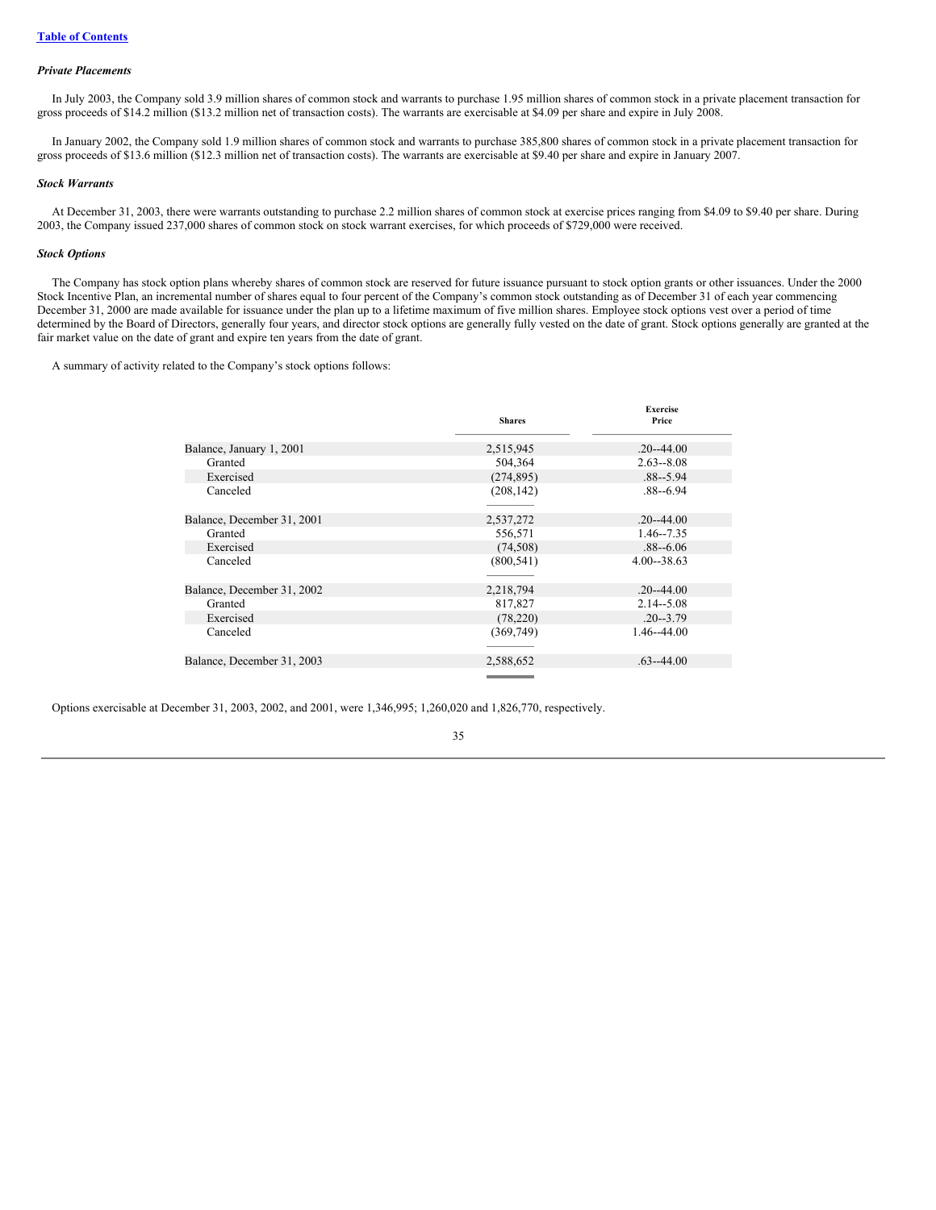Table of Contents

***Private Placements***

In July 2003, the Company sold 3.9 million shares of common stock and warrants to purchase 1.95 million shares of common stock in a private placement transaction for gross proceeds of $14.2 million ($13.2 million net of transaction costs). The warrants are exercisable at $4.09 per share and expire in July 2008.

In January 2002, the Company sold 1.9 million shares of common stock and warrants to purchase 385,800 shares of common stock in a private placement transaction for gross proceeds of $13.6 million ($12.3 million net of transaction costs). The warrants are exercisable at $9.40 per share and expire in January 2007.

***Stock Warrants***

At December 31, 2003, there were warrants outstanding to purchase 2.2 million shares of common stock at exercise prices ranging from $4.09 to $9.40 per share. During 2003, the Company issued 237,000 shares of common stock on stock warrant exercises, for which proceeds of $729,000 were received.

***Stock Options***

The Company has stock option plans whereby shares of common stock are reserved for future issuance pursuant to stock option grants or other issuances. Under the 2000 Stock Incentive Plan, an incremental number of shares equal to four percent of the Company's common stock outstanding as of December 31 of each year commencing December 31, 2000 are made available for issuance under the plan up to a lifetime maximum of five million shares. Employee stock options vest over a period of time determined by the Board of Directors, generally four years, and director stock options are generally fully vested on the date of grant. Stock options generally are granted at the fair market value on the date of grant and expire ten years from the date of grant.

A summary of activity related to the Company's stock options follows:

| | Shares | Exercise Price |
|---|---|---|
| Balance, January 1, 2001 | 2,515,945 | .20--44.00 |
| Granted | 504,364 | 2.63--8.08 |
| Exercised | (274,895) | .88--5.94 |
| Canceled | (208,142) | .88--6.94 |
| Balance, December 31, 2001 | 2,537,272 | .20--44.00 |
| Granted | 556,571 | 1.46--7.35 |
| Exercised | (74,508) | .88--6.06 |
| Canceled | (800,541) | 4.00--38.63 |
| Balance, December 31, 2002 | 2,218,794 | .20--44.00 |
| Granted | 817,827 | 2.14--5.08 |
| Exercised | (78,220) | .20--3.79 |
| Canceled | (369,749) | 1.46--44.00 |
| Balance, December 31, 2003 | 2,588,652 | .63--44.00 |

Options exercisable at December 31, 2003, 2002, and 2001, were 1,346,995; 1,260,020 and 1,826,770, respectively.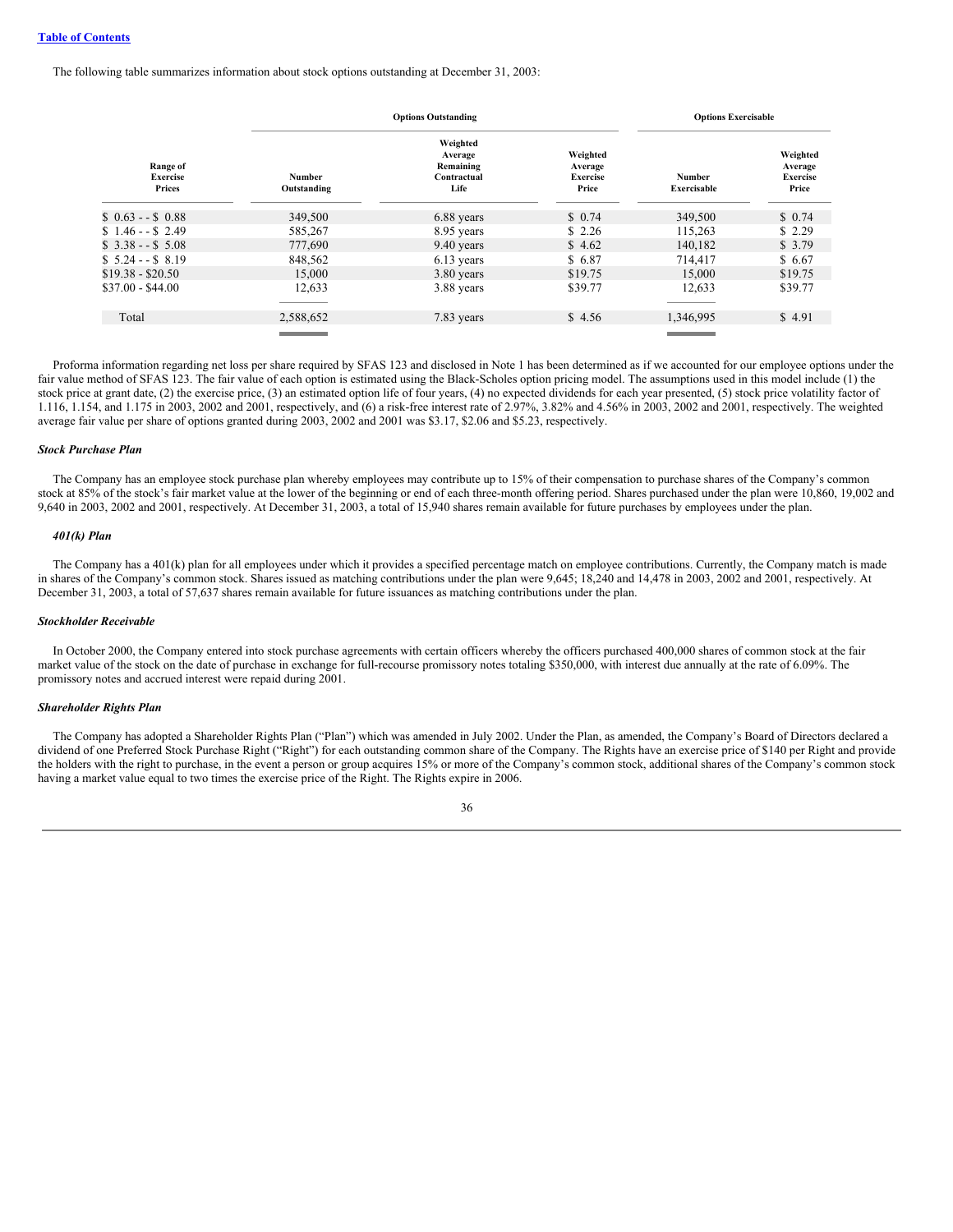The following table summarizes information about stock options outstanding at December 31, 2003:

| | Options Outstanding | | | Options Exercisable | |
|---|---|---|---|---|---|
| Range of Exercise Prices | Number Outstanding | Weighted Average Remaining Contractual Life | Weighted Average Exercise Price | Number Exercisable | Weighted Average Exercise Price |
| $ 0.63 - - $ 0.88 | 349,500 | 6.88 years | $ 0.74 | 349,500 | $ 0.74 |
| $ 1.46 - - $ 2.49 | 585,267 | 8.95 years | $ 2.26 | 115,263 | $ 2.29 |
| $ 3.38 - - $ 5.08 | 777,690 | 9.40 years | $ 4.62 | 140,182 | $ 3.79 |
| $ 5.24 - - $ 8.19 | 848,562 | 6.13 years | $ 6.87 | 714,417 | $ 6.67 |
| $19.38 - $20.50 | 15,000 | 3.80 years | $19.75 | 15,000 | $19.75 |
| $37.00 - $44.00 | 12,633 | 3.88 years | $39.77 | 12,633 | $39.77 |
| Total | 2,588,652 | 7.83 years | $ 4.56 | 1,346,995 | $ 4.91 |

Proforma information regarding net loss per share required by SFAS 123 and disclosed in Note 1 has been determined as if we accounted for our employee options under the fair value method of SFAS 123. The fair value of each option is estimated using the Black-Scholes option pricing model. The assumptions used in this model include (1) the stock price at grant date, (2) the exercise price, (3) an estimated option life of four years, (4) no expected dividends for each year presented, (5) stock price volatility factor of 1.116, 1.154, and 1.175 in 2003, 2002 and 2001, respectively, and (6) a risk-free interest rate of 2.97%, 3.82% and 4.56% in 2003, 2002 and 2001, respectively. The weighted average fair value per share of options granted during 2003, 2002 and 2001 was $3.17, $2.06 and $5.23, respectively.

***Stock Purchase Plan***

The Company has an employee stock purchase plan whereby employees may contribute up to 15% of their compensation to purchase shares of the Company's common stock at 85% of the stock's fair market value at the lower of the beginning or end of each three-month offering period. Shares purchased under the plan were 10,860, 19,002 and 9,640 in 2003, 2002 and 2001, respectively. At December 31, 2003, a total of 15,940 shares remain available for future purchases by employees under the plan.

***401(k) Plan***

The Company has a 401(k) plan for all employees under which it provides a specified percentage match on employee contributions. Currently, the Company match is made in shares of the Company's common stock. Shares issued as matching contributions under the plan were 9,645; 18,240 and 14,478 in 2003, 2002 and 2001, respectively. At December 31, 2003, a total of 57,637 shares remain available for future issuances as matching contributions under the plan.

***Stockholder Receivable***

In October 2000, the Company entered into stock purchase agreements with certain officers whereby the officers purchased 400,000 shares of common stock at the fair market value of the stock on the date of purchase in exchange for full-recourse promissory notes totaling $350,000, with interest due annually at the rate of 6.09%. The promissory notes and accrued interest were repaid during 2001.

***Shareholder Rights Plan***

The Company has adopted a Shareholder Rights Plan ("Plan") which was amended in July 2002. Under the Plan, as amended, the Company's Board of Directors declared a dividend of one Preferred Stock Purchase Right ("Right") for each outstanding common share of the Company. The Rights have an exercise price of $140 per Right and provide the holders with the right to purchase, in the event a person or group acquires 15% or more of the Company's common stock, additional shares of the Company's common stock having a market value equal to two times the exercise price of the Right. The Rights expire in 2006.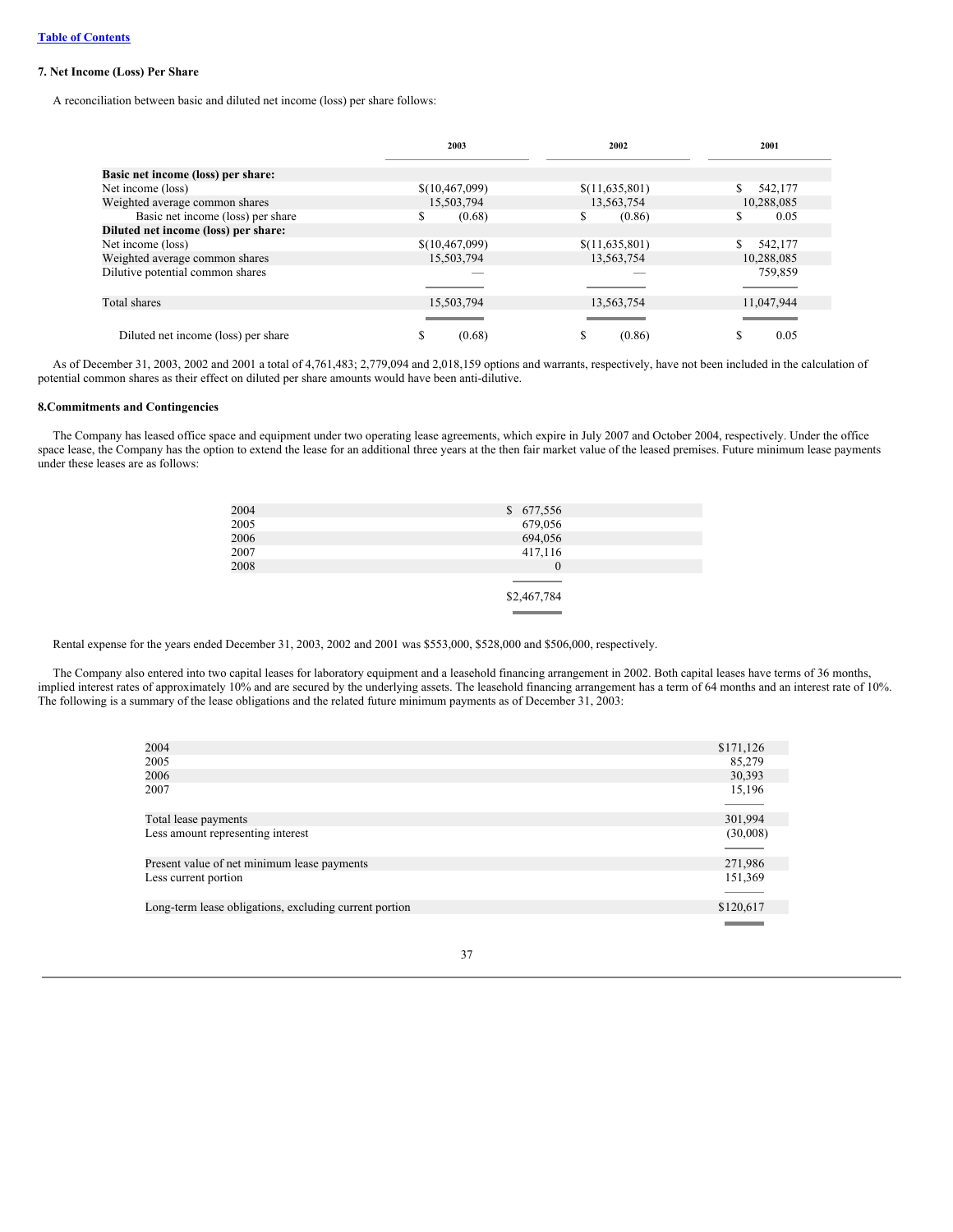[Table of Contents](#)

### 7. Net Income (Loss) Per Share

A reconciliation between basic and diluted net income (loss) per share follows:

| | 2003 | 2002 | 2001 |
|---|---|---|---|
| **Basic net income (loss) per share:** | | | |
| Net income (loss) | $(10,467,099) | $(11,635,801) | $ 542,177 |
| Weighted average common shares | 15,503,794 | 13,563,754 | 10,288,085 |
| Basic net income (loss) per share | $ (0.68) | $ (0.86) | $ 0.05 |
| **Diluted net income (loss) per share:** | | | |
| Net income (loss) | $(10,467,099) | $(11,635,801) | $ 542,177 |
| Weighted average common shares | 15,503,794 | 13,563,754 | 10,288,085 |
| Dilutive potential common shares | — | — | 759,859 |
| Total shares | 15,503,794 | 13,563,754 | 11,047,944 |
| Diluted net income (loss) per share | $ (0.68) | $ (0.86) | $ 0.05 |

As of December 31, 2003, 2002 and 2001 a total of 4,761,483; 2,779,094 and 2,018,159 options and warrants, respectively, have not been included in the calculation of potential common shares as their effect on diluted per share amounts would have been anti-dilutive.

### 8.Commitments and Contingencies

The Company has leased office space and equipment under two operating lease agreements, which expire in July 2007 and October 2004, respectively. Under the office space lease, the Company has the option to extend the lease for an additional three years at the then fair market value of the leased premises. Future minimum lease payments under these leases are as follows:

| | |
|---|---|
| 2004 | $ 677,556 |
| 2005 | 679,056 |
| 2006 | 694,056 |
| 2007 | 417,116 |
| 2008 | 0 |
| | $2,467,784 |

Rental expense for the years ended December 31, 2003, 2002 and 2001 was $553,000, $528,000 and $506,000, respectively.

The Company also entered into two capital leases for laboratory equipment and a leasehold financing arrangement in 2002. Both capital leases have terms of 36 months, implied interest rates of approximately 10% and are secured by the underlying assets. The leasehold financing arrangement has a term of 64 months and an interest rate of 10%. The following is a summary of the lease obligations and the related future minimum payments as of December 31, 2003:

| | |
|---|---|
| 2004 | $171,126 |
| 2005 | 85,279 |
| 2006 | 30,393 |
| 2007 | 15,196 |
| Total lease payments | 301,994 |
| Less amount representing interest | (30,008) |
| Present value of net minimum lease payments | 271,986 |
| Less current portion | 151,369 |
| Long-term lease obligations, excluding current portion | $120,617 |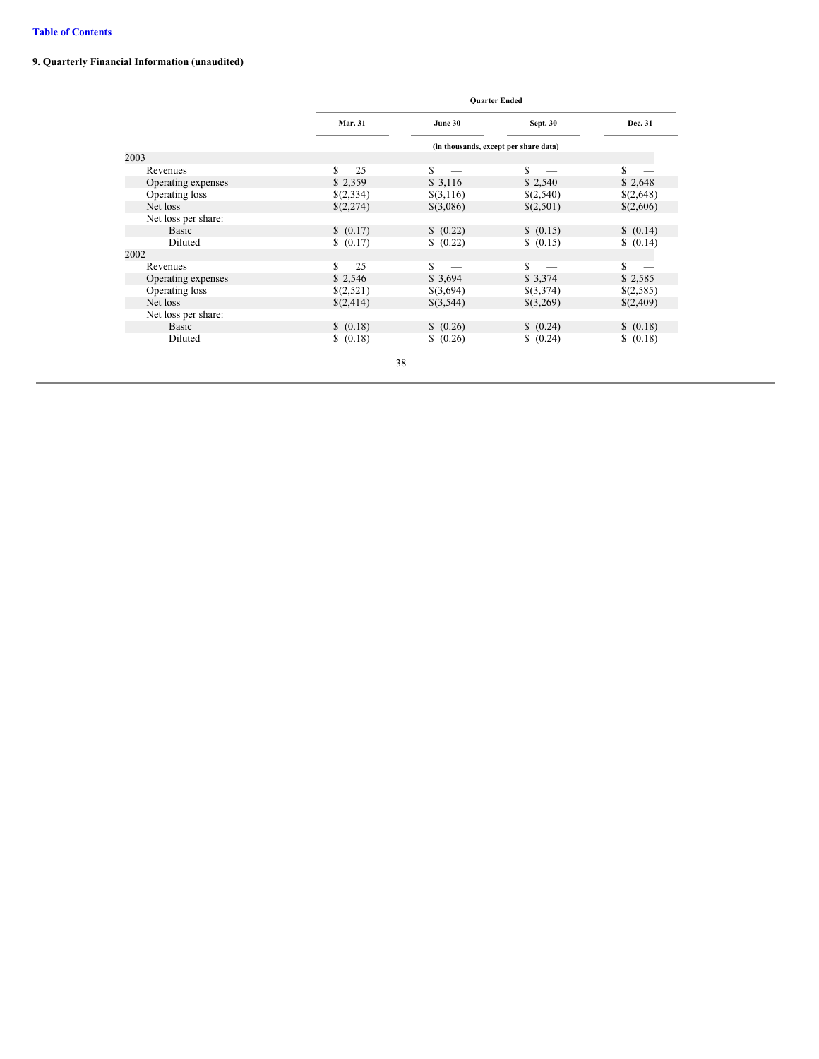**Table of Contents**

**9. Quarterly Financial Information (unaudited)**

| | Quarter Ended | | | |
|---|---|---|---|---|
| | Mar. 31 | June 30 | Sept. 30 | Dec. 31 |
| | (in thousands, except per share data) | | | |
| **2003** | | | | |
| Revenues | $ 25 | $ — | $ — | $ — |
| Operating expenses | $ 2,359 | $ 3,116 | $ 2,540 | $ 2,648 |
| Operating loss | $(2,334) | $(3,116) | $(2,540) | $(2,648) |
| Net loss | $(2,274) | $(3,086) | $(2,501) | $(2,606) |
| Net loss per share: | | | | |
| Basic | $ (0.17) | $ (0.22) | $ (0.15) | $ (0.14) |
| Diluted | $ (0.17) | $ (0.22) | $ (0.15) | $ (0.14) |
| **2002** | | | | |
| Revenues | $ 25 | $ — | $ — | $ — |
| Operating expenses | $ 2,546 | $ 3,694 | $ 3,374 | $ 2,585 |
| Operating loss | $(2,521) | $(3,694) | $(3,374) | $(2,585) |
| Net loss | $(2,414) | $(3,544) | $(3,269) | $(2,409) |
| Net loss per share: | | | | |
| Basic | $ (0.18) | $ (0.26) | $ (0.24) | $ (0.18) |
| Diluted | $ (0.18) | $ (0.26) | $ (0.24) | $ (0.18) |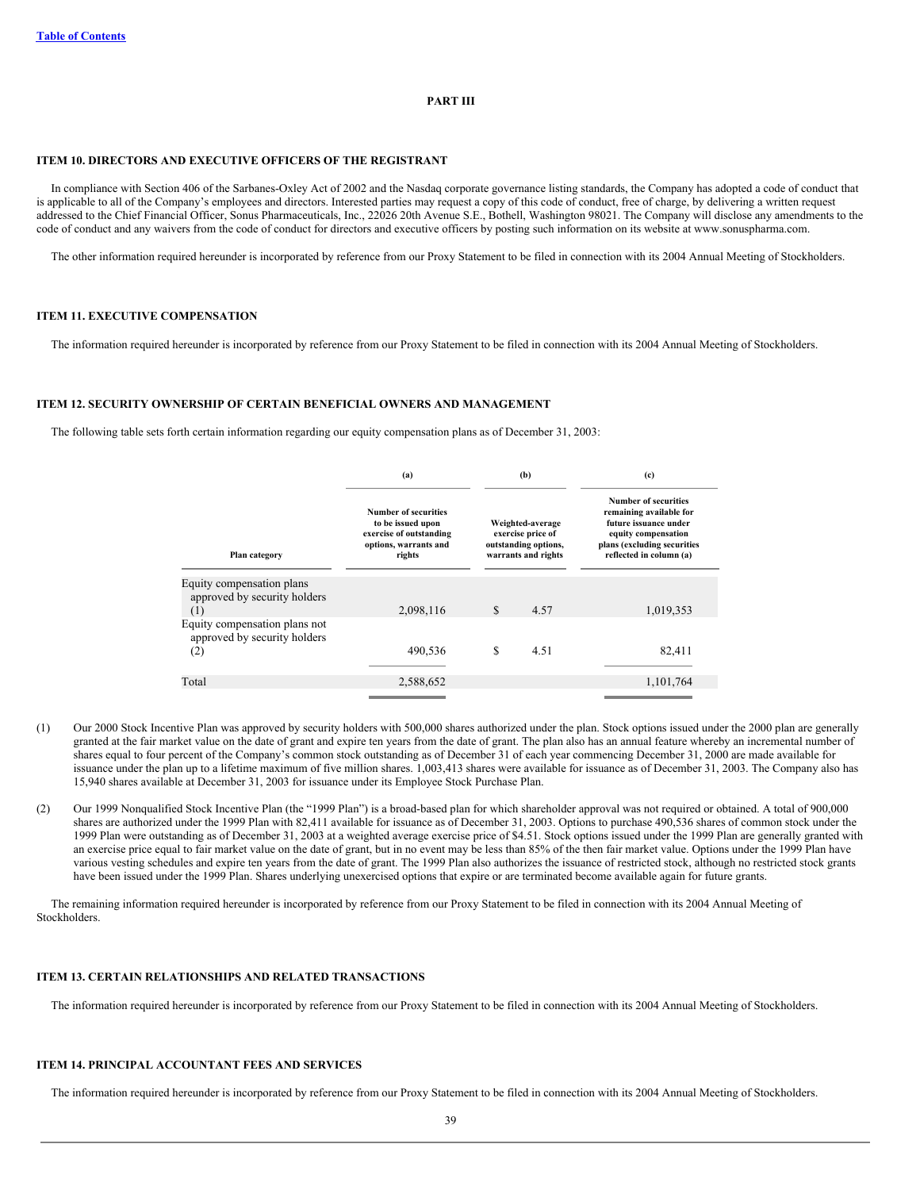Table of Contents

# PART III

## ITEM 10. DIRECTORS AND EXECUTIVE OFFICERS OF THE REGISTRANT

In compliance with Section 406 of the Sarbanes-Oxley Act of 2002 and the Nasdaq corporate governance listing standards, the Company has adopted a code of conduct that is applicable to all of the Company's employees and directors. Interested parties may request a copy of this code of conduct, free of charge, by delivering a written request addressed to the Chief Financial Officer, Sonus Pharmaceuticals, Inc., 22026 20th Avenue S.E., Bothell, Washington 98021. The Company will disclose any amendments to the code of conduct and any waivers from the code of conduct for directors and executive officers by posting such information on its website at www.sonuspharma.com.

The other information required hereunder is incorporated by reference from our Proxy Statement to be filed in connection with its 2004 Annual Meeting of Stockholders.

## ITEM 11. EXECUTIVE COMPENSATION

The information required hereunder is incorporated by reference from our Proxy Statement to be filed in connection with its 2004 Annual Meeting of Stockholders.

## ITEM 12. SECURITY OWNERSHIP OF CERTAIN BENEFICIAL OWNERS AND MANAGEMENT

The following table sets forth certain information regarding our equity compensation plans as of December 31, 2003:

| Plan category | (a) Number of securities to be issued upon exercise of outstanding options, warrants and rights | (b) Weighted-average exercise price of outstanding options, warrants and rights | (c) Number of securities remaining available for future issuance under equity compensation plans (excluding securities reflected in column (a)) |
|---|---|---|---|
| Equity compensation plans approved by security holders (1) | 2,098,116 | $ 4.57 | 1,019,353 |
| Equity compensation plans not approved by security holders (2) | 490,536 | $ 4.51 | 82,411 |
| Total | 2,588,652 | | 1,101,764 |

(1) Our 2000 Stock Incentive Plan was approved by security holders with 500,000 shares authorized under the plan. Stock options issued under the 2000 plan are generally granted at the fair market value on the date of grant and expire ten years from the date of grant. The plan also has an annual feature whereby an incremental number of shares equal to four percent of the Company's common stock outstanding as of December 31 of each year commencing December 31, 2000 are made available for issuance under the plan up to a lifetime maximum of five million shares. 1,003,413 shares were available for issuance as of December 31, 2003. The Company also has 15,940 shares available at December 31, 2003 for issuance under its Employee Stock Purchase Plan.

(2) Our 1999 Nonqualified Stock Incentive Plan (the "1999 Plan") is a broad-based plan for which shareholder approval was not required or obtained. A total of 900,000 shares are authorized under the 1999 Plan with 82,411 available for issuance as of December 31, 2003. Options to purchase 490,536 shares of common stock under the 1999 Plan were outstanding as of December 31, 2003 at a weighted average exercise price of $4.51. Stock options issued under the 1999 Plan are generally granted with an exercise price equal to fair market value on the date of grant, but in no event may be less than 85% of the then fair market value. Options under the 1999 Plan have various vesting schedules and expire ten years from the date of grant. The 1999 Plan also authorizes the issuance of restricted stock, although no restricted stock grants have been issued under the 1999 Plan. Shares underlying unexercised options that expire or are terminated become available again for future grants.

The remaining information required hereunder is incorporated by reference from our Proxy Statement to be filed in connection with its 2004 Annual Meeting of Stockholders.

## ITEM 13. CERTAIN RELATIONSHIPS AND RELATED TRANSACTIONS

The information required hereunder is incorporated by reference from our Proxy Statement to be filed in connection with its 2004 Annual Meeting of Stockholders.

## ITEM 14. PRINCIPAL ACCOUNTANT FEES AND SERVICES

The information required hereunder is incorporated by reference from our Proxy Statement to be filed in connection with its 2004 Annual Meeting of Stockholders.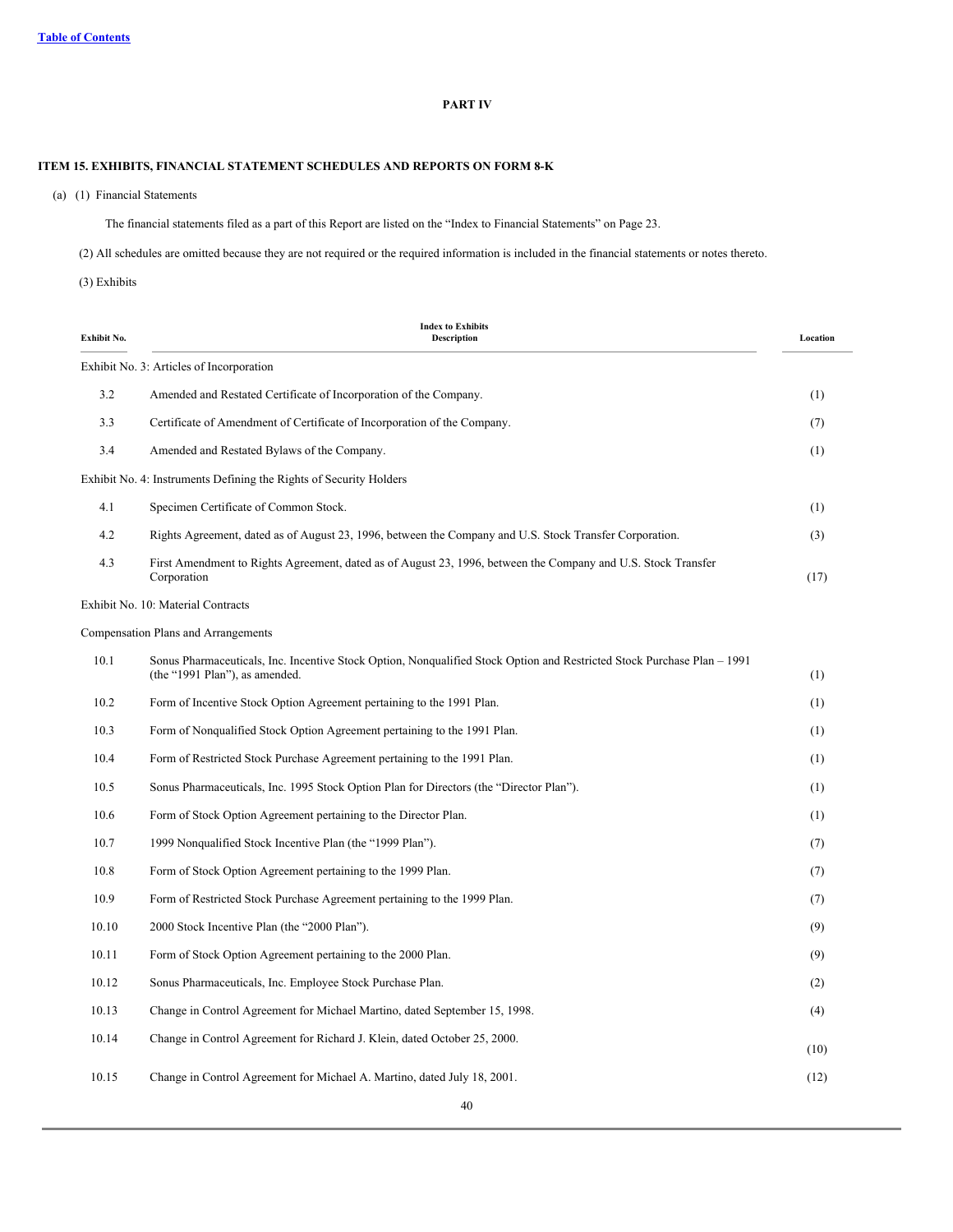## PART IV

### ITEM 15. EXHIBITS, FINANCIAL STATEMENT SCHEDULES AND REPORTS ON FORM 8-K

(a) (1) Financial Statements

The financial statements filed as a part of this Report are listed on the "Index to Financial Statements" on Page 23.

(2) All schedules are omitted because they are not required or the required information is included in the financial statements or notes thereto.

(3) Exhibits

| Exhibit No. | Index to Exhibits Description | Location |
|---|---|---|
| Exhibit No. 3: Articles of Incorporation | | |
| 3.2 | Amended and Restated Certificate of Incorporation of the Company. | (1) |
| 3.3 | Certificate of Amendment of Certificate of Incorporation of the Company. | (7) |
| 3.4 | Amended and Restated Bylaws of the Company. | (1) |
| Exhibit No. 4: Instruments Defining the Rights of Security Holders | | |
| 4.1 | Specimen Certificate of Common Stock. | (1) |
| 4.2 | Rights Agreement, dated as of August 23, 1996, between the Company and U.S. Stock Transfer Corporation. | (3) |
| 4.3 | First Amendment to Rights Agreement, dated as of August 23, 1996, between the Company and U.S. Stock Transfer Corporation | (17) |
| Exhibit No. 10: Material Contracts | | |
| Compensation Plans and Arrangements | | |
| 10.1 | Sonus Pharmaceuticals, Inc. Incentive Stock Option, Nonqualified Stock Option and Restricted Stock Purchase Plan – 1991 (the "1991 Plan"), as amended. | (1) |
| 10.2 | Form of Incentive Stock Option Agreement pertaining to the 1991 Plan. | (1) |
| 10.3 | Form of Nonqualified Stock Option Agreement pertaining to the 1991 Plan. | (1) |
| 10.4 | Form of Restricted Stock Purchase Agreement pertaining to the 1991 Plan. | (1) |
| 10.5 | Sonus Pharmaceuticals, Inc. 1995 Stock Option Plan for Directors (the "Director Plan"). | (1) |
| 10.6 | Form of Stock Option Agreement pertaining to the Director Plan. | (1) |
| 10.7 | 1999 Nonqualified Stock Incentive Plan (the "1999 Plan"). | (7) |
| 10.8 | Form of Stock Option Agreement pertaining to the 1999 Plan. | (7) |
| 10.9 | Form of Restricted Stock Purchase Agreement pertaining to the 1999 Plan. | (7) |
| 10.10 | 2000 Stock Incentive Plan (the "2000 Plan"). | (9) |
| 10.11 | Form of Stock Option Agreement pertaining to the 2000 Plan. | (9) |
| 10.12 | Sonus Pharmaceuticals, Inc. Employee Stock Purchase Plan. | (2) |
| 10.13 | Change in Control Agreement for Michael Martino, dated September 15, 1998. | (4) |
| 10.14 | Change in Control Agreement for Richard J. Klein, dated October 25, 2000. | (10) |
| 10.15 | Change in Control Agreement for Michael A. Martino, dated July 18, 2001. | (12) |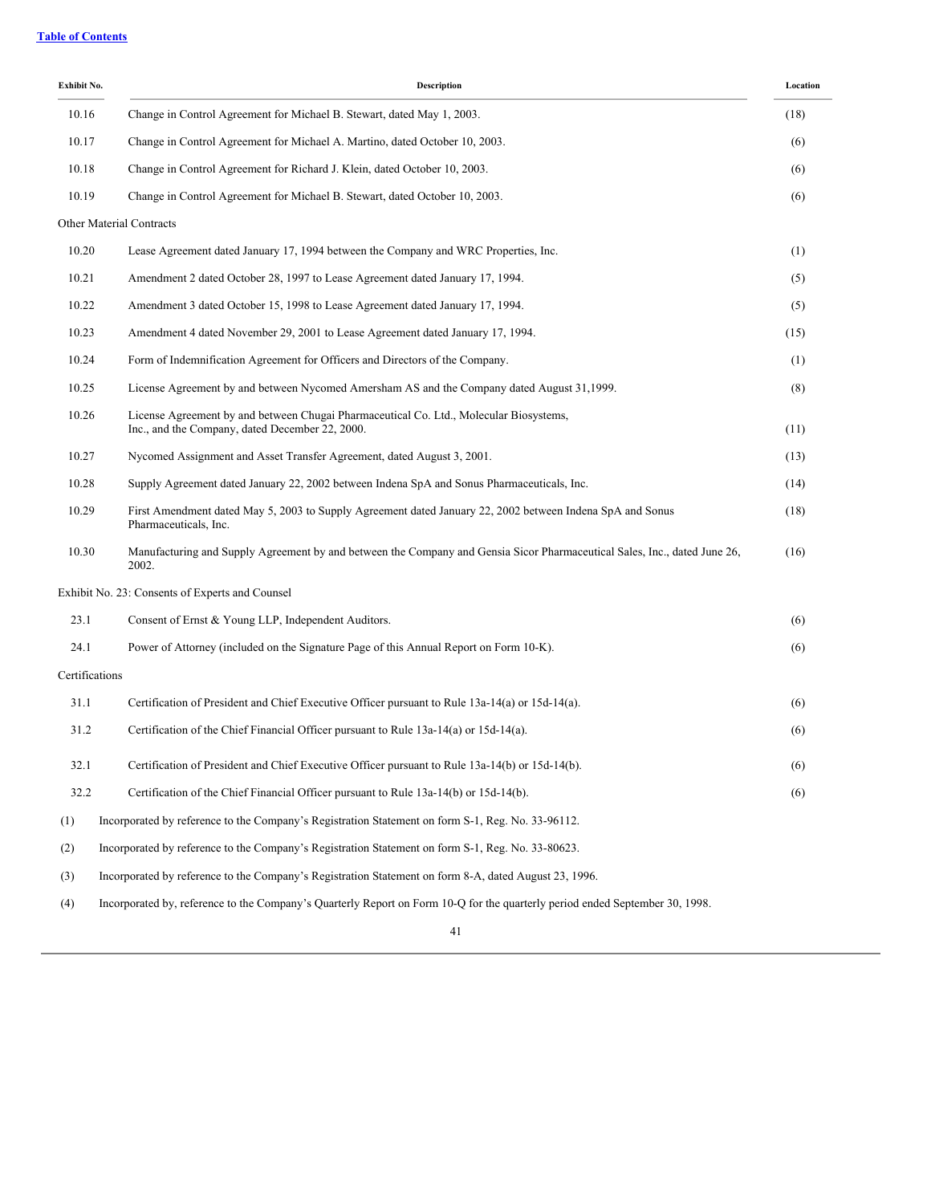[Table of Contents](#)

| Exhibit No. | Description | Location |
|---|---|---|
| 10.16 | Change in Control Agreement for Michael B. Stewart, dated May 1, 2003. | (18) |
| 10.17 | Change in Control Agreement for Michael A. Martino, dated October 10, 2003. | (6) |
| 10.18 | Change in Control Agreement for Richard J. Klein, dated October 10, 2003. | (6) |
| 10.19 | Change in Control Agreement for Michael B. Stewart, dated October 10, 2003. | (6) |
| Other Material Contracts | | |
| 10.20 | Lease Agreement dated January 17, 1994 between the Company and WRC Properties, Inc. | (1) |
| 10.21 | Amendment 2 dated October 28, 1997 to Lease Agreement dated January 17, 1994. | (5) |
| 10.22 | Amendment 3 dated October 15, 1998 to Lease Agreement dated January 17, 1994. | (5) |
| 10.23 | Amendment 4 dated November 29, 2001 to Lease Agreement dated January 17, 1994. | (15) |
| 10.24 | Form of Indemnification Agreement for Officers and Directors of the Company. | (1) |
| 10.25 | License Agreement by and between Nycomed Amersham AS and the Company dated August 31,1999. | (8) |
| 10.26 | License Agreement by and between Chugai Pharmaceutical Co. Ltd., Molecular Biosystems, Inc., and the Company, dated December 22, 2000. | (11) |
| 10.27 | Nycomed Assignment and Asset Transfer Agreement, dated August 3, 2001. | (13) |
| 10.28 | Supply Agreement dated January 22, 2002 between Indena SpA and Sonus Pharmaceuticals, Inc. | (14) |
| 10.29 | First Amendment dated May 5, 2003 to Supply Agreement dated January 22, 2002 between Indena SpA and Sonus Pharmaceuticals, Inc. | (18) |
| 10.30 | Manufacturing and Supply Agreement by and between the Company and Gensia Sicor Pharmaceutical Sales, Inc., dated June 26, 2002. | (16) |
| Exhibit No. 23: Consents of Experts and Counsel | | |
| 23.1 | Consent of Ernst & Young LLP, Independent Auditors. | (6) |
| 24.1 | Power of Attorney (included on the Signature Page of this Annual Report on Form 10-K). | (6) |
| Certifications | | |
| 31.1 | Certification of President and Chief Executive Officer pursuant to Rule 13a-14(a) or 15d-14(a). | (6) |
| 31.2 | Certification of the Chief Financial Officer pursuant to Rule 13a-14(a) or 15d-14(a). | (6) |
| 32.1 | Certification of President and Chief Executive Officer pursuant to Rule 13a-14(b) or 15d-14(b). | (6) |
| 32.2 | Certification of the Chief Financial Officer pursuant to Rule 13a-14(b) or 15d-14(b). | (6) |

(1) Incorporated by reference to the Company's Registration Statement on form S-1, Reg. No. 33-96112.

(2) Incorporated by reference to the Company's Registration Statement on form S-1, Reg. No. 33-80623.

(3) Incorporated by reference to the Company's Registration Statement on form 8-A, dated August 23, 1996.

(4) Incorporated by, reference to the Company's Quarterly Report on Form 10-Q for the quarterly period ended September 30, 1998.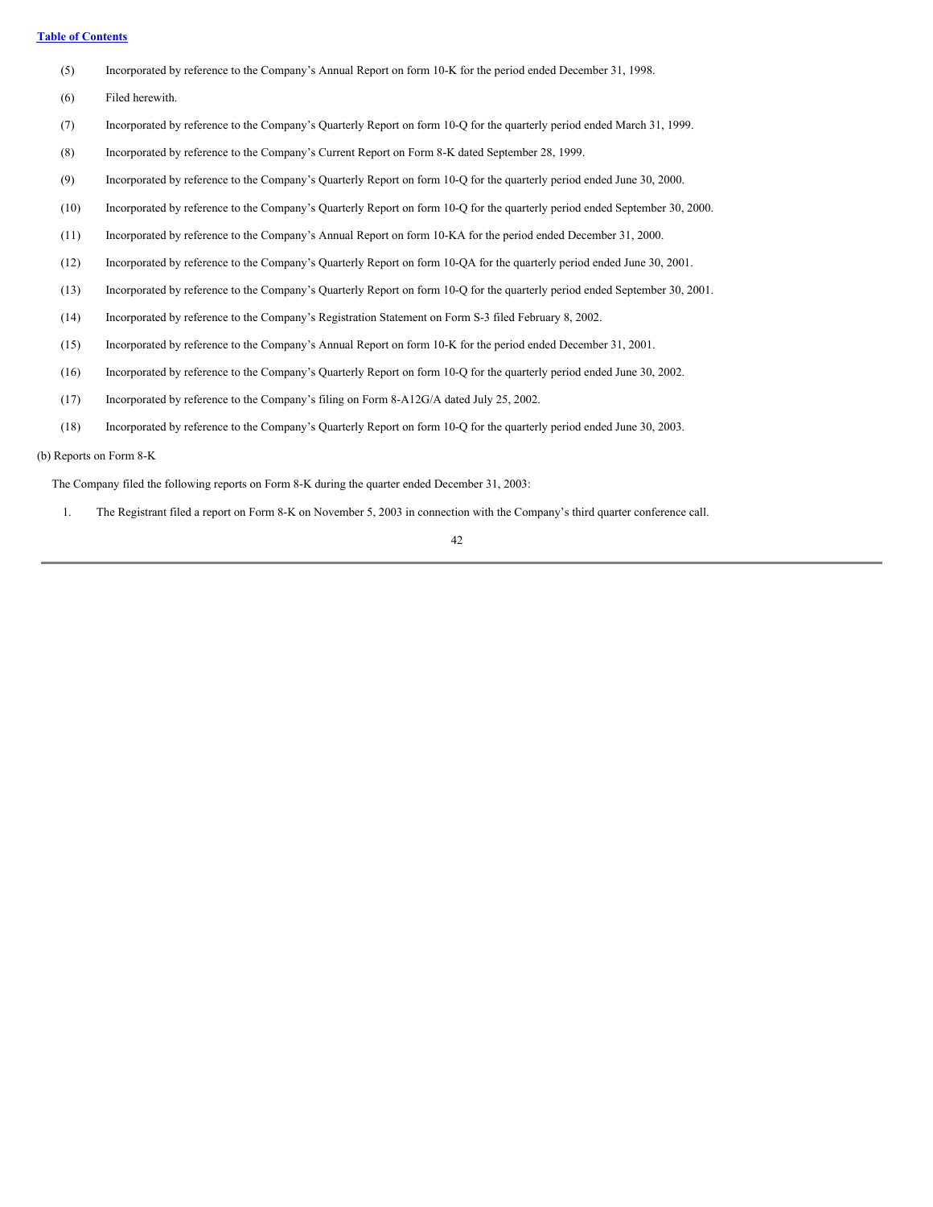(5) Incorporated by reference to the Company's Annual Report on form 10-K for the period ended December 31, 1998.

(6) Filed herewith.

(7) Incorporated by reference to the Company's Quarterly Report on form 10-Q for the quarterly period ended March 31, 1999.

(8) Incorporated by reference to the Company's Current Report on Form 8-K dated September 28, 1999.

(9) Incorporated by reference to the Company's Quarterly Report on form 10-Q for the quarterly period ended June 30, 2000.

(10) Incorporated by reference to the Company's Quarterly Report on form 10-Q for the quarterly period ended September 30, 2000.

(11) Incorporated by reference to the Company's Annual Report on form 10-KA for the period ended December 31, 2000.

(12) Incorporated by reference to the Company's Quarterly Report on form 10-QA for the quarterly period ended June 30, 2001.

(13) Incorporated by reference to the Company's Quarterly Report on form 10-Q for the quarterly period ended September 30, 2001.

(14) Incorporated by reference to the Company's Registration Statement on Form S-3 filed February 8, 2002.

(15) Incorporated by reference to the Company's Annual Report on form 10-K for the period ended December 31, 2001.

(16) Incorporated by reference to the Company's Quarterly Report on form 10-Q for the quarterly period ended June 30, 2002.

(17) Incorporated by reference to the Company's filing on Form 8-A12G/A dated July 25, 2002.

(18) Incorporated by reference to the Company's Quarterly Report on form 10-Q for the quarterly period ended June 30, 2003.

(b) Reports on Form 8-K

The Company filed the following reports on Form 8-K during the quarter ended December 31, 2003:

1. The Registrant filed a report on Form 8-K on November 5, 2003 in connection with the Company's third quarter conference call.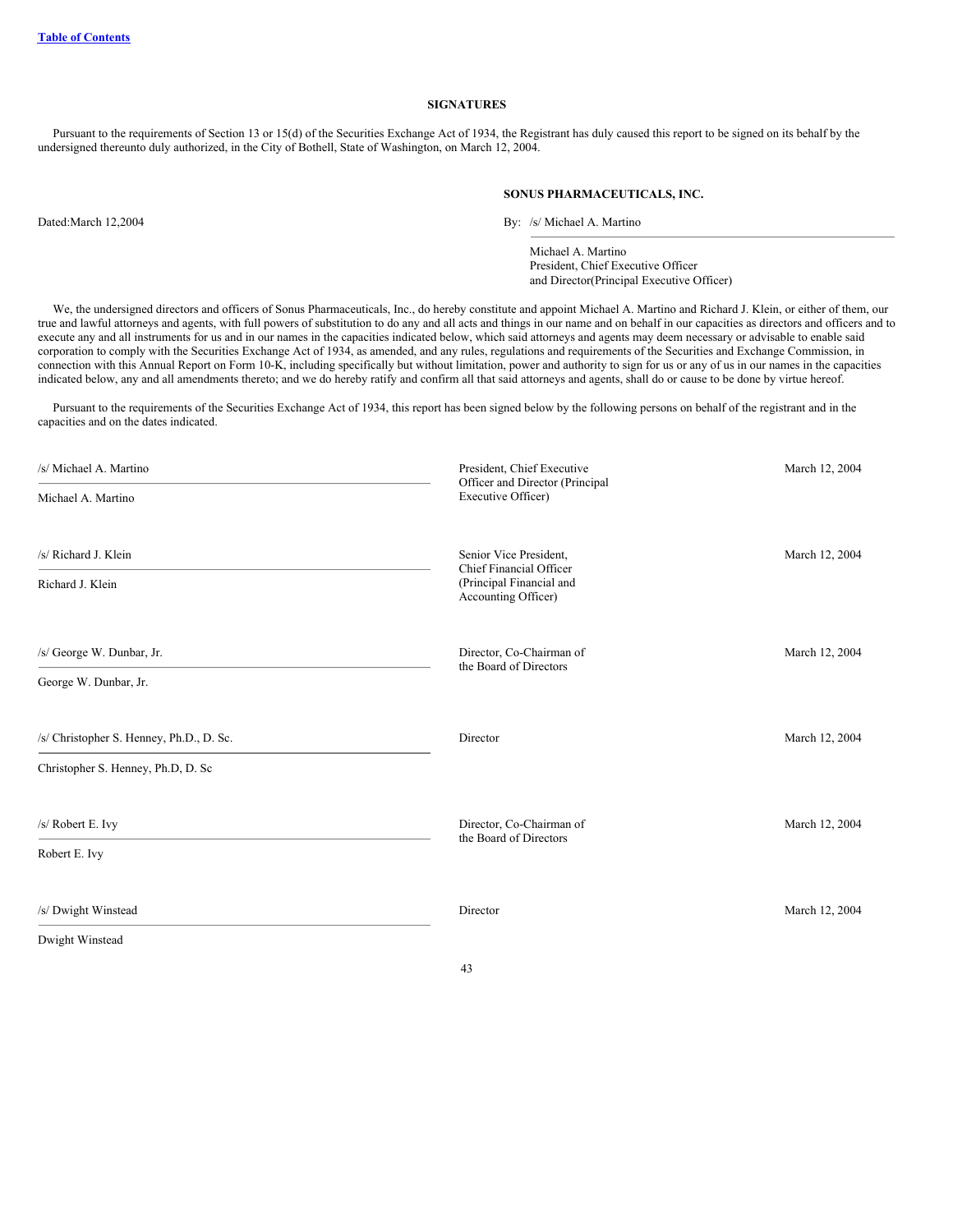## SIGNATURES

Pursuant to the requirements of Section 13 or 15(d) of the Securities Exchange Act of 1934, the Registrant has duly caused this report to be signed on its behalf by the undersigned thereunto duly authorized, in the City of Bothell, State of Washington, on March 12, 2004.

**SONUS PHARMACEUTICALS, INC.**

Dated:March 12,2004

By: /s/ Michael A. Martino

Michael A. Martino
President, Chief Executive Officer
and Director(Principal Executive Officer)

We, the undersigned directors and officers of Sonus Pharmaceuticals, Inc., do hereby constitute and appoint Michael A. Martino and Richard J. Klein, or either of them, our true and lawful attorneys and agents, with full powers of substitution to do any and all acts and things in our name and on behalf in our capacities as directors and officers and to execute any and all instruments for us and in our names in the capacities indicated below, which said attorneys and agents may deem necessary or advisable to enable said corporation to comply with the Securities Exchange Act of 1934, as amended, and any rules, regulations and requirements of the Securities and Exchange Commission, in connection with this Annual Report on Form 10-K, including specifically but without limitation, power and authority to sign for us or any of us in our names in the capacities indicated below, any and all amendments thereto; and we do hereby ratify and confirm all that said attorneys and agents, shall do or cause to be done by virtue hereof.

Pursuant to the requirements of the Securities Exchange Act of 1934, this report has been signed below by the following persons on behalf of the registrant and in the capacities and on the dates indicated.

| Signature | Title | Date |
|---|---|---|
| /s/ Michael A. Martino<br>Michael A. Martino | President, Chief Executive Officer and Director (Principal Executive Officer) | March 12, 2004 |
| /s/ Richard J. Klein<br>Richard J. Klein | Senior Vice President, Chief Financial Officer (Principal Financial and Accounting Officer) | March 12, 2004 |
| /s/ George W. Dunbar, Jr.<br>George W. Dunbar, Jr. | Director, Co-Chairman of the Board of Directors | March 12, 2004 |
| /s/ Christopher S. Henney, Ph.D., D. Sc.<br>Christopher S. Henney, Ph.D, D. Sc | Director | March 12, 2004 |
| /s/ Robert E. Ivy<br>Robert E. Ivy | Director, Co-Chairman of the Board of Directors | March 12, 2004 |
| /s/ Dwight Winstead<br>Dwight Winstead | Director | March 12, 2004 |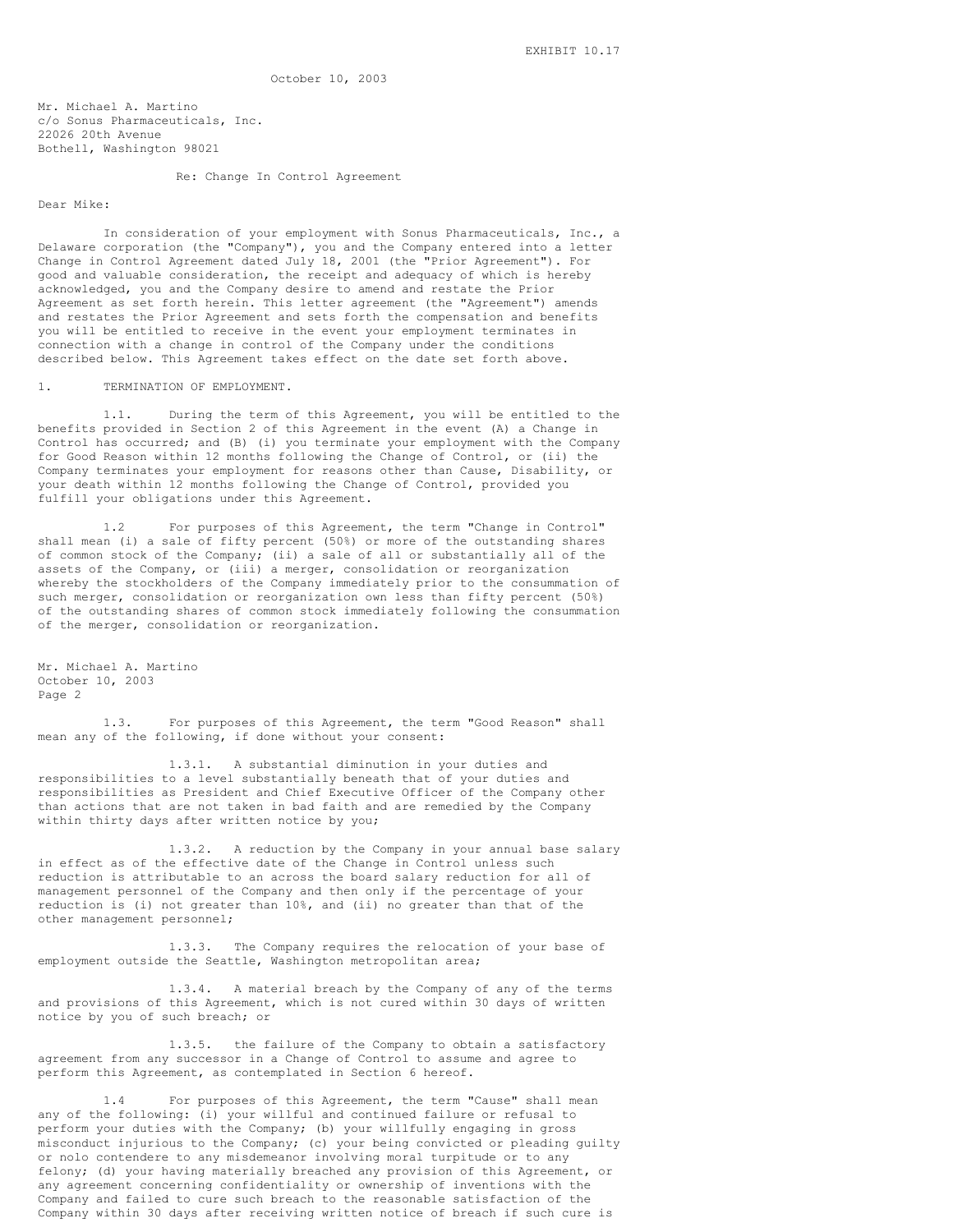EXHIBIT 10.17

October 10, 2003

Mr. Michael A. Martino
c/o Sonus Pharmaceuticals, Inc.
22026 20th Avenue
Bothell, Washington 98021

Re: Change In Control Agreement

Dear Mike:

In consideration of your employment with Sonus Pharmaceuticals, Inc., a Delaware corporation (the "Company"), you and the Company entered into a letter Change in Control Agreement dated July 18, 2001 (the "Prior Agreement"). For good and valuable consideration, the receipt and adequacy of which is hereby acknowledged, you and the Company desire to amend and restate the Prior Agreement as set forth herein. This letter agreement (the "Agreement") amends and restates the Prior Agreement and sets forth the compensation and benefits you will be entitled to receive in the event your employment terminates in connection with a change in control of the Company under the conditions described below. This Agreement takes effect on the date set forth above.

1. TERMINATION OF EMPLOYMENT.

1.1. During the term of this Agreement, you will be entitled to the benefits provided in Section 2 of this Agreement in the event (A) a Change in Control has occurred; and (B) (i) you terminate your employment with the Company for Good Reason within 12 months following the Change of Control, or (ii) the Company terminates your employment for reasons other than Cause, Disability, or your death within 12 months following the Change of Control, provided you fulfill your obligations under this Agreement.

1.2 For purposes of this Agreement, the term "Change in Control" shall mean (i) a sale of fifty percent (50%) or more of the outstanding shares of common stock of the Company; (ii) a sale of all or substantially all of the assets of the Company, or (iii) a merger, consolidation or reorganization whereby the stockholders of the Company immediately prior to the consummation of such merger, consolidation or reorganization own less than fifty percent (50%) of the outstanding shares of common stock immediately following the consummation of the merger, consolidation or reorganization.

Mr. Michael A. Martino
October 10, 2003
Page 2

1.3. For purposes of this Agreement, the term "Good Reason" shall mean any of the following, if done without your consent:

1.3.1. A substantial diminution in your duties and responsibilities to a level substantially beneath that of your duties and responsibilities as President and Chief Executive Officer of the Company other than actions that are not taken in bad faith and are remedied by the Company within thirty days after written notice by you;

1.3.2. A reduction by the Company in your annual base salary in effect as of the effective date of the Change in Control unless such reduction is attributable to an across the board salary reduction for all of management personnel of the Company and then only if the percentage of your reduction is (i) not greater than 10%, and (ii) no greater than that of the other management personnel;

1.3.3. The Company requires the relocation of your base of employment outside the Seattle, Washington metropolitan area;

1.3.4. A material breach by the Company of any of the terms and provisions of this Agreement, which is not cured within 30 days of written notice by you of such breach; or

1.3.5. the failure of the Company to obtain a satisfactory agreement from any successor in a Change of Control to assume and agree to perform this Agreement, as contemplated in Section 6 hereof.

1.4 For purposes of this Agreement, the term "Cause" shall mean any of the following: (i) your willful and continued failure or refusal to perform your duties with the Company; (b) your willfully engaging in gross misconduct injurious to the Company; (c) your being convicted or pleading guilty or nolo contendere to any misdemeanor involving moral turpitude or to any felony; (d) your having materially breached any provision of this Agreement, or any agreement concerning confidentiality or ownership of inventions with the Company and failed to cure such breach to the reasonable satisfaction of the Company within 30 days after receiving written notice of breach if such cure is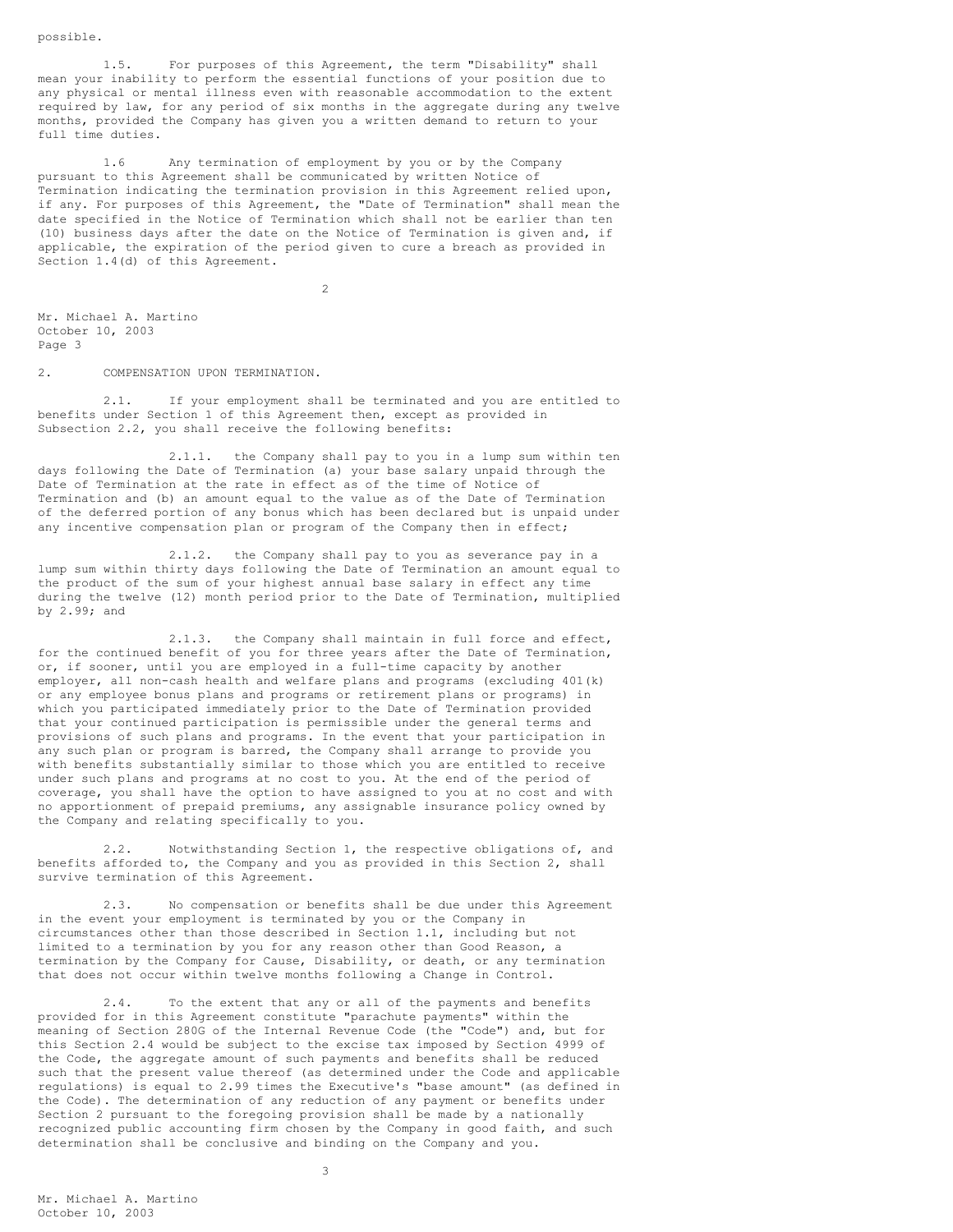possible.

1.5. For purposes of this Agreement, the term "Disability" shall mean your inability to perform the essential functions of your position due to any physical or mental illness even with reasonable accommodation to the extent required by law, for any period of six months in the aggregate during any twelve months, provided the Company has given you a written demand to return to your full time duties.

1.6 Any termination of employment by you or by the Company pursuant to this Agreement shall be communicated by written Notice of Termination indicating the termination provision in this Agreement relied upon, if any. For purposes of this Agreement, the "Date of Termination" shall mean the date specified in the Notice of Termination which shall not be earlier than ten (10) business days after the date on the Notice of Termination is given and, if applicable, the expiration of the period given to cure a breach as provided in Section 1.4(d) of this Agreement.

2. COMPENSATION UPON TERMINATION.

2.1. If your employment shall be terminated and you are entitled to benefits under Section 1 of this Agreement then, except as provided in Subsection 2.2, you shall receive the following benefits:

2.1.1. the Company shall pay to you in a lump sum within ten days following the Date of Termination (a) your base salary unpaid through the Date of Termination at the rate in effect as of the time of Notice of Termination and (b) an amount equal to the value as of the Date of Termination of the deferred portion of any bonus which has been declared but is unpaid under any incentive compensation plan or program of the Company then in effect;

2.1.2. the Company shall pay to you as severance pay in a lump sum within thirty days following the Date of Termination an amount equal to the product of the sum of your highest annual base salary in effect any time during the twelve (12) month period prior to the Date of Termination, multiplied by 2.99; and

2.1.3. the Company shall maintain in full force and effect, for the continued benefit of you for three years after the Date of Termination, or, if sooner, until you are employed in a full-time capacity by another employer, all non-cash health and welfare plans and programs (excluding 401(k) or any employee bonus plans and programs or retirement plans or programs) in which you participated immediately prior to the Date of Termination provided that your continued participation is permissible under the general terms and provisions of such plans and programs. In the event that your participation in any such plan or program is barred, the Company shall arrange to provide you with benefits substantially similar to those which you are entitled to receive under such plans and programs at no cost to you. At the end of the period of coverage, you shall have the option to have assigned to you at no cost and with no apportionment of prepaid premiums, any assignable insurance policy owned by the Company and relating specifically to you.

2.2. Notwithstanding Section 1, the respective obligations of, and benefits afforded to, the Company and you as provided in this Section 2, shall survive termination of this Agreement.

2.3. No compensation or benefits shall be due under this Agreement in the event your employment is terminated by you or the Company in circumstances other than those described in Section 1.1, including but not limited to a termination by you for any reason other than Good Reason, a termination by the Company for Cause, Disability, or death, or any termination that does not occur within twelve months following a Change in Control.

2.4. To the extent that any or all of the payments and benefits provided for in this Agreement constitute "parachute payments" within the meaning of Section 280G of the Internal Revenue Code (the "Code") and, but for this Section 2.4 would be subject to the excise tax imposed by Section 4999 of the Code, the aggregate amount of such payments and benefits shall be reduced such that the present value thereof (as determined under the Code and applicable regulations) is equal to 2.99 times the Executive's "base amount" (as defined in the Code). The determination of any reduction of any payment or benefits under Section 2 pursuant to the foregoing provision shall be made by a nationally recognized public accounting firm chosen by the Company in good faith, and such determination shall be conclusive and binding on the Company and you.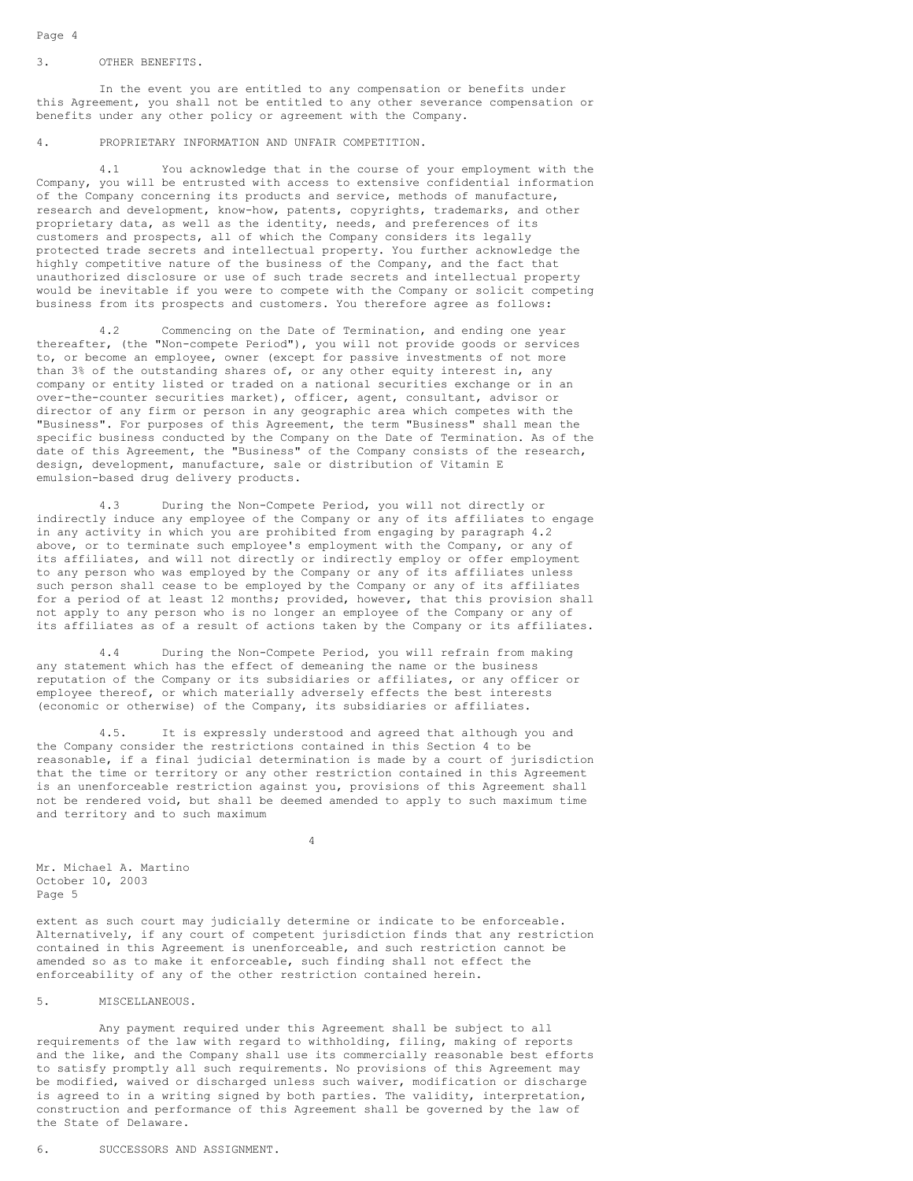3. OTHER BENEFITS.

In the event you are entitled to any compensation or benefits under this Agreement, you shall not be entitled to any other severance compensation or benefits under any other policy or agreement with the Company.

4. PROPRIETARY INFORMATION AND UNFAIR COMPETITION.

4.1 You acknowledge that in the course of your employment with the Company, you will be entrusted with access to extensive confidential information of the Company concerning its products and service, methods of manufacture, research and development, know-how, patents, copyrights, trademarks, and other proprietary data, as well as the identity, needs, and preferences of its customers and prospects, all of which the Company considers its legally protected trade secrets and intellectual property. You further acknowledge the highly competitive nature of the business of the Company, and the fact that unauthorized disclosure or use of such trade secrets and intellectual property would be inevitable if you were to compete with the Company or solicit competing business from its prospects and customers. You therefore agree as follows:

4.2 Commencing on the Date of Termination, and ending one year thereafter, (the "Non-compete Period"), you will not provide goods or services to, or become an employee, owner (except for passive investments of not more than 3% of the outstanding shares of, or any other equity interest in, any company or entity listed or traded on a national securities exchange or in an over-the-counter securities market), officer, agent, consultant, advisor or director of any firm or person in any geographic area which competes with the "Business". For purposes of this Agreement, the term "Business" shall mean the specific business conducted by the Company on the Date of Termination. As of the date of this Agreement, the "Business" of the Company consists of the research, design, development, manufacture, sale or distribution of Vitamin E emulsion-based drug delivery products.

4.3 During the Non-Compete Period, you will not directly or indirectly induce any employee of the Company or any of its affiliates to engage in any activity in which you are prohibited from engaging by paragraph 4.2 above, or to terminate such employee's employment with the Company, or any of its affiliates, and will not directly or indirectly employ or offer employment to any person who was employed by the Company or any of its affiliates unless such person shall cease to be employed by the Company or any of its affiliates for a period of at least 12 months; provided, however, that this provision shall not apply to any person who is no longer an employee of the Company or any of its affiliates as of a result of actions taken by the Company or its affiliates.

4.4 During the Non-Compete Period, you will refrain from making any statement which has the effect of demeaning the name or the business reputation of the Company or its subsidiaries or affiliates, or any officer or employee thereof, or which materially adversely effects the best interests (economic or otherwise) of the Company, its subsidiaries or affiliates.

4.5. It is expressly understood and agreed that although you and the Company consider the restrictions contained in this Section 4 to be reasonable, if a final judicial determination is made by a court of jurisdiction that the time or territory or any other restriction contained in this Agreement is an unenforceable restriction against you, provisions of this Agreement shall not be rendered void, but shall be deemed amended to apply to such maximum time and territory and to such maximum extent as such court may judicially determine or indicate to be enforceable. Alternatively, if any court of competent jurisdiction finds that any restriction contained in this Agreement is unenforceable, and such restriction cannot be amended so as to make it enforceable, such finding shall not effect the enforceability of any of the other restriction contained herein.

5. MISCELLANEOUS.

Any payment required under this Agreement shall be subject to all requirements of the law with regard to withholding, filing, making of reports and the like, and the Company shall use its commercially reasonable best efforts to satisfy promptly all such requirements. No provisions of this Agreement may be modified, waived or discharged unless such waiver, modification or discharge is agreed to in a writing signed by both parties. The validity, interpretation, construction and performance of this Agreement shall be governed by the law of the State of Delaware.

6. SUCCESSORS AND ASSIGNMENT.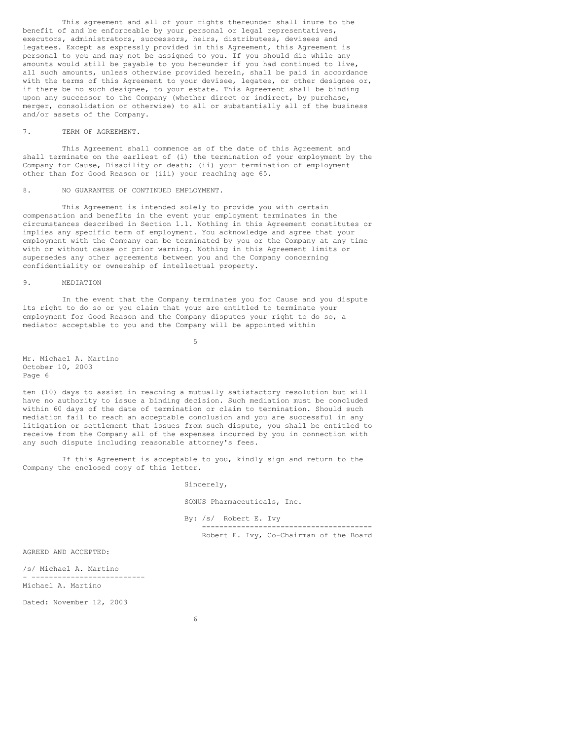This agreement and all of your rights thereunder shall inure to the benefit of and be enforceable by your personal or legal representatives, executors, administrators, successors, heirs, distributees, devisees and legatees. Except as expressly provided in this Agreement, this Agreement is personal to you and may not be assigned to you. If you should die while any amounts would still be payable to you hereunder if you had continued to live, all such amounts, unless otherwise provided herein, shall be paid in accordance with the terms of this Agreement to your devisee, legatee, or other designee or, if there be no such designee, to your estate. This Agreement shall be binding upon any successor to the Company (whether direct or indirect, by purchase, merger, consolidation or otherwise) to all or substantially all of the business and/or assets of the Company.

7. TERM OF AGREEMENT.

This Agreement shall commence as of the date of this Agreement and shall terminate on the earliest of (i) the termination of your employment by the Company for Cause, Disability or death; (ii) your termination of employment other than for Good Reason or (iii) your reaching age 65.

8. NO GUARANTEE OF CONTINUED EMPLOYMENT.

This Agreement is intended solely to provide you with certain compensation and benefits in the event your employment terminates in the circumstances described in Section 1.1. Nothing in this Agreement constitutes or implies any specific term of employment. You acknowledge and agree that your employment with the Company can be terminated by you or the Company at any time with or without cause or prior warning. Nothing in this Agreement limits or supersedes any other agreements between you and the Company concerning confidentiality or ownership of intellectual property.

9. MEDIATION

In the event that the Company terminates you for Cause and you dispute its right to do so or you claim that your are entitled to terminate your employment for Good Reason and the Company disputes your right to do so, a mediator acceptable to you and the Company will be appointed within

Mr. Michael A. Martino
October 10, 2003
Page 6

ten (10) days to assist in reaching a mutually satisfactory resolution but will have no authority to issue a binding decision. Such mediation must be concluded within 60 days of the date of termination or claim to termination. Should such mediation fail to reach an acceptable conclusion and you are successful in any litigation or settlement that issues from such dispute, you shall be entitled to receive from the Company all of the expenses incurred by you in connection with any such dispute including reasonable attorney's fees.

If this Agreement is acceptable to you, kindly sign and return to the Company the enclosed copy of this letter.

Sincerely,

SONUS Pharmaceuticals, Inc.

By: /s/ Robert E. Ivy

Robert E. Ivy, Co-Chairman of the Board

AGREED AND ACCEPTED:

/s/ Michael A. Martino

Michael A. Martino

Dated: November 12, 2003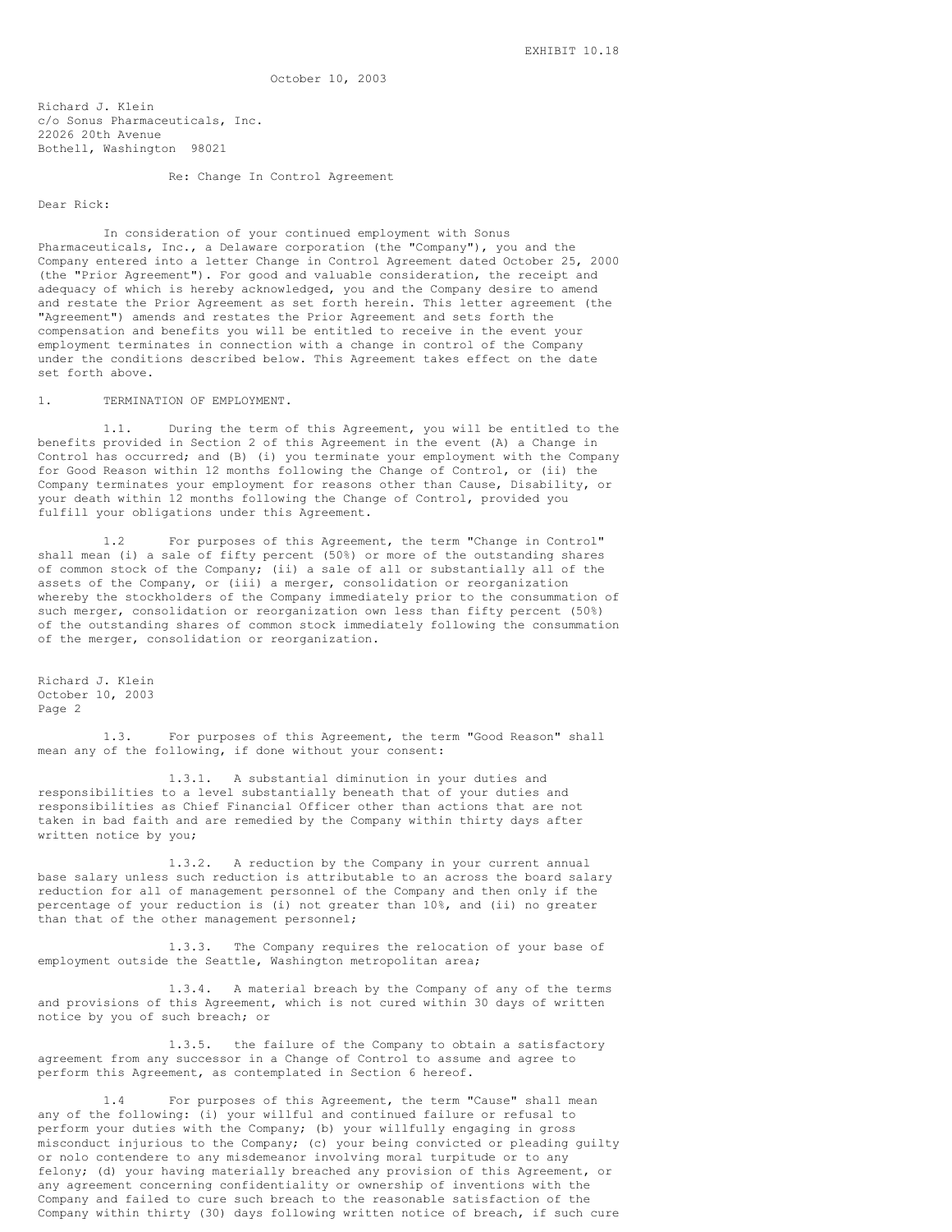EXHIBIT 10.18

October 10, 2003

Richard J. Klein
c/o Sonus Pharmaceuticals, Inc.
22026 20th Avenue
Bothell, Washington 98021

Re: Change In Control Agreement

Dear Rick:

In consideration of your continued employment with Sonus Pharmaceuticals, Inc., a Delaware corporation (the "Company"), you and the Company entered into a letter Change in Control Agreement dated October 25, 2000 (the "Prior Agreement"). For good and valuable consideration, the receipt and adequacy of which is hereby acknowledged, you and the Company desire to amend and restate the Prior Agreement as set forth herein. This letter agreement (the "Agreement") amends and restates the Prior Agreement and sets forth the compensation and benefits you will be entitled to receive in the event your employment terminates in connection with a change in control of the Company under the conditions described below. This Agreement takes effect on the date set forth above.

1. TERMINATION OF EMPLOYMENT.

1.1. During the term of this Agreement, you will be entitled to the benefits provided in Section 2 of this Agreement in the event (A) a Change in Control has occurred; and (B) (i) you terminate your employment with the Company for Good Reason within 12 months following the Change of Control, or (ii) the Company terminates your employment for reasons other than Cause, Disability, or your death within 12 months following the Change of Control, provided you fulfill your obligations under this Agreement.

1.2 For purposes of this Agreement, the term "Change in Control" shall mean (i) a sale of fifty percent (50%) or more of the outstanding shares of common stock of the Company; (ii) a sale of all or substantially all of the assets of the Company, or (iii) a merger, consolidation or reorganization whereby the stockholders of the Company immediately prior to the consummation of such merger, consolidation or reorganization own less than fifty percent (50%) of the outstanding shares of common stock immediately following the consummation of the merger, consolidation or reorganization.

Richard J. Klein
October 10, 2003
Page 2

1.3. For purposes of this Agreement, the term "Good Reason" shall mean any of the following, if done without your consent:

1.3.1. A substantial diminution in your duties and responsibilities to a level substantially beneath that of your duties and responsibilities as Chief Financial Officer other than actions that are not taken in bad faith and are remedied by the Company within thirty days after written notice by you;

1.3.2. A reduction by the Company in your current annual base salary unless such reduction is attributable to an across the board salary reduction for all of management personnel of the Company and then only if the percentage of your reduction is (i) not greater than 10%, and (ii) no greater than that of the other management personnel;

1.3.3. The Company requires the relocation of your base of employment outside the Seattle, Washington metropolitan area;

1.3.4. A material breach by the Company of any of the terms and provisions of this Agreement, which is not cured within 30 days of written notice by you of such breach; or

1.3.5. the failure of the Company to obtain a satisfactory agreement from any successor in a Change of Control to assume and agree to perform this Agreement, as contemplated in Section 6 hereof.

1.4 For purposes of this Agreement, the term "Cause" shall mean any of the following: (i) your willful and continued failure or refusal to perform your duties with the Company; (b) your willfully engaging in gross misconduct injurious to the Company; (c) your being convicted or pleading guilty or nolo contendere to any misdemeanor involving moral turpitude or to any felony; (d) your having materially breached any provision of this Agreement, or any agreement concerning confidentiality or ownership of inventions with the Company and failed to cure such breach to the reasonable satisfaction of the Company within thirty (30) days following written notice of breach, if such cure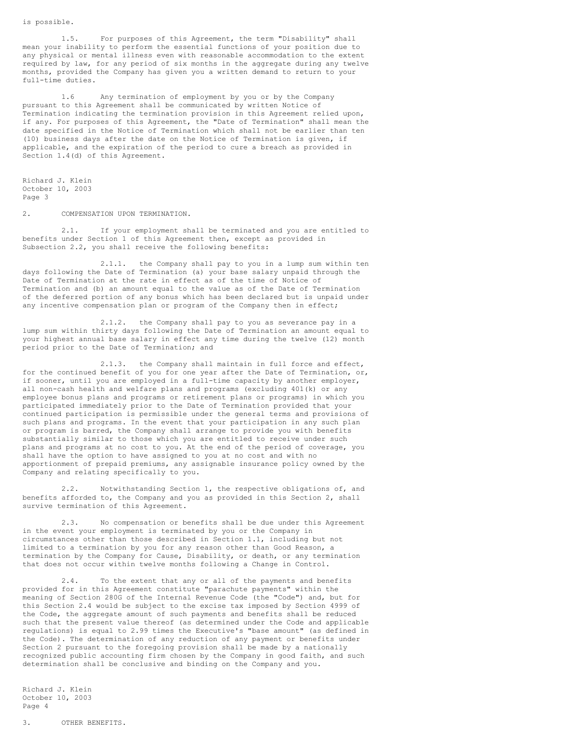is possible.

1.5. For purposes of this Agreement, the term "Disability" shall mean your inability to perform the essential functions of your position due to any physical or mental illness even with reasonable accommodation to the extent required by law, for any period of six months in the aggregate during any twelve months, provided the Company has given you a written demand to return to your full-time duties.

1.6 Any termination of employment by you or by the Company pursuant to this Agreement shall be communicated by written Notice of Termination indicating the termination provision in this Agreement relied upon, if any. For purposes of this Agreement, the "Date of Termination" shall mean the date specified in the Notice of Termination which shall not be earlier than ten (10) business days after the date on the Notice of Termination is given, if applicable, and the expiration of the period to cure a breach as provided in Section 1.4(d) of this Agreement.

Richard J. Klein
October 10, 2003
Page 3

2. COMPENSATION UPON TERMINATION.

2.1. If your employment shall be terminated and you are entitled to benefits under Section 1 of this Agreement then, except as provided in Subsection 2.2, you shall receive the following benefits:

2.1.1. the Company shall pay to you in a lump sum within ten days following the Date of Termination (a) your base salary unpaid through the Date of Termination at the rate in effect as of the time of Notice of Termination and (b) an amount equal to the value as of the Date of Termination of the deferred portion of any bonus which has been declared but is unpaid under any incentive compensation plan or program of the Company then in effect;

2.1.2. the Company shall pay to you as severance pay in a lump sum within thirty days following the Date of Termination an amount equal to your highest annual base salary in effect any time during the twelve (12) month period prior to the Date of Termination; and

2.1.3. the Company shall maintain in full force and effect, for the continued benefit of you for one year after the Date of Termination, or, if sooner, until you are employed in a full-time capacity by another employer, all non-cash health and welfare plans and programs (excluding 401(k) or any employee bonus plans and programs or retirement plans or programs) in which you participated immediately prior to the Date of Termination provided that your continued participation is permissible under the general terms and provisions of such plans and programs. In the event that your participation in any such plan or program is barred, the Company shall arrange to provide you with benefits substantially similar to those which you are entitled to receive under such plans and programs at no cost to you. At the end of the period of coverage, you shall have the option to have assigned to you at no cost and with no apportionment of prepaid premiums, any assignable insurance policy owned by the Company and relating specifically to you.

2.2. Notwithstanding Section 1, the respective obligations of, and benefits afforded to, the Company and you as provided in this Section 2, shall survive termination of this Agreement.

2.3. No compensation or benefits shall be due under this Agreement in the event your employment is terminated by you or the Company in circumstances other than those described in Section 1.1, including but not limited to a termination by you for any reason other than Good Reason, a termination by the Company for Cause, Disability, or death, or any termination that does not occur within twelve months following a Change in Control.

2.4. To the extent that any or all of the payments and benefits provided for in this Agreement constitute "parachute payments" within the meaning of Section 280G of the Internal Revenue Code (the "Code") and, but for this Section 2.4 would be subject to the excise tax imposed by Section 4999 of the Code, the aggregate amount of such payments and benefits shall be reduced such that the present value thereof (as determined under the Code and applicable regulations) is equal to 2.99 times the Executive's "base amount" (as defined in the Code). The determination of any reduction of any payment or benefits under Section 2 pursuant to the foregoing provision shall be made by a nationally recognized public accounting firm chosen by the Company in good faith, and such determination shall be conclusive and binding on the Company and you.

Richard J. Klein
October 10, 2003
Page 4

3. OTHER BENEFITS.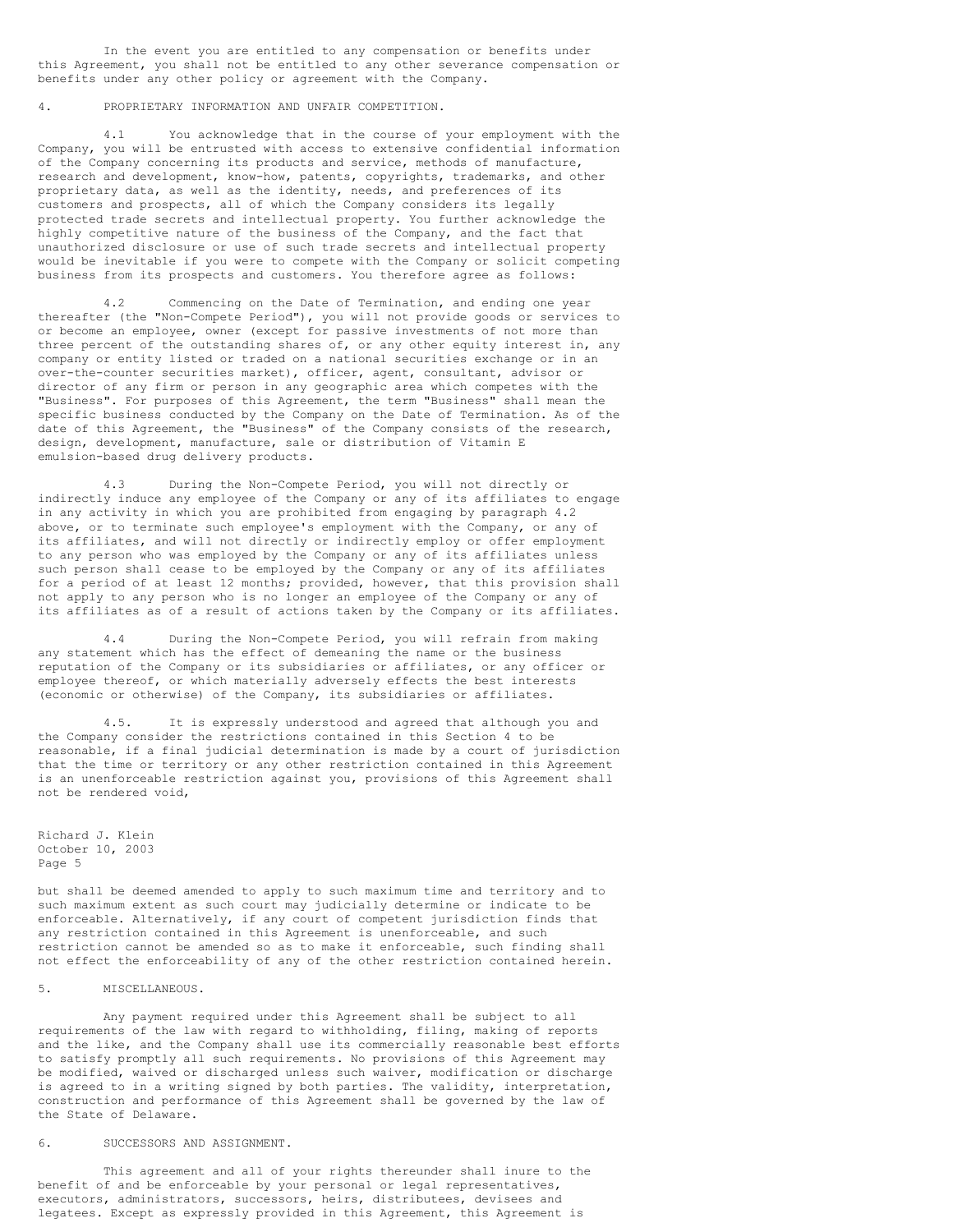In the event you are entitled to any compensation or benefits under this Agreement, you shall not be entitled to any other severance compensation or benefits under any other policy or agreement with the Company.

4. PROPRIETARY INFORMATION AND UNFAIR COMPETITION.

4.1 You acknowledge that in the course of your employment with the Company, you will be entrusted with access to extensive confidential information of the Company concerning its products and service, methods of manufacture, research and development, know-how, patents, copyrights, trademarks, and other proprietary data, as well as the identity, needs, and preferences of its customers and prospects, all of which the Company considers its legally protected trade secrets and intellectual property. You further acknowledge the highly competitive nature of the business of the Company, and the fact that unauthorized disclosure or use of such trade secrets and intellectual property would be inevitable if you were to compete with the Company or solicit competing business from its prospects and customers. You therefore agree as follows:

4.2 Commencing on the Date of Termination, and ending one year thereafter (the "Non-Compete Period"), you will not provide goods or services to or become an employee, owner (except for passive investments of not more than three percent of the outstanding shares of, or any other equity interest in, any company or entity listed or traded on a national securities exchange or in an over-the-counter securities market), officer, agent, consultant, advisor or director of any firm or person in any geographic area which competes with the "Business". For purposes of this Agreement, the term "Business" shall mean the specific business conducted by the Company on the Date of Termination. As of the date of this Agreement, the "Business" of the Company consists of the research, design, development, manufacture, sale or distribution of Vitamin E emulsion-based drug delivery products.

4.3 During the Non-Compete Period, you will not directly or indirectly induce any employee of the Company or any of its affiliates to engage in any activity in which you are prohibited from engaging by paragraph 4.2 above, or to terminate such employee's employment with the Company, or any of its affiliates, and will not directly or indirectly employ or offer employment to any person who was employed by the Company or any of its affiliates unless such person shall cease to be employed by the Company or any of its affiliates for a period of at least 12 months; provided, however, that this provision shall not apply to any person who is no longer an employee of the Company or any of its affiliates as of a result of actions taken by the Company or its affiliates.

4.4 During the Non-Compete Period, you will refrain from making any statement which has the effect of demeaning the name or the business reputation of the Company or its subsidiaries or affiliates, or any officer or employee thereof, or which materially adversely effects the best interests (economic or otherwise) of the Company, its subsidiaries or affiliates.

4.5. It is expressly understood and agreed that although you and the Company consider the restrictions contained in this Section 4 to be reasonable, if a final judicial determination is made by a court of jurisdiction that the time or territory or any other restriction contained in this Agreement is an unenforceable restriction against you, provisions of this Agreement shall not be rendered void,

Richard J. Klein
October 10, 2003
Page 5

but shall be deemed amended to apply to such maximum time and territory and to such maximum extent as such court may judicially determine or indicate to be enforceable. Alternatively, if any court of competent jurisdiction finds that any restriction contained in this Agreement is unenforceable, and such restriction cannot be amended so as to make it enforceable, such finding shall not effect the enforceability of any of the other restriction contained herein.

5. MISCELLANEOUS.

Any payment required under this Agreement shall be subject to all requirements of the law with regard to withholding, filing, making of reports and the like, and the Company shall use its commercially reasonable best efforts to satisfy promptly all such requirements. No provisions of this Agreement may be modified, waived or discharged unless such waiver, modification or discharge is agreed to in a writing signed by both parties. The validity, interpretation, construction and performance of this Agreement shall be governed by the law of the State of Delaware.

6. SUCCESSORS AND ASSIGNMENT.

This agreement and all of your rights thereunder shall inure to the benefit of and be enforceable by your personal or legal representatives, executors, administrators, successors, heirs, distributees, devisees and legatees. Except as expressly provided in this Agreement, this Agreement is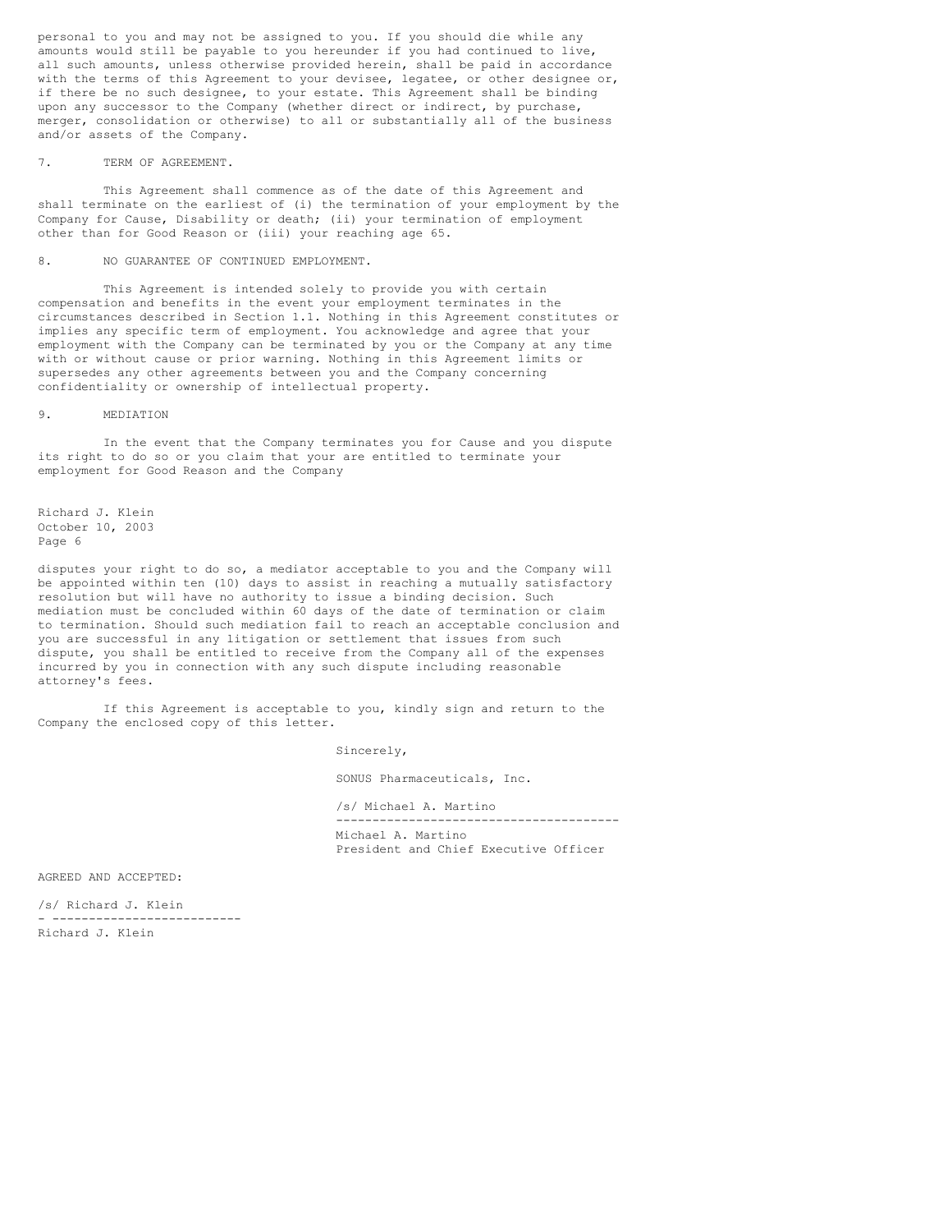personal to you and may not be assigned to you. If you should die while any amounts would still be payable to you hereunder if you had continued to live, all such amounts, unless otherwise provided herein, shall be paid in accordance with the terms of this Agreement to your devisee, legatee, or other designee or, if there be no such designee, to your estate. This Agreement shall be binding upon any successor to the Company (whether direct or indirect, by purchase, merger, consolidation or otherwise) to all or substantially all of the business and/or assets of the Company.

7. TERM OF AGREEMENT.

This Agreement shall commence as of the date of this Agreement and shall terminate on the earliest of (i) the termination of your employment by the Company for Cause, Disability or death; (ii) your termination of employment other than for Good Reason or (iii) your reaching age 65.

8. NO GUARANTEE OF CONTINUED EMPLOYMENT.

This Agreement is intended solely to provide you with certain compensation and benefits in the event your employment terminates in the circumstances described in Section 1.1. Nothing in this Agreement constitutes or implies any specific term of employment. You acknowledge and agree that your employment with the Company can be terminated by you or the Company at any time with or without cause or prior warning. Nothing in this Agreement limits or supersedes any other agreements between you and the Company concerning confidentiality or ownership of intellectual property.

9. MEDIATION

In the event that the Company terminates you for Cause and you dispute its right to do so or you claim that your are entitled to terminate your employment for Good Reason and the Company

Richard J. Klein
October 10, 2003
Page 6

disputes your right to do so, a mediator acceptable to you and the Company will be appointed within ten (10) days to assist in reaching a mutually satisfactory resolution but will have no authority to issue a binding decision. Such mediation must be concluded within 60 days of the date of termination or claim to termination. Should such mediation fail to reach an acceptable conclusion and you are successful in any litigation or settlement that issues from such dispute, you shall be entitled to receive from the Company all of the expenses incurred by you in connection with any such dispute including reasonable attorney's fees.

If this Agreement is acceptable to you, kindly sign and return to the Company the enclosed copy of this letter.

Sincerely,

SONUS Pharmaceuticals, Inc.

/s/ Michael A. Martino

Michael A. Martino
President and Chief Executive Officer

AGREED AND ACCEPTED:

/s/ Richard J. Klein

Richard J. Klein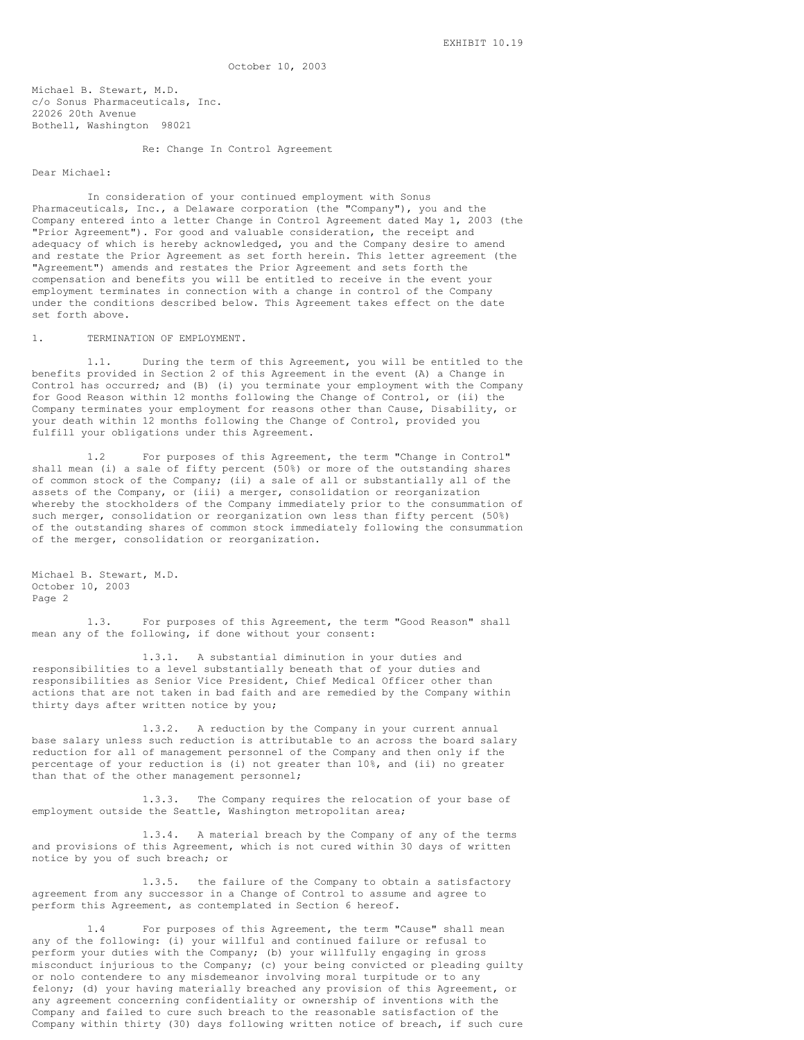EXHIBIT 10.19

October 10, 2003

Michael B. Stewart, M.D.
c/o Sonus Pharmaceuticals, Inc.
22026 20th Avenue
Bothell, Washington 98021

Re: Change In Control Agreement

Dear Michael:

In consideration of your continued employment with Sonus Pharmaceuticals, Inc., a Delaware corporation (the "Company"), you and the Company entered into a letter Change in Control Agreement dated May 1, 2003 (the "Prior Agreement"). For good and valuable consideration, the receipt and adequacy of which is hereby acknowledged, you and the Company desire to amend and restate the Prior Agreement as set forth herein. This letter agreement (the "Agreement") amends and restates the Prior Agreement and sets forth the compensation and benefits you will be entitled to receive in the event your employment terminates in connection with a change in control of the Company under the conditions described below. This Agreement takes effect on the date set forth above.

1. TERMINATION OF EMPLOYMENT.

1.1. During the term of this Agreement, you will be entitled to the benefits provided in Section 2 of this Agreement in the event (A) a Change in Control has occurred; and (B) (i) you terminate your employment with the Company for Good Reason within 12 months following the Change of Control, or (ii) the Company terminates your employment for reasons other than Cause, Disability, or your death within 12 months following the Change of Control, provided you fulfill your obligations under this Agreement.

1.2 For purposes of this Agreement, the term "Change in Control" shall mean (i) a sale of fifty percent (50%) or more of the outstanding shares of common stock of the Company; (ii) a sale of all or substantially all of the assets of the Company, or (iii) a merger, consolidation or reorganization whereby the stockholders of the Company immediately prior to the consummation of such merger, consolidation or reorganization own less than fifty percent (50%) of the outstanding shares of common stock immediately following the consummation of the merger, consolidation or reorganization.

1.3. For purposes of this Agreement, the term "Good Reason" shall mean any of the following, if done without your consent:

1.3.1. A substantial diminution in your duties and responsibilities to a level substantially beneath that of your duties and responsibilities as Senior Vice President, Chief Medical Officer other than actions that are not taken in bad faith and are remedied by the Company within thirty days after written notice by you;

1.3.2. A reduction by the Company in your current annual base salary unless such reduction is attributable to an across the board salary reduction for all of management personnel of the Company and then only if the percentage of your reduction is (i) not greater than 10%, and (ii) no greater than that of the other management personnel;

1.3.3. The Company requires the relocation of your base of employment outside the Seattle, Washington metropolitan area;

1.3.4. A material breach by the Company of any of the terms and provisions of this Agreement, which is not cured within 30 days of written notice by you of such breach; or

1.3.5. the failure of the Company to obtain a satisfactory agreement from any successor in a Change of Control to assume and agree to perform this Agreement, as contemplated in Section 6 hereof.

1.4 For purposes of this Agreement, the term "Cause" shall mean any of the following: (i) your willful and continued failure or refusal to perform your duties with the Company; (b) your willfully engaging in gross misconduct injurious to the Company; (c) your being convicted or pleading guilty or nolo contendere to any misdemeanor involving moral turpitude or to any felony; (d) your having materially breached any provision of this Agreement, or any agreement concerning confidentiality or ownership of inventions with the Company and failed to cure such breach to the reasonable satisfaction of the Company within thirty (30) days following written notice of breach, if such cure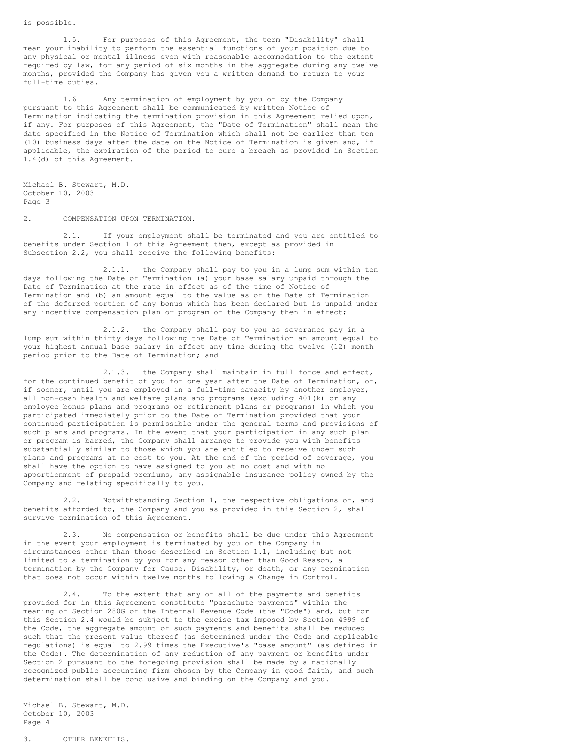is possible.

1.5. For purposes of this Agreement, the term "Disability" shall mean your inability to perform the essential functions of your position due to any physical or mental illness even with reasonable accommodation to the extent required by law, for any period of six months in the aggregate during any twelve months, provided the Company has given you a written demand to return to your full-time duties.

1.6 Any termination of employment by you or by the Company pursuant to this Agreement shall be communicated by written Notice of Termination indicating the termination provision in this Agreement relied upon, if any. For purposes of this Agreement, the "Date of Termination" shall mean the date specified in the Notice of Termination which shall not be earlier than ten (10) business days after the date on the Notice of Termination is given and, if applicable, the expiration of the period to cure a breach as provided in Section 1.4(d) of this Agreement.

Michael B. Stewart, M.D.
October 10, 2003
Page 3

2. COMPENSATION UPON TERMINATION.

2.1. If your employment shall be terminated and you are entitled to benefits under Section 1 of this Agreement then, except as provided in Subsection 2.2, you shall receive the following benefits:

2.1.1. the Company shall pay to you in a lump sum within ten days following the Date of Termination (a) your base salary unpaid through the Date of Termination at the rate in effect as of the time of Notice of Termination and (b) an amount equal to the value as of the Date of Termination of the deferred portion of any bonus which has been declared but is unpaid under any incentive compensation plan or program of the Company then in effect;

2.1.2. the Company shall pay to you as severance pay in a lump sum within thirty days following the Date of Termination an amount equal to your highest annual base salary in effect any time during the twelve (12) month period prior to the Date of Termination; and

2.1.3. the Company shall maintain in full force and effect, for the continued benefit of you for one year after the Date of Termination, or, if sooner, until you are employed in a full-time capacity by another employer, all non-cash health and welfare plans and programs (excluding 401(k) or any employee bonus plans and programs or retirement plans or programs) in which you participated immediately prior to the Date of Termination provided that your continued participation is permissible under the general terms and provisions of such plans and programs. In the event that your participation in any such plan or program is barred, the Company shall arrange to provide you with benefits substantially similar to those which you are entitled to receive under such plans and programs at no cost to you. At the end of the period of coverage, you shall have the option to have assigned to you at no cost and with no apportionment of prepaid premiums, any assignable insurance policy owned by the Company and relating specifically to you.

2.2. Notwithstanding Section 1, the respective obligations of, and benefits afforded to, the Company and you as provided in this Section 2, shall survive termination of this Agreement.

2.3. No compensation or benefits shall be due under this Agreement in the event your employment is terminated by you or the Company in circumstances other than those described in Section 1.1, including but not limited to a termination by you for any reason other than Good Reason, a termination by the Company for Cause, Disability, or death, or any termination that does not occur within twelve months following a Change in Control.

2.4. To the extent that any or all of the payments and benefits provided for in this Agreement constitute "parachute payments" within the meaning of Section 280G of the Internal Revenue Code (the "Code") and, but for this Section 2.4 would be subject to the excise tax imposed by Section 4999 of the Code, the aggregate amount of such payments and benefits shall be reduced such that the present value thereof (as determined under the Code and applicable regulations) is equal to 2.99 times the Executive's "base amount" (as defined in the Code). The determination of any reduction of any payment or benefits under Section 2 pursuant to the foregoing provision shall be made by a nationally recognized public accounting firm chosen by the Company in good faith, and such determination shall be conclusive and binding on the Company and you.

Michael B. Stewart, M.D.
October 10, 2003
Page 4

3. OTHER BENEFITS.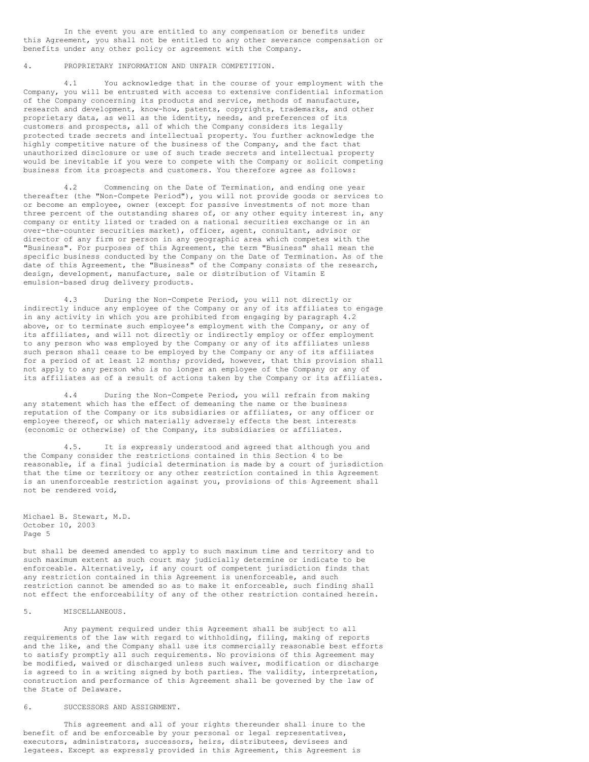In the event you are entitled to any compensation or benefits under this Agreement, you shall not be entitled to any other severance compensation or benefits under any other policy or agreement with the Company.

4. PROPRIETARY INFORMATION AND UNFAIR COMPETITION.

4.1 You acknowledge that in the course of your employment with the Company, you will be entrusted with access to extensive confidential information of the Company concerning its products and service, methods of manufacture, research and development, know-how, patents, copyrights, trademarks, and other proprietary data, as well as the identity, needs, and preferences of its customers and prospects, all of which the Company considers its legally protected trade secrets and intellectual property. You further acknowledge the highly competitive nature of the business of the Company, and the fact that unauthorized disclosure or use of such trade secrets and intellectual property would be inevitable if you were to compete with the Company or solicit competing business from its prospects and customers. You therefore agree as follows:

4.2 Commencing on the Date of Termination, and ending one year thereafter (the "Non-Compete Period"), you will not provide goods or services to or become an employee, owner (except for passive investments of not more than three percent of the outstanding shares of, or any other equity interest in, any company or entity listed or traded on a national securities exchange or in an over-the-counter securities market), officer, agent, consultant, advisor or director of any firm or person in any geographic area which competes with the "Business". For purposes of this Agreement, the term "Business" shall mean the specific business conducted by the Company on the Date of Termination. As of the date of this Agreement, the "Business" of the Company consists of the research, design, development, manufacture, sale or distribution of Vitamin E emulsion-based drug delivery products.

4.3 During the Non-Compete Period, you will not directly or indirectly induce any employee of the Company or any of its affiliates to engage in any activity in which you are prohibited from engaging by paragraph 4.2 above, or to terminate such employee's employment with the Company, or any of its affiliates, and will not directly or indirectly employ or offer employment to any person who was employed by the Company or any of its affiliates unless such person shall cease to be employed by the Company or any of its affiliates for a period of at least 12 months; provided, however, that this provision shall not apply to any person who is no longer an employee of the Company or any of its affiliates as of a result of actions taken by the Company or its affiliates.

4.4 During the Non-Compete Period, you will refrain from making any statement which has the effect of demeaning the name or the business reputation of the Company or its subsidiaries or affiliates, or any officer or employee thereof, or which materially adversely effects the best interests (economic or otherwise) of the Company, its subsidiaries or affiliates.

4.5. It is expressly understood and agreed that although you and the Company consider the restrictions contained in this Section 4 to be reasonable, if a final judicial determination is made by a court of jurisdiction that the time or territory or any other restriction contained in this Agreement is an unenforceable restriction against you, provisions of this Agreement shall not be rendered void,

Michael B. Stewart, M.D.
October 10, 2003
Page 5

but shall be deemed amended to apply to such maximum time and territory and to such maximum extent as such court may judicially determine or indicate to be enforceable. Alternatively, if any court of competent jurisdiction finds that any restriction contained in this Agreement is unenforceable, and such restriction cannot be amended so as to make it enforceable, such finding shall not effect the enforceability of any of the other restriction contained herein.

5. MISCELLANEOUS.

Any payment required under this Agreement shall be subject to all requirements of the law with regard to withholding, filing, making of reports and the like, and the Company shall use its commercially reasonable best efforts to satisfy promptly all such requirements. No provisions of this Agreement may be modified, waived or discharged unless such waiver, modification or discharge is agreed to in a writing signed by both parties. The validity, interpretation, construction and performance of this Agreement shall be governed by the law of the State of Delaware.

6. SUCCESSORS AND ASSIGNMENT.

This agreement and all of your rights thereunder shall inure to the benefit of and be enforceable by your personal or legal representatives, executors, administrators, successors, heirs, distributees, devisees and legatees. Except as expressly provided in this Agreement, this Agreement is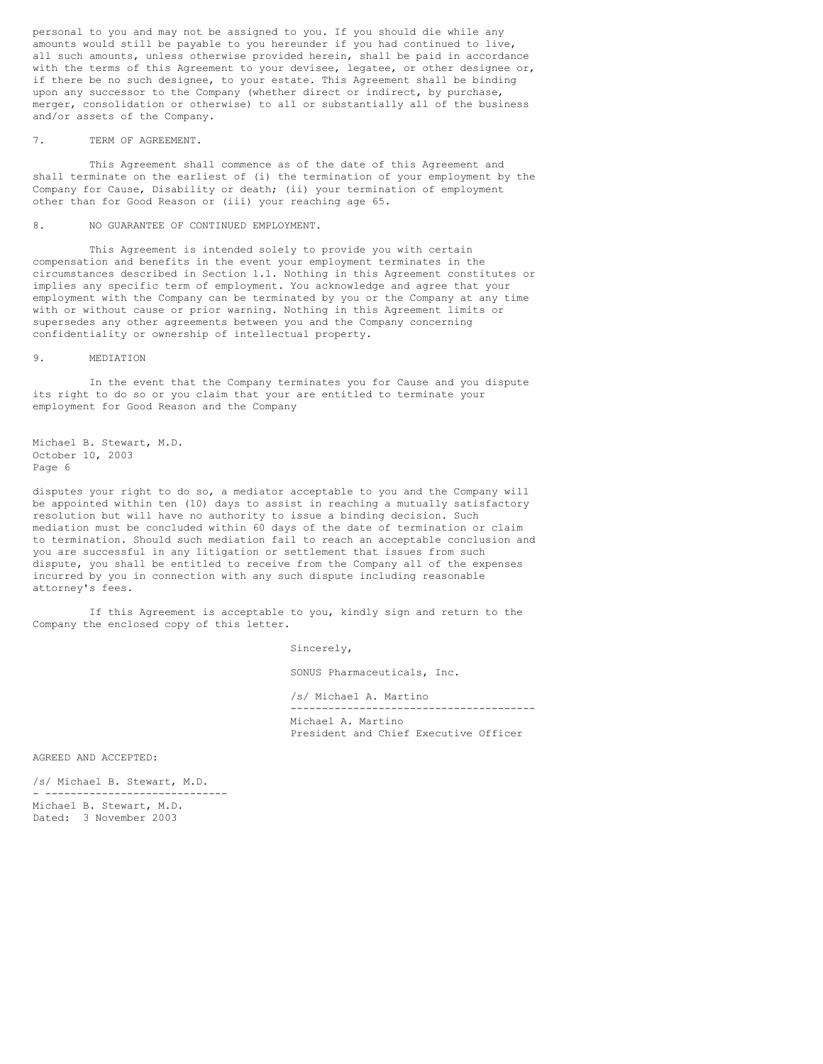personal to you and may not be assigned to you. If you should die while any amounts would still be payable to you hereunder if you had continued to live, all such amounts, unless otherwise provided herein, shall be paid in accordance with the terms of this Agreement to your devisee, legatee, or other designee or, if there be no such designee, to your estate. This Agreement shall be binding upon any successor to the Company (whether direct or indirect, by purchase, merger, consolidation or otherwise) to all or substantially all of the business and/or assets of the Company.

7. TERM OF AGREEMENT.

This Agreement shall commence as of the date of this Agreement and shall terminate on the earliest of (i) the termination of your employment by the Company for Cause, Disability or death; (ii) your termination of employment other than for Good Reason or (iii) your reaching age 65.

8. NO GUARANTEE OF CONTINUED EMPLOYMENT.

This Agreement is intended solely to provide you with certain compensation and benefits in the event your employment terminates in the circumstances described in Section 1.1. Nothing in this Agreement constitutes or implies any specific term of employment. You acknowledge and agree that your employment with the Company can be terminated by you or the Company at any time with or without cause or prior warning. Nothing in this Agreement limits or supersedes any other agreements between you and the Company concerning confidentiality or ownership of intellectual property.

9. MEDIATION

In the event that the Company terminates you for Cause and you dispute its right to do so or you claim that your are entitled to terminate your employment for Good Reason and the Company

Michael B. Stewart, M.D.
October 10, 2003
Page 6

disputes your right to do so, a mediator acceptable to you and the Company will be appointed within ten (10) days to assist in reaching a mutually satisfactory resolution but will have no authority to issue a binding decision. Such mediation must be concluded within 60 days of the date of termination or claim to termination. Should such mediation fail to reach an acceptable conclusion and you are successful in any litigation or settlement that issues from such dispute, you shall be entitled to receive from the Company all of the expenses incurred by you in connection with any such dispute including reasonable attorney's fees.

If this Agreement is acceptable to you, kindly sign and return to the Company the enclosed copy of this letter.

Sincerely,

SONUS Pharmaceuticals, Inc.

/s/ Michael A. Martino

Michael A. Martino
President and Chief Executive Officer

AGREED AND ACCEPTED:

/s/ Michael B. Stewart, M.D.

Michael B. Stewart, M.D.
Dated: 3 November 2003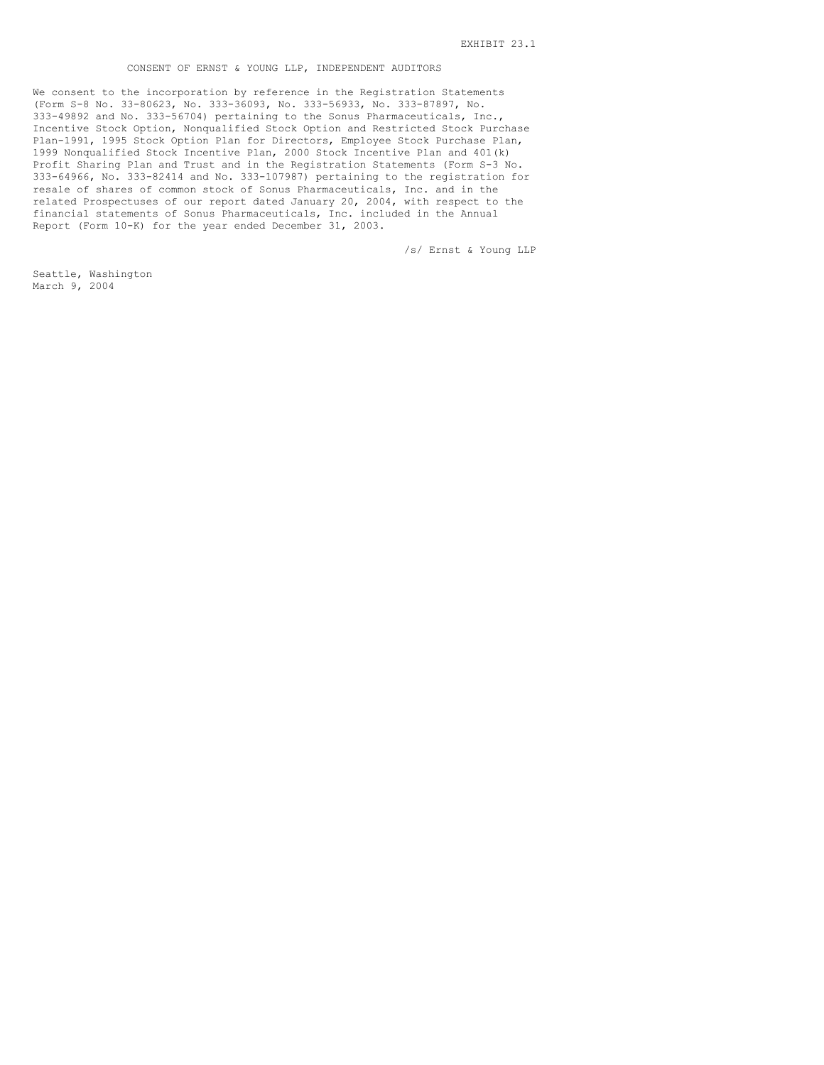EXHIBIT 23.1

CONSENT OF ERNST & YOUNG LLP, INDEPENDENT AUDITORS

We consent to the incorporation by reference in the Registration Statements (Form S-8 No. 33-80623, No. 333-36093, No. 333-56933, No. 333-87897, No. 333-49892 and No. 333-56704) pertaining to the Sonus Pharmaceuticals, Inc., Incentive Stock Option, Nonqualified Stock Option and Restricted Stock Purchase Plan-1991, 1995 Stock Option Plan for Directors, Employee Stock Purchase Plan, 1999 Nonqualified Stock Incentive Plan, 2000 Stock Incentive Plan and 401(k) Profit Sharing Plan and Trust and in the Registration Statements (Form S-3 No. 333-64966, No. 333-82414 and No. 333-107987) pertaining to the registration for resale of shares of common stock of Sonus Pharmaceuticals, Inc. and in the related Prospectuses of our report dated January 20, 2004, with respect to the financial statements of Sonus Pharmaceuticals, Inc. included in the Annual Report (Form 10-K) for the year ended December 31, 2003.

/s/ Ernst & Young LLP

Seattle, Washington
March 9, 2004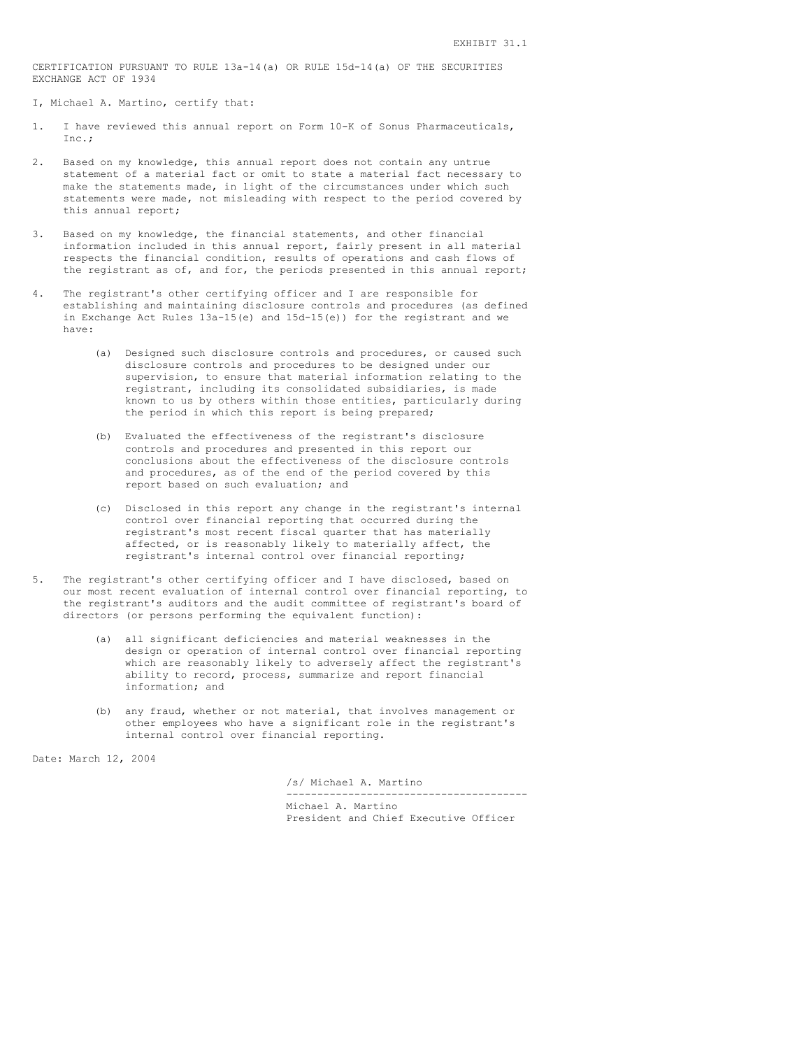EXHIBIT 31.1

CERTIFICATION PURSUANT TO RULE 13a-14(a) OR RULE 15d-14(a) OF THE SECURITIES EXCHANGE ACT OF 1934

I, Michael A. Martino, certify that:

1. I have reviewed this annual report on Form 10-K of Sonus Pharmaceuticals, Inc.;

2. Based on my knowledge, this annual report does not contain any untrue statement of a material fact or omit to state a material fact necessary to make the statements made, in light of the circumstances under which such statements were made, not misleading with respect to the period covered by this annual report;

3. Based on my knowledge, the financial statements, and other financial information included in this annual report, fairly present in all material respects the financial condition, results of operations and cash flows of the registrant as of, and for, the periods presented in this annual report;

4. The registrant's other certifying officer and I are responsible for establishing and maintaining disclosure controls and procedures (as defined in Exchange Act Rules 13a-15(e) and 15d-15(e)) for the registrant and we have:

   (a) Designed such disclosure controls and procedures, or caused such disclosure controls and procedures to be designed under our supervision, to ensure that material information relating to the registrant, including its consolidated subsidiaries, is made known to us by others within those entities, particularly during the period in which this report is being prepared;

   (b) Evaluated the effectiveness of the registrant's disclosure controls and procedures and presented in this report our conclusions about the effectiveness of the disclosure controls and procedures, as of the end of the period covered by this report based on such evaluation; and

   (c) Disclosed in this report any change in the registrant's internal control over financial reporting that occurred during the registrant's most recent fiscal quarter that has materially affected, or is reasonably likely to materially affect, the registrant's internal control over financial reporting;

5. The registrant's other certifying officer and I have disclosed, based on our most recent evaluation of internal control over financial reporting, to the registrant's auditors and the audit committee of registrant's board of directors (or persons performing the equivalent function):

   (a) all significant deficiencies and material weaknesses in the design or operation of internal control over financial reporting which are reasonably likely to adversely affect the registrant's ability to record, process, summarize and report financial information; and

   (b) any fraud, whether or not material, that involves management or other employees who have a significant role in the registrant's internal control over financial reporting.

Date: March 12, 2004

/s/ Michael A. Martino

Michael A. Martino
President and Chief Executive Officer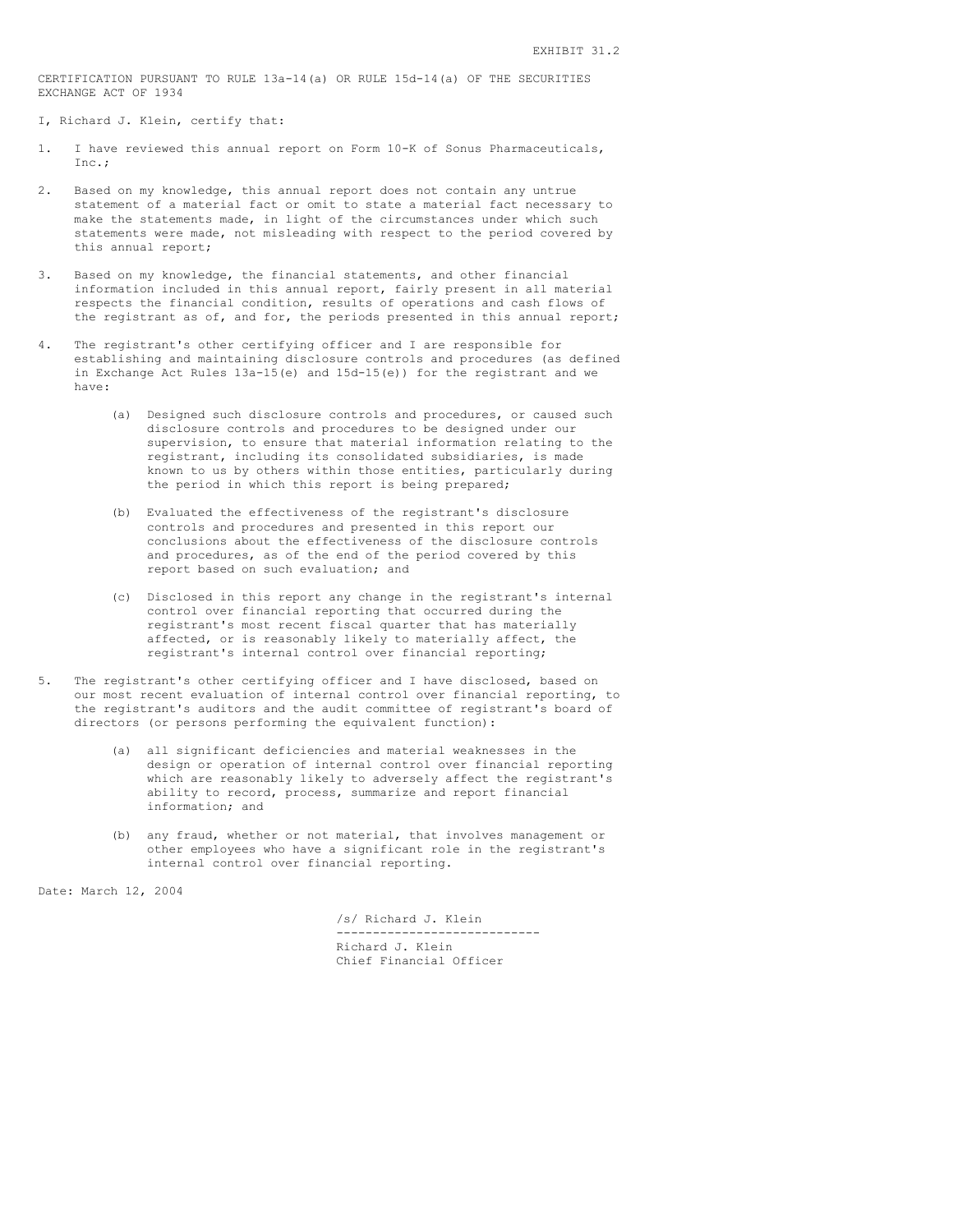EXHIBIT 31.2

CERTIFICATION PURSUANT TO RULE 13a-14(a) OR RULE 15d-14(a) OF THE SECURITIES EXCHANGE ACT OF 1934

I, Richard J. Klein, certify that:

1. I have reviewed this annual report on Form 10-K of Sonus Pharmaceuticals, Inc.;

2. Based on my knowledge, this annual report does not contain any untrue statement of a material fact or omit to state a material fact necessary to make the statements made, in light of the circumstances under which such statements were made, not misleading with respect to the period covered by this annual report;

3. Based on my knowledge, the financial statements, and other financial information included in this annual report, fairly present in all material respects the financial condition, results of operations and cash flows of the registrant as of, and for, the periods presented in this annual report;

4. The registrant's other certifying officer and I are responsible for establishing and maintaining disclosure controls and procedures (as defined in Exchange Act Rules 13a-15(e) and 15d-15(e)) for the registrant and we have:

   (a) Designed such disclosure controls and procedures, or caused such disclosure controls and procedures to be designed under our supervision, to ensure that material information relating to the registrant, including its consolidated subsidiaries, is made known to us by others within those entities, particularly during the period in which this report is being prepared;

   (b) Evaluated the effectiveness of the registrant's disclosure controls and procedures and presented in this report our conclusions about the effectiveness of the disclosure controls and procedures, as of the end of the period covered by this report based on such evaluation; and

   (c) Disclosed in this report any change in the registrant's internal control over financial reporting that occurred during the registrant's most recent fiscal quarter that has materially affected, or is reasonably likely to materially affect, the registrant's internal control over financial reporting;

5. The registrant's other certifying officer and I have disclosed, based on our most recent evaluation of internal control over financial reporting, to the registrant's auditors and the audit committee of registrant's board of directors (or persons performing the equivalent function):

   (a) all significant deficiencies and material weaknesses in the design or operation of internal control over financial reporting which are reasonably likely to adversely affect the registrant's ability to record, process, summarize and report financial information; and

   (b) any fraud, whether or not material, that involves management or other employees who have a significant role in the registrant's internal control over financial reporting.

Date: March 12, 2004

/s/ Richard J. Klein

---

Richard J. Klein
Chief Financial Officer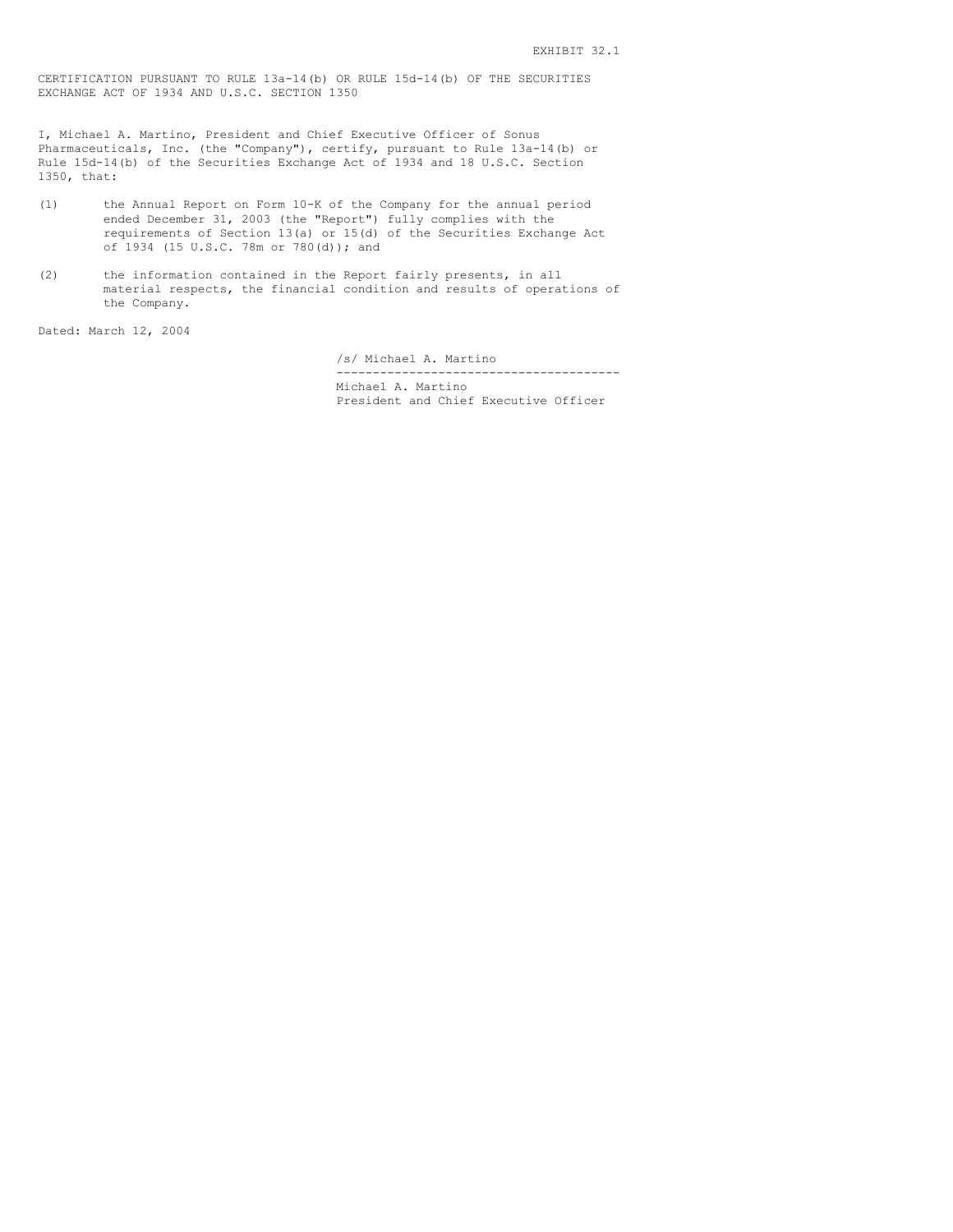EXHIBIT 32.1

CERTIFICATION PURSUANT TO RULE 13a-14(b) OR RULE 15d-14(b) OF THE SECURITIES EXCHANGE ACT OF 1934 AND U.S.C. SECTION 1350

I, Michael A. Martino, President and Chief Executive Officer of Sonus Pharmaceuticals, Inc. (the "Company"), certify, pursuant to Rule 13a-14(b) or Rule 15d-14(b) of the Securities Exchange Act of 1934 and 18 U.S.C. Section 1350, that:

(1) the Annual Report on Form 10-K of the Company for the annual period ended December 31, 2003 (the "Report") fully complies with the requirements of Section 13(a) or 15(d) of the Securities Exchange Act of 1934 (15 U.S.C. 78m or 780(d)); and

(2) the information contained in the Report fairly presents, in all material respects, the financial condition and results of operations of the Company.

Dated: March 12, 2004

/s/ Michael A. Martino

Michael A. Martino
President and Chief Executive Officer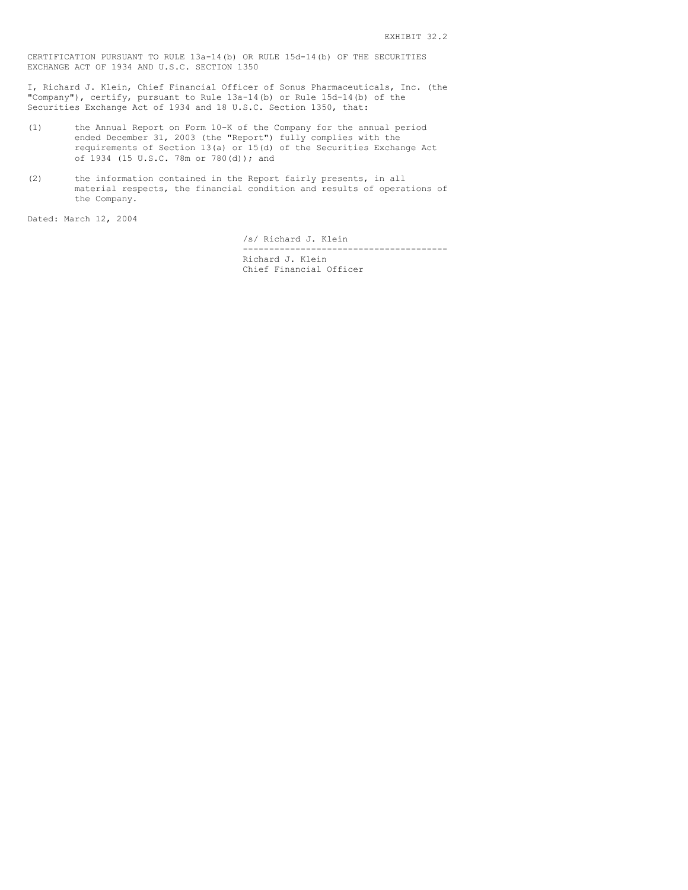EXHIBIT 32.2

CERTIFICATION PURSUANT TO RULE 13a-14(b) OR RULE 15d-14(b) OF THE SECURITIES EXCHANGE ACT OF 1934 AND U.S.C. SECTION 1350

I, Richard J. Klein, Chief Financial Officer of Sonus Pharmaceuticals, Inc. (the "Company"), certify, pursuant to Rule 13a-14(b) or Rule 15d-14(b) of the Securities Exchange Act of 1934 and 18 U.S.C. Section 1350, that:

(1) the Annual Report on Form 10-K of the Company for the annual period ended December 31, 2003 (the "Report") fully complies with the requirements of Section 13(a) or 15(d) of the Securities Exchange Act of 1934 (15 U.S.C. 78m or 780(d)); and

(2) the information contained in the Report fairly presents, in all material respects, the financial condition and results of operations of the Company.

Dated: March 12, 2004

/s/ Richard J. Klein

---------------------------------------

Richard J. Klein
Chief Financial Officer